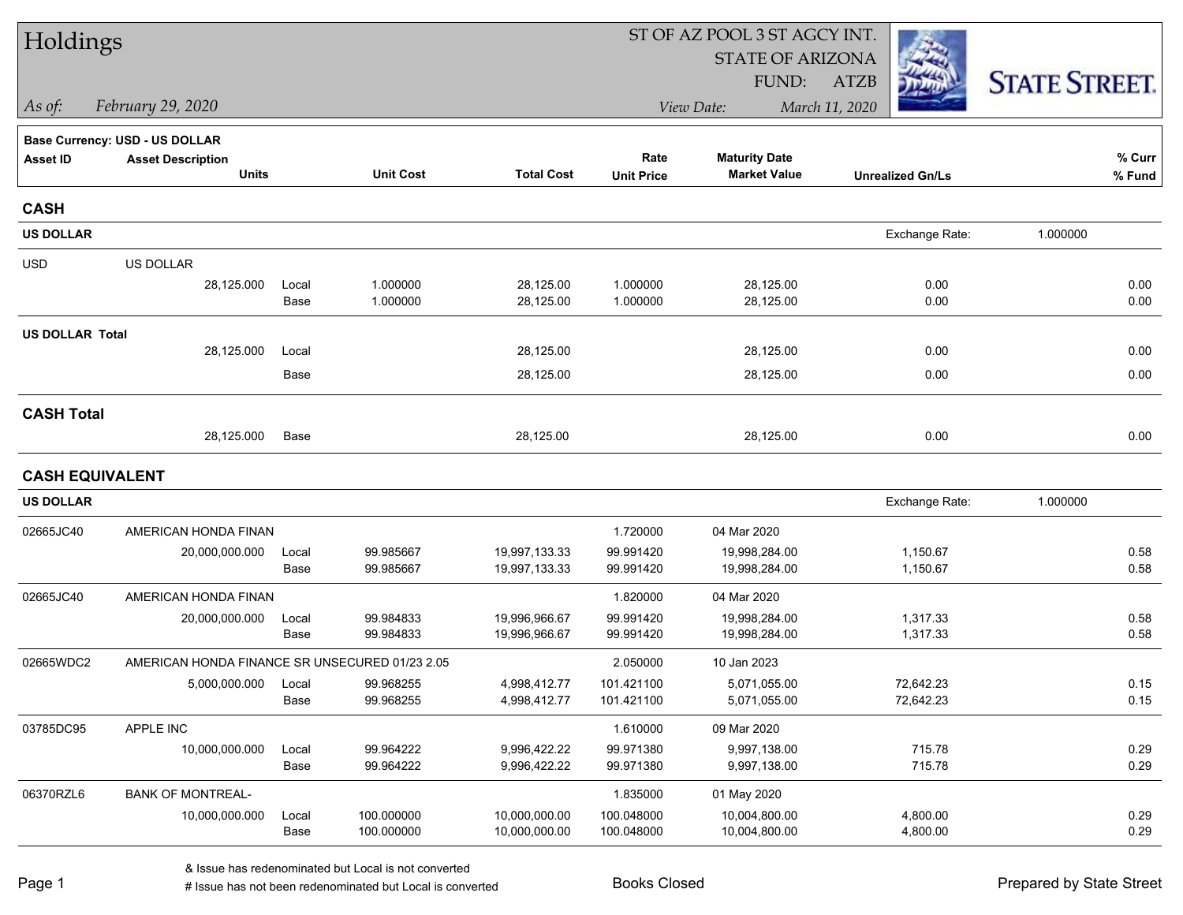# Holdings

*As of:* *February 29, 2020*

ST OF AZ POOL 3 ST AGCY INT.
STATE OF ARIZONA
FUND: ATZB
*View Date:* *March 11, 2020*

STATE STREET.

**Base Currency: USD - US DOLLAR**

| Asset ID | Asset Description / Units | | Unit Cost | Total Cost | Rate / Unit Price | Maturity Date / Market Value | Unrealized Gn/Ls | % Curr / % Fund |
|---|---|---|---|---|---|---|---|---|
| **CASH** | | | | | | | | |
| **US DOLLAR** | | | | | | | Exchange Rate: 1.000000 | |
| USD | US DOLLAR | | | | | | | |
| | 28,125.000 | Local | 1.000000 | 28,125.00 | 1.000000 | 28,125.00 | 0.00 | 0.00 |
| | | Base | 1.000000 | 28,125.00 | 1.000000 | 28,125.00 | 0.00 | 0.00 |
| **US DOLLAR Total** | | | | | | | | |
| | 28,125.000 | Local | | 28,125.00 | | 28,125.00 | 0.00 | 0.00 |
| | | Base | | 28,125.00 | | 28,125.00 | 0.00 | 0.00 |
| **CASH Total** | | | | | | | | |
| | 28,125.000 | Base | | 28,125.00 | | 28,125.00 | 0.00 | 0.00 |
| **CASH EQUIVALENT** | | | | | | | | |
| **US DOLLAR** | | | | | | | Exchange Rate: 1.000000 | |
| 02665JC40 | AMERICAN HONDA FINAN | | | | 1.720000 | 04 Mar 2020 | | |
| | 20,000,000.000 | Local | 99.985667 | 19,997,133.33 | 99.991420 | 19,998,284.00 | 1,150.67 | 0.58 |
| | | Base | 99.985667 | 19,997,133.33 | 99.991420 | 19,998,284.00 | 1,150.67 | 0.58 |
| 02665JC40 | AMERICAN HONDA FINAN | | | | 1.820000 | 04 Mar 2020 | | |
| | 20,000,000.000 | Local | 99.984833 | 19,996,966.67 | 99.991420 | 19,998,284.00 | 1,317.33 | 0.58 |
| | | Base | 99.984833 | 19,996,966.67 | 99.991420 | 19,998,284.00 | 1,317.33 | 0.58 |
| 02665WDC2 | AMERICAN HONDA FINANCE SR UNSECURED 01/23 2.05 | | | | 2.050000 | 10 Jan 2023 | | |
| | 5,000,000.000 | Local | 99.968255 | 4,998,412.77 | 101.421100 | 5,071,055.00 | 72,642.23 | 0.15 |
| | | Base | 99.968255 | 4,998,412.77 | 101.421100 | 5,071,055.00 | 72,642.23 | 0.15 |
| 03785DC95 | APPLE INC | | | | 1.610000 | 09 Mar 2020 | | |
| | 10,000,000.000 | Local | 99.964222 | 9,996,422.22 | 99.971380 | 9,997,138.00 | 715.78 | 0.29 |
| | | Base | 99.964222 | 9,996,422.22 | 99.971380 | 9,997,138.00 | 715.78 | 0.29 |
| 06370RZL6 | BANK OF MONTREAL- | | | | 1.835000 | 01 May 2020 | | |
| | 10,000,000.000 | Local | 100.000000 | 10,000,000.00 | 100.048000 | 10,004,800.00 | 4,800.00 | 0.29 |
| | | Base | 100.000000 | 10,000,000.00 | 100.048000 | 10,004,800.00 | 4,800.00 | 0.29 |

& Issue has redenominated but Local is not converted
# Issue has not been redenominated but Local is converted

Books Closed

Prepared by State Street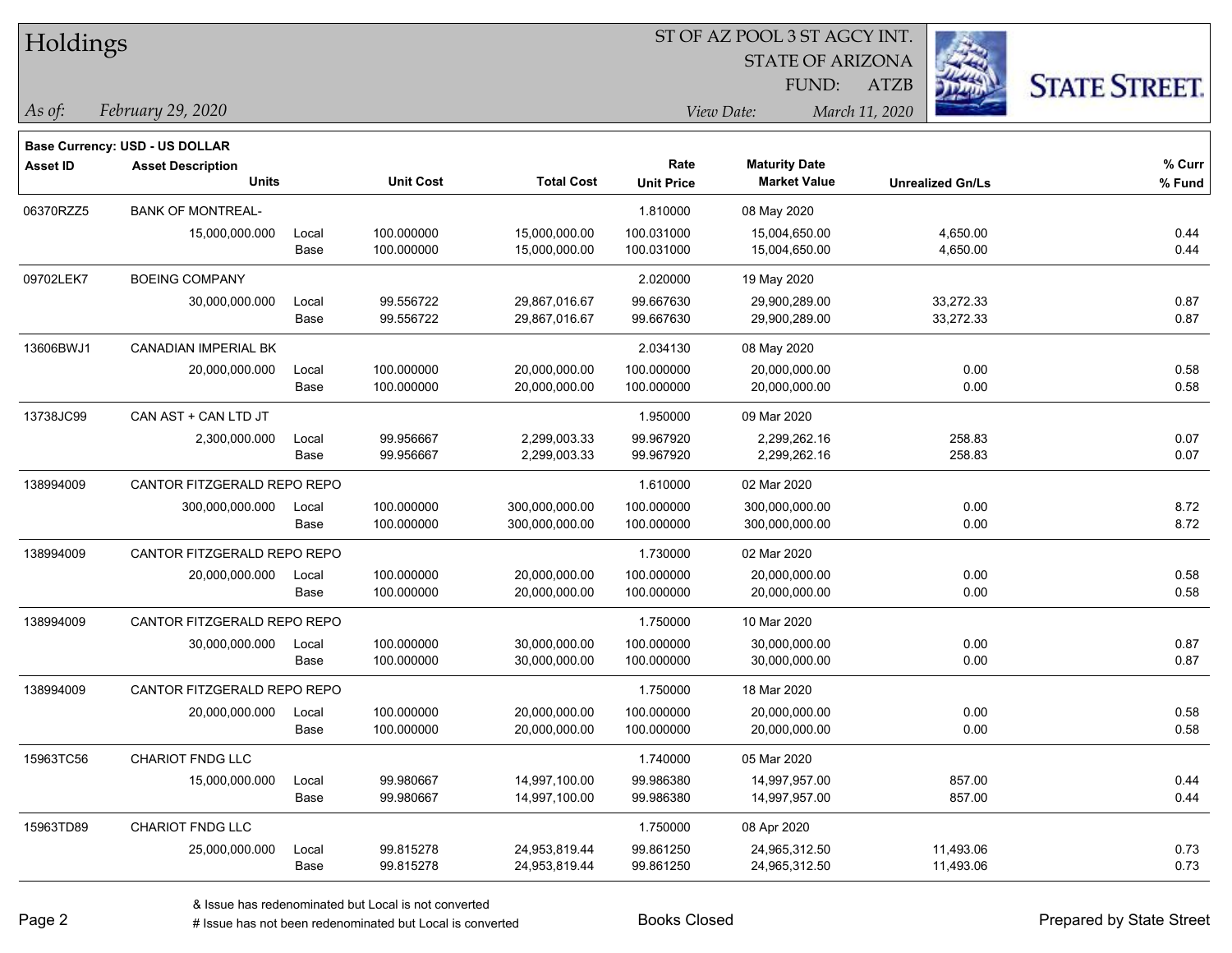# Holdings

ST OF AZ POOL 3 ST AGCY INT.
STATE OF ARIZONA
FUND: ATZB

*As of:* *February 29, 2020*

*View Date:* *March 11, 2020*

**Base Currency: USD - US DOLLAR**

| Asset ID | Asset Description / Units | | Unit Cost | Total Cost | Rate / Unit Price | Maturity Date / Market Value | Unrealized Gn/Ls | % Curr / % Fund |
|---|---|---|---|---|---|---|---|---|
| 06370RZZ5 | BANK OF MONTREAL- | | | | 1.810000 | 08 May 2020 | | |
| | 15,000,000.000 | Local | 100.000000 | 15,000,000.00 | 100.031000 | 15,004,650.00 | 4,650.00 | 0.44 |
| | | Base | 100.000000 | 15,000,000.00 | 100.031000 | 15,004,650.00 | 4,650.00 | 0.44 |
| 09702LEK7 | BOEING COMPANY | | | | 2.020000 | 19 May 2020 | | |
| | 30,000,000.000 | Local | 99.556722 | 29,867,016.67 | 99.667630 | 29,900,289.00 | 33,272.33 | 0.87 |
| | | Base | 99.556722 | 29,867,016.67 | 99.667630 | 29,900,289.00 | 33,272.33 | 0.87 |
| 13606BWJ1 | CANADIAN IMPERIAL BK | | | | 2.034130 | 08 May 2020 | | |
| | 20,000,000.000 | Local | 100.000000 | 20,000,000.00 | 100.000000 | 20,000,000.00 | 0.00 | 0.58 |
| | | Base | 100.000000 | 20,000,000.00 | 100.000000 | 20,000,000.00 | 0.00 | 0.58 |
| 13738JC99 | CAN AST + CAN LTD JT | | | | 1.950000 | 09 Mar 2020 | | |
| | 2,300,000.000 | Local | 99.956667 | 2,299,003.33 | 99.967920 | 2,299,262.16 | 258.83 | 0.07 |
| | | Base | 99.956667 | 2,299,003.33 | 99.967920 | 2,299,262.16 | 258.83 | 0.07 |
| 138994009 | CANTOR FITZGERALD REPO REPO | | | | 1.610000 | 02 Mar 2020 | | |
| | 300,000,000.000 | Local | 100.000000 | 300,000,000.00 | 100.000000 | 300,000,000.00 | 0.00 | 8.72 |
| | | Base | 100.000000 | 300,000,000.00 | 100.000000 | 300,000,000.00 | 0.00 | 8.72 |
| 138994009 | CANTOR FITZGERALD REPO REPO | | | | 1.730000 | 02 Mar 2020 | | |
| | 20,000,000.000 | Local | 100.000000 | 20,000,000.00 | 100.000000 | 20,000,000.00 | 0.00 | 0.58 |
| | | Base | 100.000000 | 20,000,000.00 | 100.000000 | 20,000,000.00 | 0.00 | 0.58 |
| 138994009 | CANTOR FITZGERALD REPO REPO | | | | 1.750000 | 10 Mar 2020 | | |
| | 30,000,000.000 | Local | 100.000000 | 30,000,000.00 | 100.000000 | 30,000,000.00 | 0.00 | 0.87 |
| | | Base | 100.000000 | 30,000,000.00 | 100.000000 | 30,000,000.00 | 0.00 | 0.87 |
| 138994009 | CANTOR FITZGERALD REPO REPO | | | | 1.750000 | 18 Mar 2020 | | |
| | 20,000,000.000 | Local | 100.000000 | 20,000,000.00 | 100.000000 | 20,000,000.00 | 0.00 | 0.58 |
| | | Base | 100.000000 | 20,000,000.00 | 100.000000 | 20,000,000.00 | 0.00 | 0.58 |
| 15963TC56 | CHARIOT FNDG LLC | | | | 1.740000 | 05 Mar 2020 | | |
| | 15,000,000.000 | Local | 99.980667 | 14,997,100.00 | 99.986380 | 14,997,957.00 | 857.00 | 0.44 |
| | | Base | 99.980667 | 14,997,100.00 | 99.986380 | 14,997,957.00 | 857.00 | 0.44 |
| 15963TD89 | CHARIOT FNDG LLC | | | | 1.750000 | 08 Apr 2020 | | |
| | 25,000,000.000 | Local | 99.815278 | 24,953,819.44 | 99.861250 | 24,965,312.50 | 11,493.06 | 0.73 |
| | | Base | 99.815278 | 24,953,819.44 | 99.861250 | 24,965,312.50 | 11,493.06 | 0.73 |

& Issue has redenominated but Local is not converted
# Issue has not been redenominated but Local is converted

Books Closed

Prepared by State Street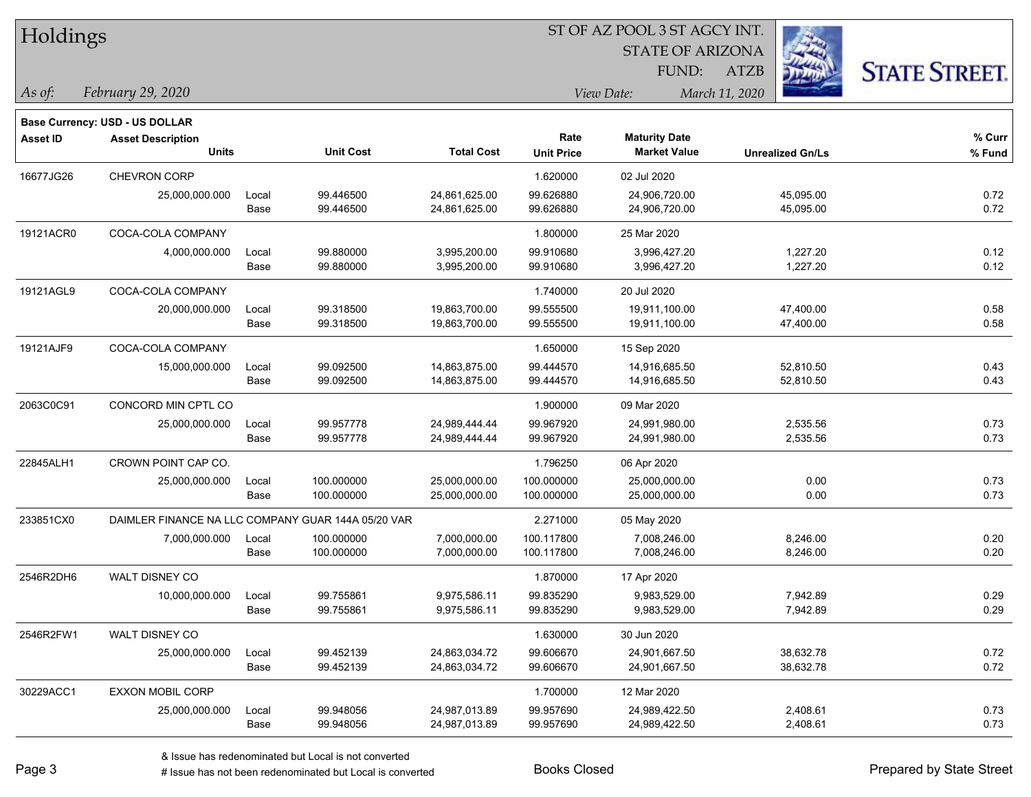# Holdings

ST OF AZ POOL 3 ST AGCY INT.
STATE OF ARIZONA
FUND: ATZB

*As of: February 29, 2020*

*View Date: March 11, 2020*

**Base Currency: USD - US DOLLAR**

| Asset ID | Asset Description / Units | | Unit Cost | Total Cost | Rate / Unit Price | Maturity Date / Market Value | Unrealized Gn/Ls | % Curr / % Fund |
|---|---|---|---|---|---|---|---|---|
| 16677JG26 | CHEVRON CORP | | | | 1.620000 | 02 Jul 2020 | | |
| | 25,000,000.000 | Local | 99.446500 | 24,861,625.00 | 99.626880 | 24,906,720.00 | 45,095.00 | 0.72 |
| | | Base | 99.446500 | 24,861,625.00 | 99.626880 | 24,906,720.00 | 45,095.00 | 0.72 |
| 19121ACR0 | COCA-COLA COMPANY | | | | 1.800000 | 25 Mar 2020 | | |
| | 4,000,000.000 | Local | 99.880000 | 3,995,200.00 | 99.910680 | 3,996,427.20 | 1,227.20 | 0.12 |
| | | Base | 99.880000 | 3,995,200.00 | 99.910680 | 3,996,427.20 | 1,227.20 | 0.12 |
| 19121AGL9 | COCA-COLA COMPANY | | | | 1.740000 | 20 Jul 2020 | | |
| | 20,000,000.000 | Local | 99.318500 | 19,863,700.00 | 99.555500 | 19,911,100.00 | 47,400.00 | 0.58 |
| | | Base | 99.318500 | 19,863,700.00 | 99.555500 | 19,911,100.00 | 47,400.00 | 0.58 |
| 19121AJF9 | COCA-COLA COMPANY | | | | 1.650000 | 15 Sep 2020 | | |
| | 15,000,000.000 | Local | 99.092500 | 14,863,875.00 | 99.444570 | 14,916,685.50 | 52,810.50 | 0.43 |
| | | Base | 99.092500 | 14,863,875.00 | 99.444570 | 14,916,685.50 | 52,810.50 | 0.43 |
| 2063C0C91 | CONCORD MIN CPTL CO | | | | 1.900000 | 09 Mar 2020 | | |
| | 25,000,000.000 | Local | 99.957778 | 24,989,444.44 | 99.967920 | 24,991,980.00 | 2,535.56 | 0.73 |
| | | Base | 99.957778 | 24,989,444.44 | 99.967920 | 24,991,980.00 | 2,535.56 | 0.73 |
| 22845ALH1 | CROWN POINT CAP CO. | | | | 1.796250 | 06 Apr 2020 | | |
| | 25,000,000.000 | Local | 100.000000 | 25,000,000.00 | 100.000000 | 25,000,000.00 | 0.00 | 0.73 |
| | | Base | 100.000000 | 25,000,000.00 | 100.000000 | 25,000,000.00 | 0.00 | 0.73 |
| 233851CX0 | DAIMLER FINANCE NA LLC COMPANY GUAR 144A 05/20 VAR | | | | 2.271000 | 05 May 2020 | | |
| | 7,000,000.000 | Local | 100.000000 | 7,000,000.00 | 100.117800 | 7,008,246.00 | 8,246.00 | 0.20 |
| | | Base | 100.000000 | 7,000,000.00 | 100.117800 | 7,008,246.00 | 8,246.00 | 0.20 |
| 2546R2DH6 | WALT DISNEY CO | | | | 1.870000 | 17 Apr 2020 | | |
| | 10,000,000.000 | Local | 99.755861 | 9,975,586.11 | 99.835290 | 9,983,529.00 | 7,942.89 | 0.29 |
| | | Base | 99.755861 | 9,975,586.11 | 99.835290 | 9,983,529.00 | 7,942.89 | 0.29 |
| 2546R2FW1 | WALT DISNEY CO | | | | 1.630000 | 30 Jun 2020 | | |
| | 25,000,000.000 | Local | 99.452139 | 24,863,034.72 | 99.606670 | 24,901,667.50 | 38,632.78 | 0.72 |
| | | Base | 99.452139 | 24,863,034.72 | 99.606670 | 24,901,667.50 | 38,632.78 | 0.72 |
| 30229ACC1 | EXXON MOBIL CORP | | | | 1.700000 | 12 Mar 2020 | | |
| | 25,000,000.000 | Local | 99.948056 | 24,987,013.89 | 99.957690 | 24,989,422.50 | 2,408.61 | 0.73 |
| | | Base | 99.948056 | 24,987,013.89 | 99.957690 | 24,989,422.50 | 2,408.61 | 0.73 |

& Issue has redenominated but Local is not converted
# Issue has not been redenominated but Local is converted

Books Closed

Prepared by State Street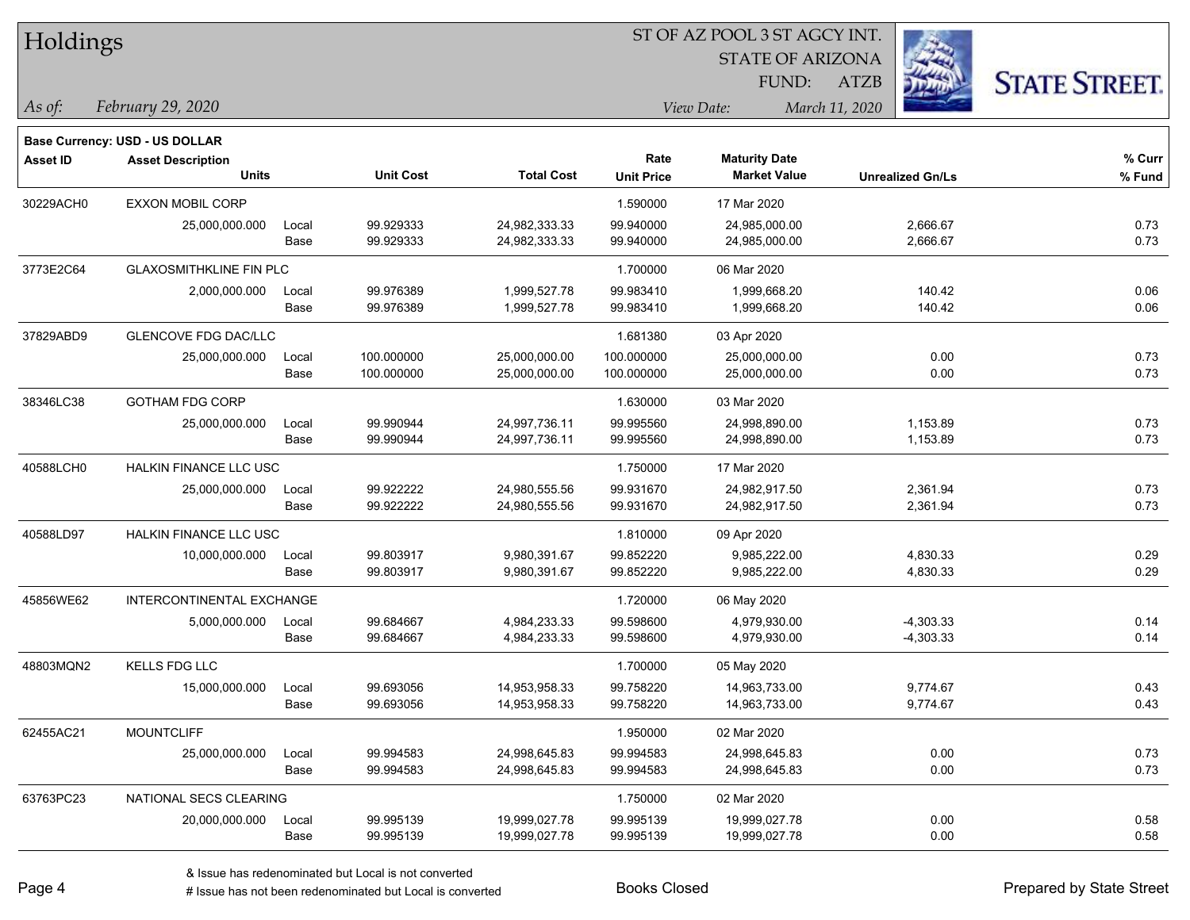# Holdings

ST OF AZ POOL 3 ST AGCY INT.
STATE OF ARIZONA
FUND: ATZB

*As of: February 29, 2020*

*View Date: March 11, 2020*

**Base Currency: USD - US DOLLAR**

| Asset ID | Asset Description / Units | | Unit Cost | Total Cost | Rate / Unit Price | Maturity Date / Market Value | Unrealized Gn/Ls | % Curr / % Fund |
|---|---|---|---|---|---|---|---|---|
| 30229ACH0 | EXXON MOBIL CORP | | | | 1.590000 | 17 Mar 2020 | | |
| | 25,000,000.000 | Local | 99.929333 | 24,982,333.33 | 99.940000 | 24,985,000.00 | 2,666.67 | 0.73 |
| | | Base | 99.929333 | 24,982,333.33 | 99.940000 | 24,985,000.00 | 2,666.67 | 0.73 |
| 3773E2C64 | GLAXOSMITHKLINE FIN PLC | | | | 1.700000 | 06 Mar 2020 | | |
| | 2,000,000.000 | Local | 99.976389 | 1,999,527.78 | 99.983410 | 1,999,668.20 | 140.42 | 0.06 |
| | | Base | 99.976389 | 1,999,527.78 | 99.983410 | 1,999,668.20 | 140.42 | 0.06 |
| 37829ABD9 | GLENCOVE FDG DAC/LLC | | | | 1.681380 | 03 Apr 2020 | | |
| | 25,000,000.000 | Local | 100.000000 | 25,000,000.00 | 100.000000 | 25,000,000.00 | 0.00 | 0.73 |
| | | Base | 100.000000 | 25,000,000.00 | 100.000000 | 25,000,000.00 | 0.00 | 0.73 |
| 38346LC38 | GOTHAM FDG CORP | | | | 1.630000 | 03 Mar 2020 | | |
| | 25,000,000.000 | Local | 99.990944 | 24,997,736.11 | 99.995560 | 24,998,890.00 | 1,153.89 | 0.73 |
| | | Base | 99.990944 | 24,997,736.11 | 99.995560 | 24,998,890.00 | 1,153.89 | 0.73 |
| 40588LCH0 | HALKIN FINANCE LLC USC | | | | 1.750000 | 17 Mar 2020 | | |
| | 25,000,000.000 | Local | 99.922222 | 24,980,555.56 | 99.931670 | 24,982,917.50 | 2,361.94 | 0.73 |
| | | Base | 99.922222 | 24,980,555.56 | 99.931670 | 24,982,917.50 | 2,361.94 | 0.73 |
| 40588LD97 | HALKIN FINANCE LLC USC | | | | 1.810000 | 09 Apr 2020 | | |
| | 10,000,000.000 | Local | 99.803917 | 9,980,391.67 | 99.852220 | 9,985,222.00 | 4,830.33 | 0.29 |
| | | Base | 99.803917 | 9,980,391.67 | 99.852220 | 9,985,222.00 | 4,830.33 | 0.29 |
| 45856WE62 | INTERCONTINENTAL EXCHANGE | | | | 1.720000 | 06 May 2020 | | |
| | 5,000,000.000 | Local | 99.684667 | 4,984,233.33 | 99.598600 | 4,979,930.00 | -4,303.33 | 0.14 |
| | | Base | 99.684667 | 4,984,233.33 | 99.598600 | 4,979,930.00 | -4,303.33 | 0.14 |
| 48803MQN2 | KELLS FDG LLC | | | | 1.700000 | 05 May 2020 | | |
| | 15,000,000.000 | Local | 99.693056 | 14,953,958.33 | 99.758220 | 14,963,733.00 | 9,774.67 | 0.43 |
| | | Base | 99.693056 | 14,953,958.33 | 99.758220 | 14,963,733.00 | 9,774.67 | 0.43 |
| 62455AC21 | MOUNTCLIFF | | | | 1.950000 | 02 Mar 2020 | | |
| | 25,000,000.000 | Local | 99.994583 | 24,998,645.83 | 99.994583 | 24,998,645.83 | 0.00 | 0.73 |
| | | Base | 99.994583 | 24,998,645.83 | 99.994583 | 24,998,645.83 | 0.00 | 0.73 |
| 63763PC23 | NATIONAL SECS CLEARING | | | | 1.750000 | 02 Mar 2020 | | |
| | 20,000,000.000 | Local | 99.995139 | 19,999,027.78 | 99.995139 | 19,999,027.78 | 0.00 | 0.58 |
| | | Base | 99.995139 | 19,999,027.78 | 99.995139 | 19,999,027.78 | 0.00 | 0.58 |

& Issue has redenominated but Local is not converted

# Issue has not been redenominated but Local is converted

Books Closed

Prepared by State Street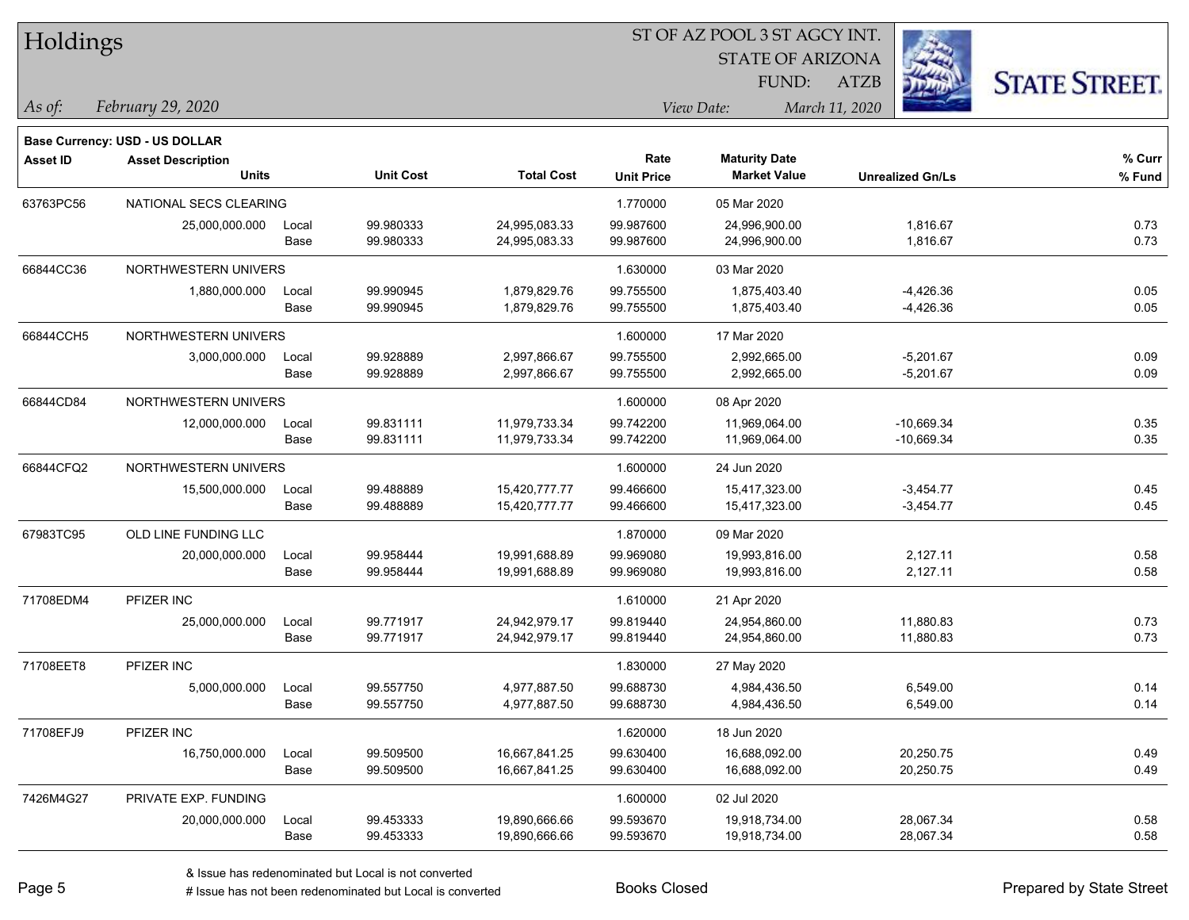# Holdings

ST OF AZ POOL 3 ST AGCY INT.
STATE OF ARIZONA
FUND: ATZB

*As of:* *February 29, 2020*

*View Date:* *March 11, 2020*

**Base Currency: USD - US DOLLAR**

| Asset ID | Asset Description / Units | | Unit Cost | Total Cost | Rate / Unit Price | Maturity Date / Market Value | Unrealized Gn/Ls | % Curr / % Fund |
|---|---|---|---|---|---|---|---|---|
| 63763PC56 | NATIONAL SECS CLEARING | | | | 1.770000 | 05 Mar 2020 | | |
| | 25,000,000.000 | Local | 99.980333 | 24,995,083.33 | 99.987600 | 24,996,900.00 | 1,816.67 | 0.73 |
| | | Base | 99.980333 | 24,995,083.33 | 99.987600 | 24,996,900.00 | 1,816.67 | 0.73 |
| 66844CC36 | NORTHWESTERN UNIVERS | | | | 1.630000 | 03 Mar 2020 | | |
| | 1,880,000.000 | Local | 99.990945 | 1,879,829.76 | 99.755500 | 1,875,403.40 | -4,426.36 | 0.05 |
| | | Base | 99.990945 | 1,879,829.76 | 99.755500 | 1,875,403.40 | -4,426.36 | 0.05 |
| 66844CCH5 | NORTHWESTERN UNIVERS | | | | 1.600000 | 17 Mar 2020 | | |
| | 3,000,000.000 | Local | 99.928889 | 2,997,866.67 | 99.755500 | 2,992,665.00 | -5,201.67 | 0.09 |
| | | Base | 99.928889 | 2,997,866.67 | 99.755500 | 2,992,665.00 | -5,201.67 | 0.09 |
| 66844CD84 | NORTHWESTERN UNIVERS | | | | 1.600000 | 08 Apr 2020 | | |
| | 12,000,000.000 | Local | 99.831111 | 11,979,733.34 | 99.742200 | 11,969,064.00 | -10,669.34 | 0.35 |
| | | Base | 99.831111 | 11,979,733.34 | 99.742200 | 11,969,064.00 | -10,669.34 | 0.35 |
| 66844CFQ2 | NORTHWESTERN UNIVERS | | | | 1.600000 | 24 Jun 2020 | | |
| | 15,500,000.000 | Local | 99.488889 | 15,420,777.77 | 99.466600 | 15,417,323.00 | -3,454.77 | 0.45 |
| | | Base | 99.488889 | 15,420,777.77 | 99.466600 | 15,417,323.00 | -3,454.77 | 0.45 |
| 67983TC95 | OLD LINE FUNDING LLC | | | | 1.870000 | 09 Mar 2020 | | |
| | 20,000,000.000 | Local | 99.958444 | 19,991,688.89 | 99.969080 | 19,993,816.00 | 2,127.11 | 0.58 |
| | | Base | 99.958444 | 19,991,688.89 | 99.969080 | 19,993,816.00 | 2,127.11 | 0.58 |
| 71708EDM4 | PFIZER INC | | | | 1.610000 | 21 Apr 2020 | | |
| | 25,000,000.000 | Local | 99.771917 | 24,942,979.17 | 99.819440 | 24,954,860.00 | 11,880.83 | 0.73 |
| | | Base | 99.771917 | 24,942,979.17 | 99.819440 | 24,954,860.00 | 11,880.83 | 0.73 |
| 71708EET8 | PFIZER INC | | | | 1.830000 | 27 May 2020 | | |
| | 5,000,000.000 | Local | 99.557750 | 4,977,887.50 | 99.688730 | 4,984,436.50 | 6,549.00 | 0.14 |
| | | Base | 99.557750 | 4,977,887.50 | 99.688730 | 4,984,436.50 | 6,549.00 | 0.14 |
| 71708EFJ9 | PFIZER INC | | | | 1.620000 | 18 Jun 2020 | | |
| | 16,750,000.000 | Local | 99.509500 | 16,667,841.25 | 99.630400 | 16,688,092.00 | 20,250.75 | 0.49 |
| | | Base | 99.509500 | 16,667,841.25 | 99.630400 | 16,688,092.00 | 20,250.75 | 0.49 |
| 7426M4G27 | PRIVATE EXP. FUNDING | | | | 1.600000 | 02 Jul 2020 | | |
| | 20,000,000.000 | Local | 99.453333 | 19,890,666.66 | 99.593670 | 19,918,734.00 | 28,067.34 | 0.58 |
| | | Base | 99.453333 | 19,890,666.66 | 99.593670 | 19,918,734.00 | 28,067.34 | 0.58 |

& Issue has redenominated but Local is not converted
# Issue has not been redenominated but Local is converted

Books Closed

Prepared by State Street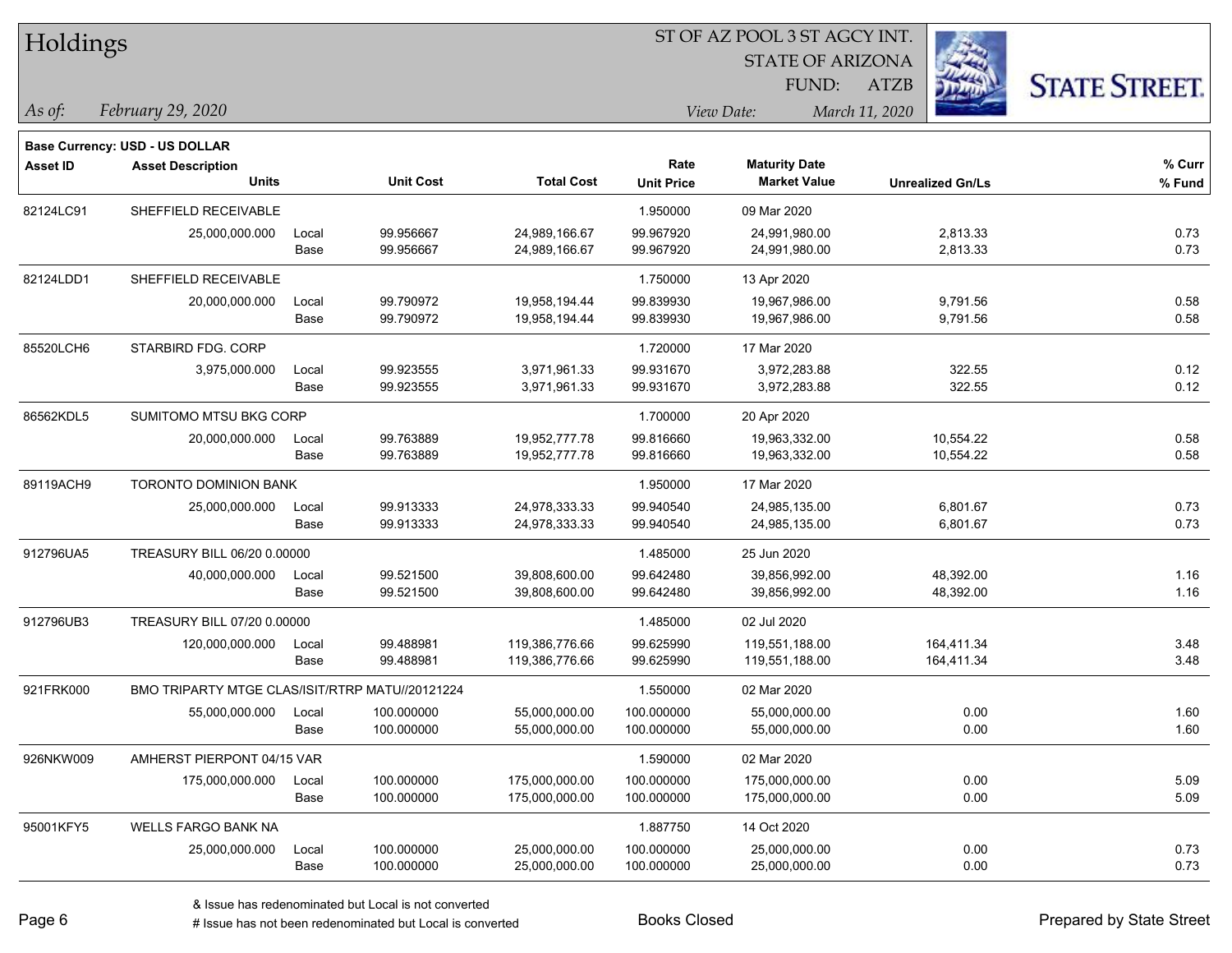# Holdings

ST OF AZ POOL 3 ST AGCY INT.
STATE OF ARIZONA
FUND: ATZB

*As of:* *February 29, 2020*
*View Date:* *March 11, 2020*

**Base Currency: USD - US DOLLAR**

| Asset ID | Asset Description / Units | | Unit Cost | Total Cost | Rate / Unit Price | Maturity Date / Market Value | Unrealized Gn/Ls | % Curr / % Fund |
|---|---|---|---|---|---|---|---|---|
| 82124LC91 | SHEFFIELD RECEIVABLE | | | | 1.950000 | 09 Mar 2020 | | |
| | 25,000,000.000 | Local | 99.956667 | 24,989,166.67 | 99.967920 | 24,991,980.00 | 2,813.33 | 0.73 |
| | | Base | 99.956667 | 24,989,166.67 | 99.967920 | 24,991,980.00 | 2,813.33 | 0.73 |
| 82124LDD1 | SHEFFIELD RECEIVABLE | | | | 1.750000 | 13 Apr 2020 | | |
| | 20,000,000.000 | Local | 99.790972 | 19,958,194.44 | 99.839930 | 19,967,986.00 | 9,791.56 | 0.58 |
| | | Base | 99.790972 | 19,958,194.44 | 99.839930 | 19,967,986.00 | 9,791.56 | 0.58 |
| 85520LCH6 | STARBIRD FDG. CORP | | | | 1.720000 | 17 Mar 2020 | | |
| | 3,975,000.000 | Local | 99.923555 | 3,971,961.33 | 99.931670 | 3,972,283.88 | 322.55 | 0.12 |
| | | Base | 99.923555 | 3,971,961.33 | 99.931670 | 3,972,283.88 | 322.55 | 0.12 |
| 86562KDL5 | SUMITOMO MTSU BKG CORP | | | | 1.700000 | 20 Apr 2020 | | |
| | 20,000,000.000 | Local | 99.763889 | 19,952,777.78 | 99.816660 | 19,963,332.00 | 10,554.22 | 0.58 |
| | | Base | 99.763889 | 19,952,777.78 | 99.816660 | 19,963,332.00 | 10,554.22 | 0.58 |
| 89119ACH9 | TORONTO DOMINION BANK | | | | 1.950000 | 17 Mar 2020 | | |
| | 25,000,000.000 | Local | 99.913333 | 24,978,333.33 | 99.940540 | 24,985,135.00 | 6,801.67 | 0.73 |
| | | Base | 99.913333 | 24,978,333.33 | 99.940540 | 24,985,135.00 | 6,801.67 | 0.73 |
| 912796UA5 | TREASURY BILL 06/20 0.00000 | | | | 1.485000 | 25 Jun 2020 | | |
| | 40,000,000.000 | Local | 99.521500 | 39,808,600.00 | 99.642480 | 39,856,992.00 | 48,392.00 | 1.16 |
| | | Base | 99.521500 | 39,808,600.00 | 99.642480 | 39,856,992.00 | 48,392.00 | 1.16 |
| 912796UB3 | TREASURY BILL 07/20 0.00000 | | | | 1.485000 | 02 Jul 2020 | | |
| | 120,000,000.000 | Local | 99.488981 | 119,386,776.66 | 99.625990 | 119,551,188.00 | 164,411.34 | 3.48 |
| | | Base | 99.488981 | 119,386,776.66 | 99.625990 | 119,551,188.00 | 164,411.34 | 3.48 |
| 921FRK000 | BMO TRIPARTY MTGE CLAS/ISIT/RTRP MATU//20121224 | | | | 1.550000 | 02 Mar 2020 | | |
| | 55,000,000.000 | Local | 100.000000 | 55,000,000.00 | 100.000000 | 55,000,000.00 | 0.00 | 1.60 |
| | | Base | 100.000000 | 55,000,000.00 | 100.000000 | 55,000,000.00 | 0.00 | 1.60 |
| 926NKW009 | AMHERST PIERPONT 04/15 VAR | | | | 1.590000 | 02 Mar 2020 | | |
| | 175,000,000.000 | Local | 100.000000 | 175,000,000.00 | 100.000000 | 175,000,000.00 | 0.00 | 5.09 |
| | | Base | 100.000000 | 175,000,000.00 | 100.000000 | 175,000,000.00 | 0.00 | 5.09 |
| 95001KFY5 | WELLS FARGO BANK NA | | | | 1.887750 | 14 Oct 2020 | | |
| | 25,000,000.000 | Local | 100.000000 | 25,000,000.00 | 100.000000 | 25,000,000.00 | 0.00 | 0.73 |
| | | Base | 100.000000 | 25,000,000.00 | 100.000000 | 25,000,000.00 | 0.00 | 0.73 |

& Issue has redenominated but Local is not converted
# Issue has not been redenominated but Local is converted

Books Closed

Prepared by State Street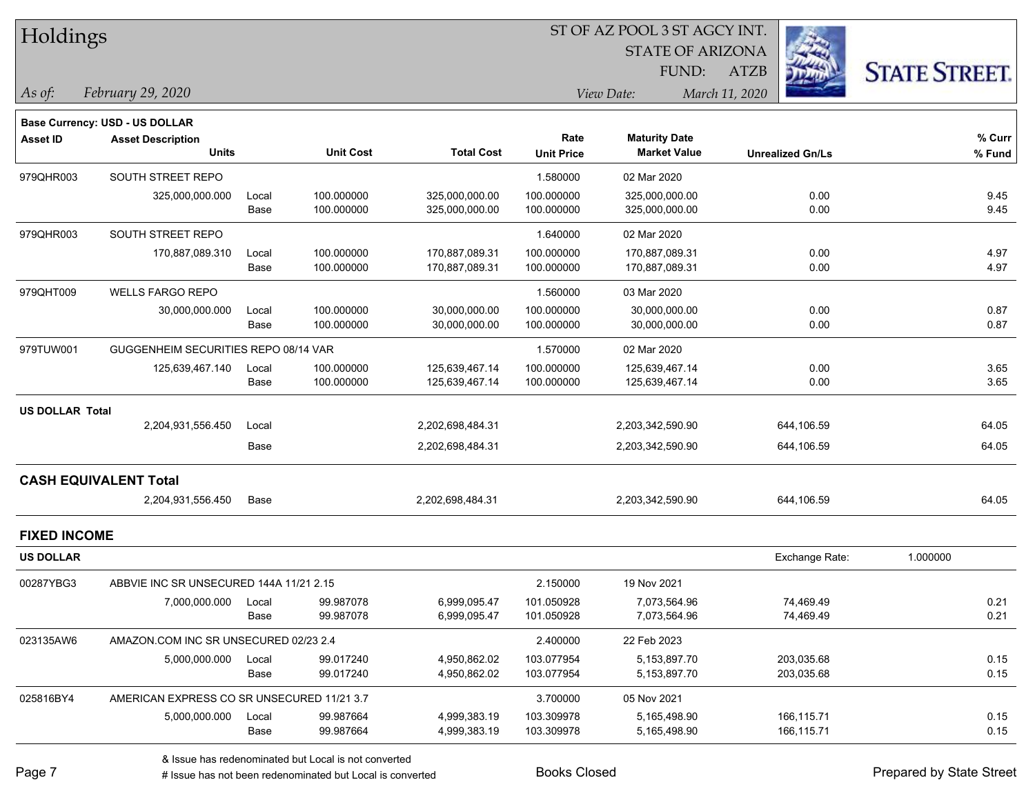# Holdings

ST OF AZ POOL 3 ST AGCY INT.
STATE OF ARIZONA
FUND: ATZB

*As of:* *February 29, 2020*
*View Date:* *March 11, 2020*

**Base Currency: USD - US DOLLAR**

| Asset ID | Asset Description / Units | | Unit Cost | Total Cost | Rate / Unit Price | Maturity Date / Market Value | Unrealized Gn/Ls | % Curr / % Fund |
|---|---|---|---|---|---|---|---|---|
| 979QHR003 | SOUTH STREET REPO | | | | 1.580000 | 02 Mar 2020 | | |
| | 325,000,000.000 | Local | 100.000000 | 325,000,000.00 | 100.000000 | 325,000,000.00 | 0.00 | 9.45 |
| | | Base | 100.000000 | 325,000,000.00 | 100.000000 | 325,000,000.00 | 0.00 | 9.45 |
| 979QHR003 | SOUTH STREET REPO | | | | 1.640000 | 02 Mar 2020 | | |
| | 170,887,089.310 | Local | 100.000000 | 170,887,089.31 | 100.000000 | 170,887,089.31 | 0.00 | 4.97 |
| | | Base | 100.000000 | 170,887,089.31 | 100.000000 | 170,887,089.31 | 0.00 | 4.97 |
| 979QHT009 | WELLS FARGO REPO | | | | 1.560000 | 03 Mar 2020 | | |
| | 30,000,000.000 | Local | 100.000000 | 30,000,000.00 | 100.000000 | 30,000,000.00 | 0.00 | 0.87 |
| | | Base | 100.000000 | 30,000,000.00 | 100.000000 | 30,000,000.00 | 0.00 | 0.87 |
| 979TUW001 | GUGGENHEIM SECURITIES REPO 08/14 VAR | | | | 1.570000 | 02 Mar 2020 | | |
| | 125,639,467.140 | Local | 100.000000 | 125,639,467.14 | 100.000000 | 125,639,467.14 | 0.00 | 3.65 |
| | | Base | 100.000000 | 125,639,467.14 | 100.000000 | 125,639,467.14 | 0.00 | 3.65 |
| **US DOLLAR Total** | | | | | | | | |
| | 2,204,931,556.450 | Local | | 2,202,698,484.31 | | 2,203,342,590.90 | 644,106.59 | 64.05 |
| | | Base | | 2,202,698,484.31 | | 2,203,342,590.90 | 644,106.59 | 64.05 |
| **CASH EQUIVALENT Total** | | | | | | | | |
| | 2,204,931,556.450 | Base | | 2,202,698,484.31 | | 2,203,342,590.90 | 644,106.59 | 64.05 |

## FIXED INCOME

**US DOLLAR** — Exchange Rate: 1.000000

| Asset ID | Asset Description / Units | | Unit Cost | Total Cost | Rate / Unit Price | Maturity Date / Market Value | Unrealized Gn/Ls | % Curr / % Fund |
|---|---|---|---|---|---|---|---|---|
| 00287YBG3 | ABBVIE INC SR UNSECURED 144A 11/21 2.15 | | | | 2.150000 | 19 Nov 2021 | | |
| | 7,000,000.000 | Local | 99.987078 | 6,999,095.47 | 101.050928 | 7,073,564.96 | 74,469.49 | 0.21 |
| | | Base | 99.987078 | 6,999,095.47 | 101.050928 | 7,073,564.96 | 74,469.49 | 0.21 |
| 023135AW6 | AMAZON.COM INC SR UNSECURED 02/23 2.4 | | | | 2.400000 | 22 Feb 2023 | | |
| | 5,000,000.000 | Local | 99.017240 | 4,950,862.02 | 103.077954 | 5,153,897.70 | 203,035.68 | 0.15 |
| | | Base | 99.017240 | 4,950,862.02 | 103.077954 | 5,153,897.70 | 203,035.68 | 0.15 |
| 025816BY4 | AMERICAN EXPRESS CO SR UNSECURED 11/21 3.7 | | | | 3.700000 | 05 Nov 2021 | | |
| | 5,000,000.000 | Local | 99.987664 | 4,999,383.19 | 103.309978 | 5,165,498.90 | 166,115.71 | 0.15 |
| | | Base | 99.987664 | 4,999,383.19 | 103.309978 | 5,165,498.90 | 166,115.71 | 0.15 |

& Issue has redenominated but Local is not converted
# Issue has not been redenominated but Local is converted

Books Closed

Prepared by State Street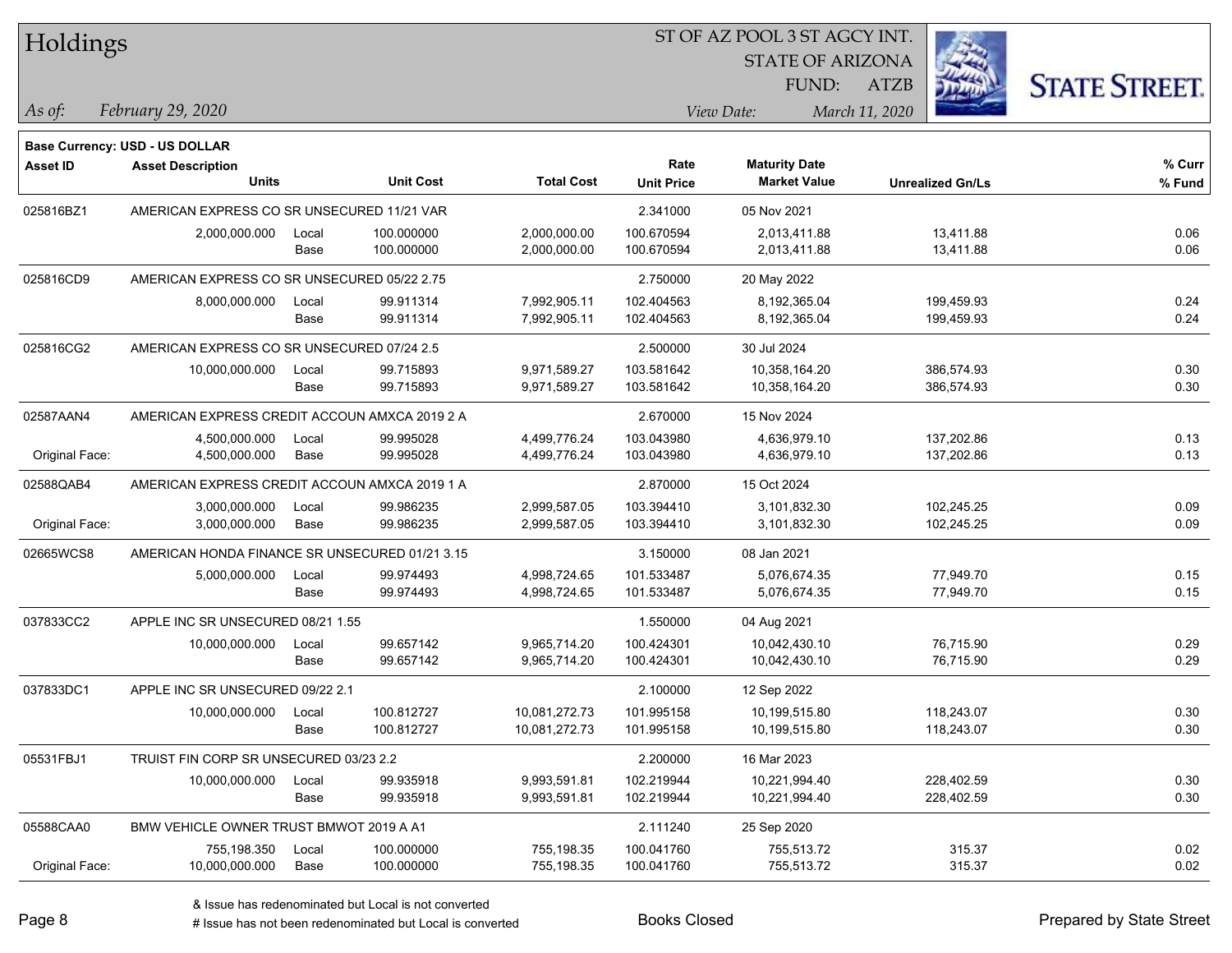# Holdings

ST OF AZ POOL 3 ST AGCY INT.
STATE OF ARIZONA
FUND: ATZB

*As of:* *February 29, 2020*
*View Date:* *March 11, 2020*

**Base Currency: USD - US DOLLAR**

| Asset ID | Asset Description / Units | | Unit Cost | Total Cost | Rate / Unit Price | Maturity Date / Market Value | Unrealized Gn/Ls | % Curr / % Fund |
|---|---|---|---|---|---|---|---|---|
| 025816BZ1 | AMERICAN EXPRESS CO SR UNSECURED 11/21 VAR | | | | 2.341000 | 05 Nov 2021 | | |
| | 2,000,000.000 | Local | 100.000000 | 2,000,000.00 | 100.670594 | 2,013,411.88 | 13,411.88 | 0.06 |
| | | Base | 100.000000 | 2,000,000.00 | 100.670594 | 2,013,411.88 | 13,411.88 | 0.06 |
| 025816CD9 | AMERICAN EXPRESS CO SR UNSECURED 05/22 2.75 | | | | 2.750000 | 20 May 2022 | | |
| | 8,000,000.000 | Local | 99.911314 | 7,992,905.11 | 102.404563 | 8,192,365.04 | 199,459.93 | 0.24 |
| | | Base | 99.911314 | 7,992,905.11 | 102.404563 | 8,192,365.04 | 199,459.93 | 0.24 |
| 025816CG2 | AMERICAN EXPRESS CO SR UNSECURED 07/24 2.5 | | | | 2.500000 | 30 Jul 2024 | | |
| | 10,000,000.000 | Local | 99.715893 | 9,971,589.27 | 103.581642 | 10,358,164.20 | 386,574.93 | 0.30 |
| | | Base | 99.715893 | 9,971,589.27 | 103.581642 | 10,358,164.20 | 386,574.93 | 0.30 |
| 02587AAN4 | AMERICAN EXPRESS CREDIT ACCOUN AMXCA 2019 2 A | | | | 2.670000 | 15 Nov 2024 | | |
| | 4,500,000.000 | Local | 99.995028 | 4,499,776.24 | 103.043980 | 4,636,979.10 | 137,202.86 | 0.13 |
| Original Face: | 4,500,000.000 | Base | 99.995028 | 4,499,776.24 | 103.043980 | 4,636,979.10 | 137,202.86 | 0.13 |
| 02588QAB4 | AMERICAN EXPRESS CREDIT ACCOUN AMXCA 2019 1 A | | | | 2.870000 | 15 Oct 2024 | | |
| | 3,000,000.000 | Local | 99.986235 | 2,999,587.05 | 103.394410 | 3,101,832.30 | 102,245.25 | 0.09 |
| Original Face: | 3,000,000.000 | Base | 99.986235 | 2,999,587.05 | 103.394410 | 3,101,832.30 | 102,245.25 | 0.09 |
| 02665WCS8 | AMERICAN HONDA FINANCE SR UNSECURED 01/21 3.15 | | | | 3.150000 | 08 Jan 2021 | | |
| | 5,000,000.000 | Local | 99.974493 | 4,998,724.65 | 101.533487 | 5,076,674.35 | 77,949.70 | 0.15 |
| | | Base | 99.974493 | 4,998,724.65 | 101.533487 | 5,076,674.35 | 77,949.70 | 0.15 |
| 037833CC2 | APPLE INC SR UNSECURED 08/21 1.55 | | | | 1.550000 | 04 Aug 2021 | | |
| | 10,000,000.000 | Local | 99.657142 | 9,965,714.20 | 100.424301 | 10,042,430.10 | 76,715.90 | 0.29 |
| | | Base | 99.657142 | 9,965,714.20 | 100.424301 | 10,042,430.10 | 76,715.90 | 0.29 |
| 037833DC1 | APPLE INC SR UNSECURED 09/22 2.1 | | | | 2.100000 | 12 Sep 2022 | | |
| | 10,000,000.000 | Local | 100.812727 | 10,081,272.73 | 101.995158 | 10,199,515.80 | 118,243.07 | 0.30 |
| | | Base | 100.812727 | 10,081,272.73 | 101.995158 | 10,199,515.80 | 118,243.07 | 0.30 |
| 05531FBJ1 | TRUIST FIN CORP SR UNSECURED 03/23 2.2 | | | | 2.200000 | 16 Mar 2023 | | |
| | 10,000,000.000 | Local | 99.935918 | 9,993,591.81 | 102.219944 | 10,221,994.40 | 228,402.59 | 0.30 |
| | | Base | 99.935918 | 9,993,591.81 | 102.219944 | 10,221,994.40 | 228,402.59 | 0.30 |
| 05588CAA0 | BMW VEHICLE OWNER TRUST BMWOT 2019 A A1 | | | | 2.111240 | 25 Sep 2020 | | |
| | 755,198.350 | Local | 100.000000 | 755,198.35 | 100.041760 | 755,513.72 | 315.37 | 0.02 |
| Original Face: | 10,000,000.000 | Base | 100.000000 | 755,198.35 | 100.041760 | 755,513.72 | 315.37 | 0.02 |

& Issue has redenominated but Local is not converted
# Issue has not been redenominated but Local is converted

Books Closed

Prepared by State Street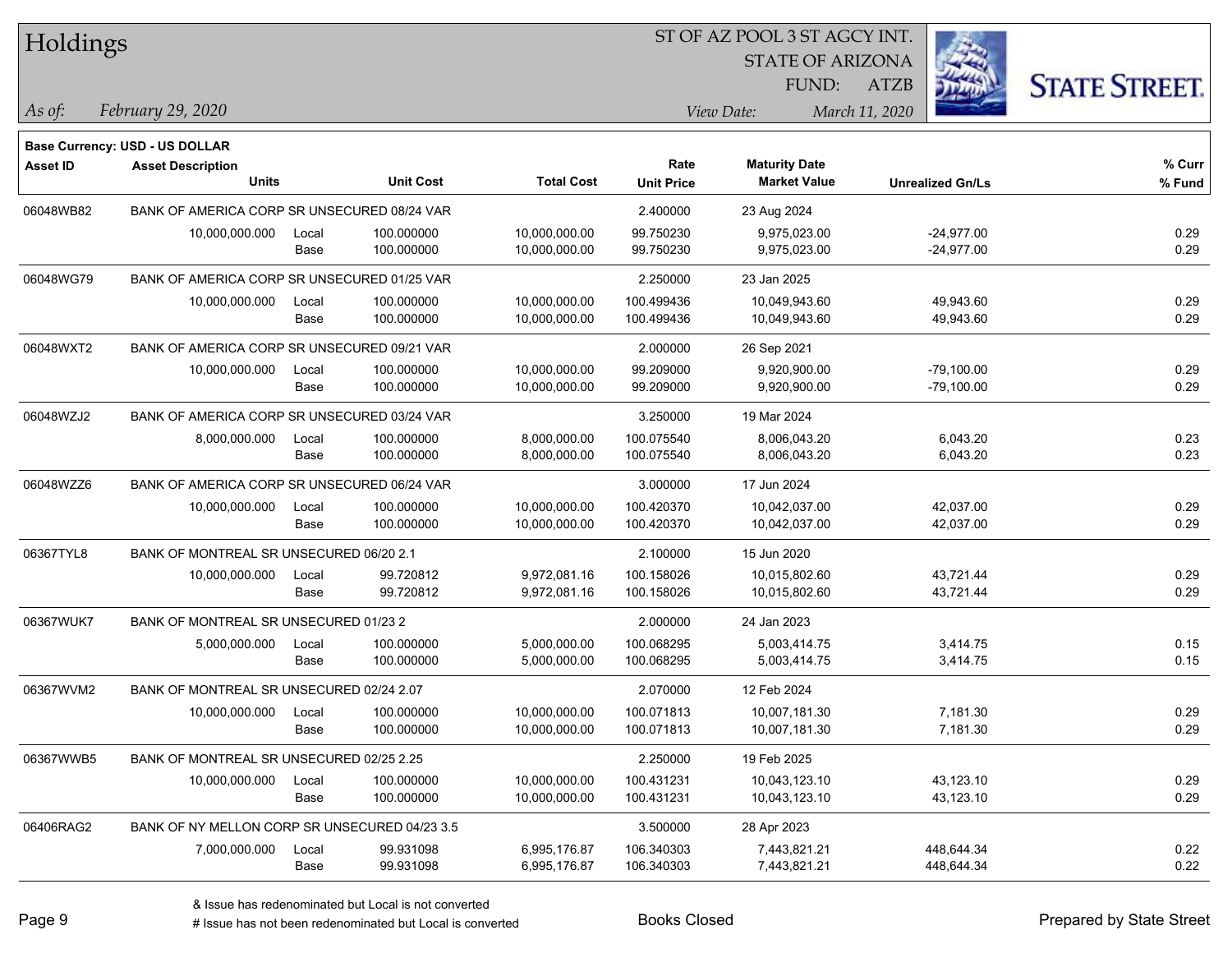# Holdings

ST OF AZ POOL 3 ST AGCY INT.
STATE OF ARIZONA
FUND: ATZB

*As of:* *February 29, 2020*
*View Date:* *March 11, 2020*

**Base Currency: USD - US DOLLAR**

| Asset ID | Asset Description / Units | | Unit Cost | Total Cost | Rate / Unit Price | Maturity Date / Market Value | Unrealized Gn/Ls | % Curr / % Fund |
|---|---|---|---|---|---|---|---|---|
| 06048WB82 | BANK OF AMERICA CORP SR UNSECURED 08/24 VAR | | | | 2.400000 | 23 Aug 2024 | | |
| | 10,000,000.000 | Local | 100.000000 | 10,000,000.00 | 99.750230 | 9,975,023.00 | -24,977.00 | 0.29 |
| | | Base | 100.000000 | 10,000,000.00 | 99.750230 | 9,975,023.00 | -24,977.00 | 0.29 |
| 06048WG79 | BANK OF AMERICA CORP SR UNSECURED 01/25 VAR | | | | 2.250000 | 23 Jan 2025 | | |
| | 10,000,000.000 | Local | 100.000000 | 10,000,000.00 | 100.499436 | 10,049,943.60 | 49,943.60 | 0.29 |
| | | Base | 100.000000 | 10,000,000.00 | 100.499436 | 10,049,943.60 | 49,943.60 | 0.29 |
| 06048WXT2 | BANK OF AMERICA CORP SR UNSECURED 09/21 VAR | | | | 2.000000 | 26 Sep 2021 | | |
| | 10,000,000.000 | Local | 100.000000 | 10,000,000.00 | 99.209000 | 9,920,900.00 | -79,100.00 | 0.29 |
| | | Base | 100.000000 | 10,000,000.00 | 99.209000 | 9,920,900.00 | -79,100.00 | 0.29 |
| 06048WZJ2 | BANK OF AMERICA CORP SR UNSECURED 03/24 VAR | | | | 3.250000 | 19 Mar 2024 | | |
| | 8,000,000.000 | Local | 100.000000 | 8,000,000.00 | 100.075540 | 8,006,043.20 | 6,043.20 | 0.23 |
| | | Base | 100.000000 | 8,000,000.00 | 100.075540 | 8,006,043.20 | 6,043.20 | 0.23 |
| 06048WZZ6 | BANK OF AMERICA CORP SR UNSECURED 06/24 VAR | | | | 3.000000 | 17 Jun 2024 | | |
| | 10,000,000.000 | Local | 100.000000 | 10,000,000.00 | 100.420370 | 10,042,037.00 | 42,037.00 | 0.29 |
| | | Base | 100.000000 | 10,000,000.00 | 100.420370 | 10,042,037.00 | 42,037.00 | 0.29 |
| 06367TYL8 | BANK OF MONTREAL SR UNSECURED 06/20 2.1 | | | | 2.100000 | 15 Jun 2020 | | |
| | 10,000,000.000 | Local | 99.720812 | 9,972,081.16 | 100.158026 | 10,015,802.60 | 43,721.44 | 0.29 |
| | | Base | 99.720812 | 9,972,081.16 | 100.158026 | 10,015,802.60 | 43,721.44 | 0.29 |
| 06367WUK7 | BANK OF MONTREAL SR UNSECURED 01/23 2 | | | | 2.000000 | 24 Jan 2023 | | |
| | 5,000,000.000 | Local | 100.000000 | 5,000,000.00 | 100.068295 | 5,003,414.75 | 3,414.75 | 0.15 |
| | | Base | 100.000000 | 5,000,000.00 | 100.068295 | 5,003,414.75 | 3,414.75 | 0.15 |
| 06367WVM2 | BANK OF MONTREAL SR UNSECURED 02/24 2.07 | | | | 2.070000 | 12 Feb 2024 | | |
| | 10,000,000.000 | Local | 100.000000 | 10,000,000.00 | 100.071813 | 10,007,181.30 | 7,181.30 | 0.29 |
| | | Base | 100.000000 | 10,000,000.00 | 100.071813 | 10,007,181.30 | 7,181.30 | 0.29 |
| 06367WWB5 | BANK OF MONTREAL SR UNSECURED 02/25 2.25 | | | | 2.250000 | 19 Feb 2025 | | |
| | 10,000,000.000 | Local | 100.000000 | 10,000,000.00 | 100.431231 | 10,043,123.10 | 43,123.10 | 0.29 |
| | | Base | 100.000000 | 10,000,000.00 | 100.431231 | 10,043,123.10 | 43,123.10 | 0.29 |
| 06406RAG2 | BANK OF NY MELLON CORP SR UNSECURED 04/23 3.5 | | | | 3.500000 | 28 Apr 2023 | | |
| | 7,000,000.000 | Local | 99.931098 | 6,995,176.87 | 106.340303 | 7,443,821.21 | 448,644.34 | 0.22 |
| | | Base | 99.931098 | 6,995,176.87 | 106.340303 | 7,443,821.21 | 448,644.34 | 0.22 |

& Issue has redenominated but Local is not converted
# Issue has not been redenominated but Local is converted

Books Closed

Prepared by State Street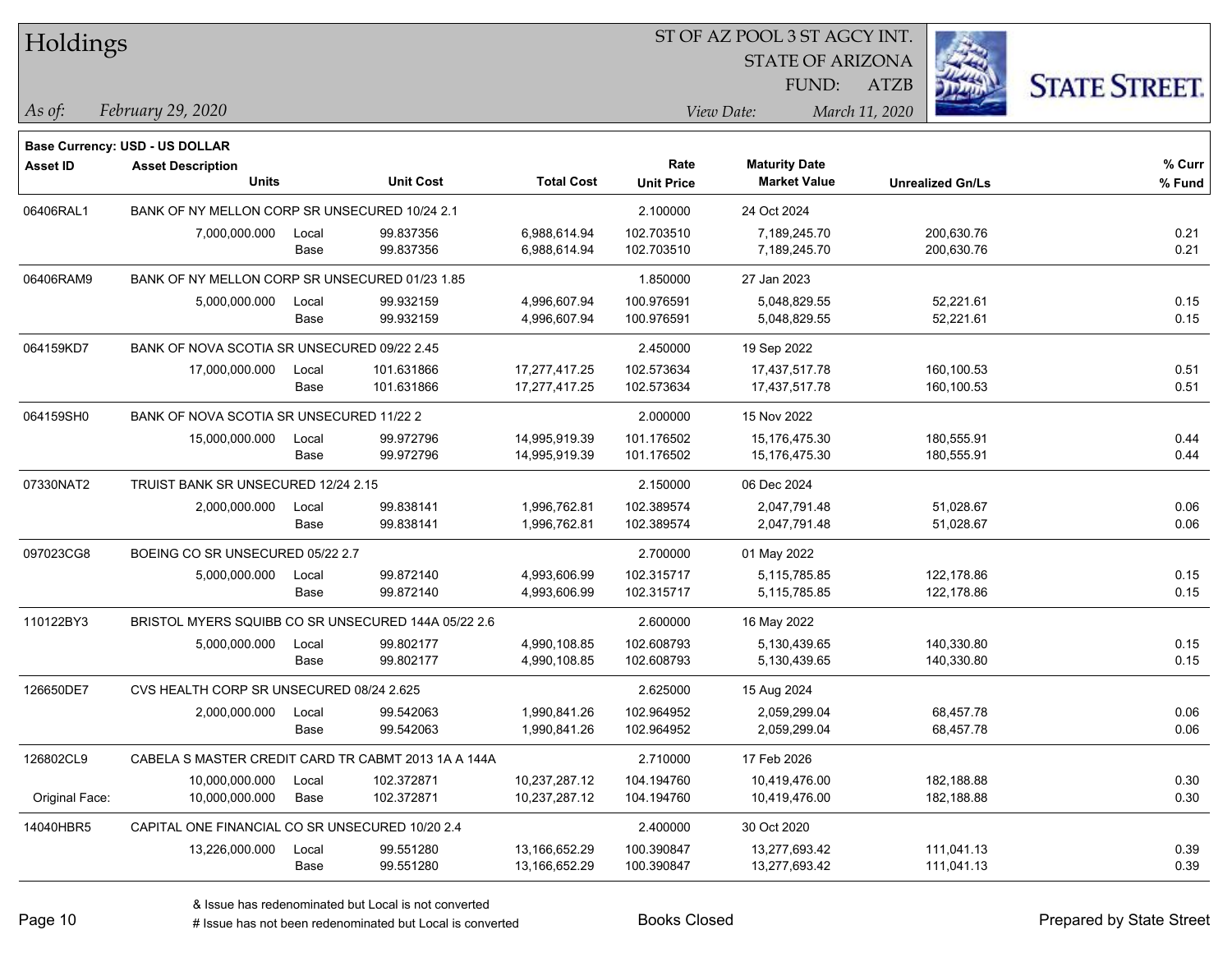# Holdings

ST OF AZ POOL 3 ST AGCY INT.
STATE OF ARIZONA
FUND: ATZB

*As of:* *February 29, 2020*

*View Date:* *March 11, 2020*

**Base Currency: USD - US DOLLAR**

| Asset ID | Asset Description / Units | | Unit Cost | Total Cost | Rate / Unit Price | Maturity Date / Market Value | Unrealized Gn/Ls | % Curr / % Fund |
|---|---|---|---|---|---|---|---|---|
| 06406RAL1 | BANK OF NY MELLON CORP SR UNSECURED 10/24 2.1 | | | | 2.100000 | 24 Oct 2024 | | |
| | 7,000,000.000 | Local | 99.837356 | 6,988,614.94 | 102.703510 | 7,189,245.70 | 200,630.76 | 0.21 |
| | | Base | 99.837356 | 6,988,614.94 | 102.703510 | 7,189,245.70 | 200,630.76 | 0.21 |
| 06406RAM9 | BANK OF NY MELLON CORP SR UNSECURED 01/23 1.85 | | | | 1.850000 | 27 Jan 2023 | | |
| | 5,000,000.000 | Local | 99.932159 | 4,996,607.94 | 100.976591 | 5,048,829.55 | 52,221.61 | 0.15 |
| | | Base | 99.932159 | 4,996,607.94 | 100.976591 | 5,048,829.55 | 52,221.61 | 0.15 |
| 064159KD7 | BANK OF NOVA SCOTIA SR UNSECURED 09/22 2.45 | | | | 2.450000 | 19 Sep 2022 | | |
| | 17,000,000.000 | Local | 101.631866 | 17,277,417.25 | 102.573634 | 17,437,517.78 | 160,100.53 | 0.51 |
| | | Base | 101.631866 | 17,277,417.25 | 102.573634 | 17,437,517.78 | 160,100.53 | 0.51 |
| 064159SH0 | BANK OF NOVA SCOTIA SR UNSECURED 11/22 2 | | | | 2.000000 | 15 Nov 2022 | | |
| | 15,000,000.000 | Local | 99.972796 | 14,995,919.39 | 101.176502 | 15,176,475.30 | 180,555.91 | 0.44 |
| | | Base | 99.972796 | 14,995,919.39 | 101.176502 | 15,176,475.30 | 180,555.91 | 0.44 |
| 07330NAT2 | TRUIST BANK SR UNSECURED 12/24 2.15 | | | | 2.150000 | 06 Dec 2024 | | |
| | 2,000,000.000 | Local | 99.838141 | 1,996,762.81 | 102.389574 | 2,047,791.48 | 51,028.67 | 0.06 |
| | | Base | 99.838141 | 1,996,762.81 | 102.389574 | 2,047,791.48 | 51,028.67 | 0.06 |
| 097023CG8 | BOEING CO SR UNSECURED 05/22 2.7 | | | | 2.700000 | 01 May 2022 | | |
| | 5,000,000.000 | Local | 99.872140 | 4,993,606.99 | 102.315717 | 5,115,785.85 | 122,178.86 | 0.15 |
| | | Base | 99.872140 | 4,993,606.99 | 102.315717 | 5,115,785.85 | 122,178.86 | 0.15 |
| 110122BY3 | BRISTOL MYERS SQUIBB CO SR UNSECURED 144A 05/22 2.6 | | | | 2.600000 | 16 May 2022 | | |
| | 5,000,000.000 | Local | 99.802177 | 4,990,108.85 | 102.608793 | 5,130,439.65 | 140,330.80 | 0.15 |
| | | Base | 99.802177 | 4,990,108.85 | 102.608793 | 5,130,439.65 | 140,330.80 | 0.15 |
| 126650DE7 | CVS HEALTH CORP SR UNSECURED 08/24 2.625 | | | | 2.625000 | 15 Aug 2024 | | |
| | 2,000,000.000 | Local | 99.542063 | 1,990,841.26 | 102.964952 | 2,059,299.04 | 68,457.78 | 0.06 |
| | | Base | 99.542063 | 1,990,841.26 | 102.964952 | 2,059,299.04 | 68,457.78 | 0.06 |
| 126802CL9 | CABELA S MASTER CREDIT CARD TR CABMT 2013 1A A 144A | | | | 2.710000 | 17 Feb 2026 | | |
| | 10,000,000.000 | Local | 102.372871 | 10,237,287.12 | 104.194760 | 10,419,476.00 | 182,188.88 | 0.30 |
| Original Face: | 10,000,000.000 | Base | 102.372871 | 10,237,287.12 | 104.194760 | 10,419,476.00 | 182,188.88 | 0.30 |
| 14040HBR5 | CAPITAL ONE FINANCIAL CO SR UNSECURED 10/20 2.4 | | | | 2.400000 | 30 Oct 2020 | | |
| | 13,226,000.000 | Local | 99.551280 | 13,166,652.29 | 100.390847 | 13,277,693.42 | 111,041.13 | 0.39 |
| | | Base | 99.551280 | 13,166,652.29 | 100.390847 | 13,277,693.42 | 111,041.13 | 0.39 |

& Issue has redenominated but Local is not converted
# Issue has not been redenominated but Local is converted

Books Closed

Prepared by State Street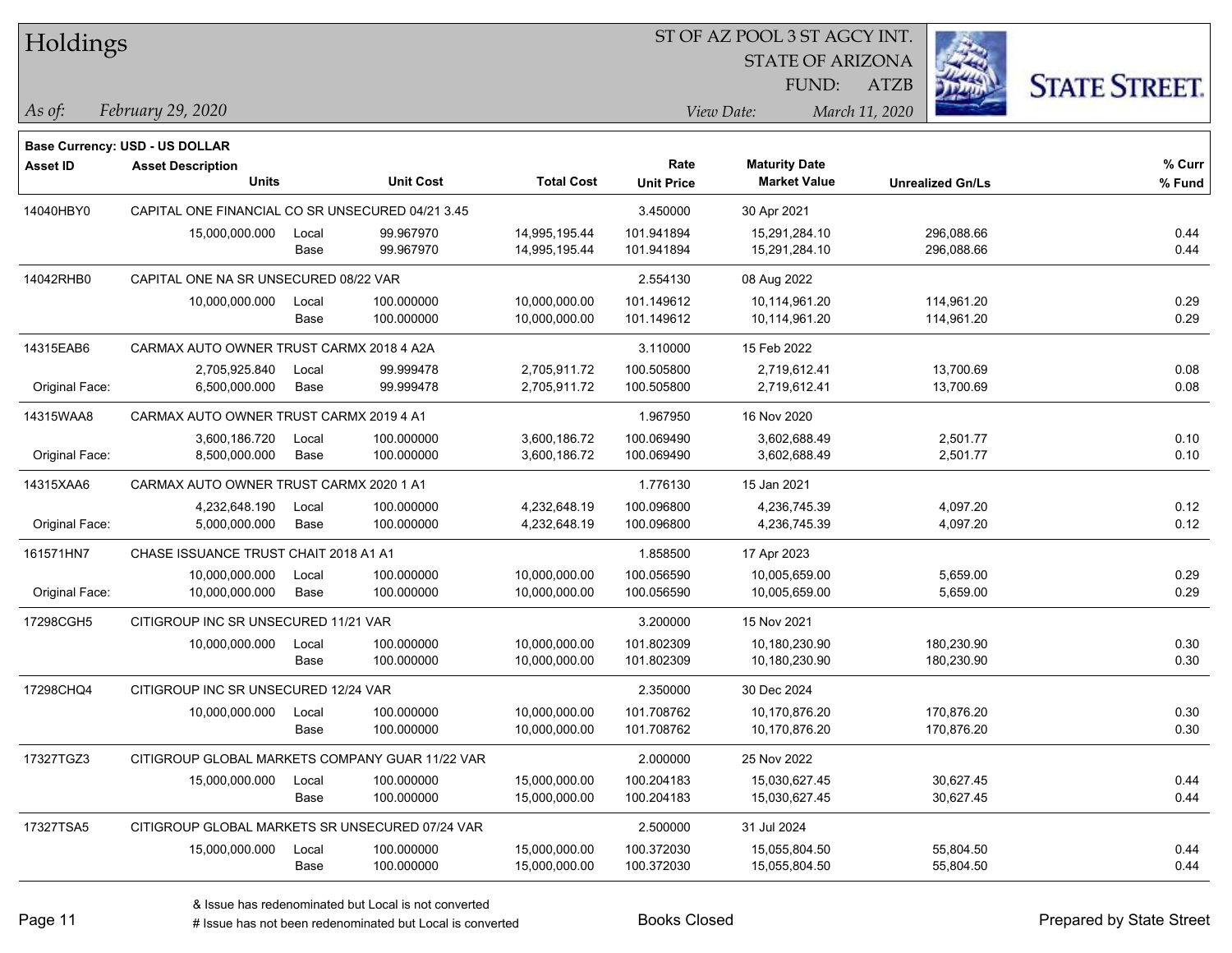# Holdings

ST OF AZ POOL 3 ST AGCY INT.
STATE OF ARIZONA
FUND: ATZB

*As of:* *February 29, 2020*
*View Date:* *March 11, 2020*

**Base Currency: USD - US DOLLAR**

| Asset ID | Asset Description / Units | | Unit Cost | Total Cost | Rate / Unit Price | Maturity Date / Market Value | Unrealized Gn/Ls | % Curr / % Fund |
|---|---|---|---|---|---|---|---|---|
| 14040HBY0 | CAPITAL ONE FINANCIAL CO SR UNSECURED 04/21 3.45 | | | | 3.450000 | 30 Apr 2021 | | |
| | 15,000,000.000 | Local | 99.967970 | 14,995,195.44 | 101.941894 | 15,291,284.10 | 296,088.66 | 0.44 |
| | | Base | 99.967970 | 14,995,195.44 | 101.941894 | 15,291,284.10 | 296,088.66 | 0.44 |
| 14042RHB0 | CAPITAL ONE NA SR UNSECURED 08/22 VAR | | | | 2.554130 | 08 Aug 2022 | | |
| | 10,000,000.000 | Local | 100.000000 | 10,000,000.00 | 101.149612 | 10,114,961.20 | 114,961.20 | 0.29 |
| | | Base | 100.000000 | 10,000,000.00 | 101.149612 | 10,114,961.20 | 114,961.20 | 0.29 |
| 14315EAB6 | CARMAX AUTO OWNER TRUST CARMX 2018 4 A2A | | | | 3.110000 | 15 Feb 2022 | | |
| | 2,705,925.840 | Local | 99.999478 | 2,705,911.72 | 100.505800 | 2,719,612.41 | 13,700.69 | 0.08 |
| Original Face: | 6,500,000.000 | Base | 99.999478 | 2,705,911.72 | 100.505800 | 2,719,612.41 | 13,700.69 | 0.08 |
| 14315WAA8 | CARMAX AUTO OWNER TRUST CARMX 2019 4 A1 | | | | 1.967950 | 16 Nov 2020 | | |
| | 3,600,186.720 | Local | 100.000000 | 3,600,186.72 | 100.069490 | 3,602,688.49 | 2,501.77 | 0.10 |
| Original Face: | 8,500,000.000 | Base | 100.000000 | 3,600,186.72 | 100.069490 | 3,602,688.49 | 2,501.77 | 0.10 |
| 14315XAA6 | CARMAX AUTO OWNER TRUST CARMX 2020 1 A1 | | | | 1.776130 | 15 Jan 2021 | | |
| | 4,232,648.190 | Local | 100.000000 | 4,232,648.19 | 100.096800 | 4,236,745.39 | 4,097.20 | 0.12 |
| Original Face: | 5,000,000.000 | Base | 100.000000 | 4,232,648.19 | 100.096800 | 4,236,745.39 | 4,097.20 | 0.12 |
| 161571HN7 | CHASE ISSUANCE TRUST CHAIT 2018 A1 A1 | | | | 1.858500 | 17 Apr 2023 | | |
| | 10,000,000.000 | Local | 100.000000 | 10,000,000.00 | 100.056590 | 10,005,659.00 | 5,659.00 | 0.29 |
| Original Face: | 10,000,000.000 | Base | 100.000000 | 10,000,000.00 | 100.056590 | 10,005,659.00 | 5,659.00 | 0.29 |
| 17298CGH5 | CITIGROUP INC SR UNSECURED 11/21 VAR | | | | 3.200000 | 15 Nov 2021 | | |
| | 10,000,000.000 | Local | 100.000000 | 10,000,000.00 | 101.802309 | 10,180,230.90 | 180,230.90 | 0.30 |
| | | Base | 100.000000 | 10,000,000.00 | 101.802309 | 10,180,230.90 | 180,230.90 | 0.30 |
| 17298CHQ4 | CITIGROUP INC SR UNSECURED 12/24 VAR | | | | 2.350000 | 30 Dec 2024 | | |
| | 10,000,000.000 | Local | 100.000000 | 10,000,000.00 | 101.708762 | 10,170,876.20 | 170,876.20 | 0.30 |
| | | Base | 100.000000 | 10,000,000.00 | 101.708762 | 10,170,876.20 | 170,876.20 | 0.30 |
| 17327TGZ3 | CITIGROUP GLOBAL MARKETS COMPANY GUAR 11/22 VAR | | | | 2.000000 | 25 Nov 2022 | | |
| | 15,000,000.000 | Local | 100.000000 | 15,000,000.00 | 100.204183 | 15,030,627.45 | 30,627.45 | 0.44 |
| | | Base | 100.000000 | 15,000,000.00 | 100.204183 | 15,030,627.45 | 30,627.45 | 0.44 |
| 17327TSA5 | CITIGROUP GLOBAL MARKETS SR UNSECURED 07/24 VAR | | | | 2.500000 | 31 Jul 2024 | | |
| | 15,000,000.000 | Local | 100.000000 | 15,000,000.00 | 100.372030 | 15,055,804.50 | 55,804.50 | 0.44 |
| | | Base | 100.000000 | 15,000,000.00 | 100.372030 | 15,055,804.50 | 55,804.50 | 0.44 |

& Issue has redenominated but Local is not converted
# Issue has not been redenominated but Local is converted

Books Closed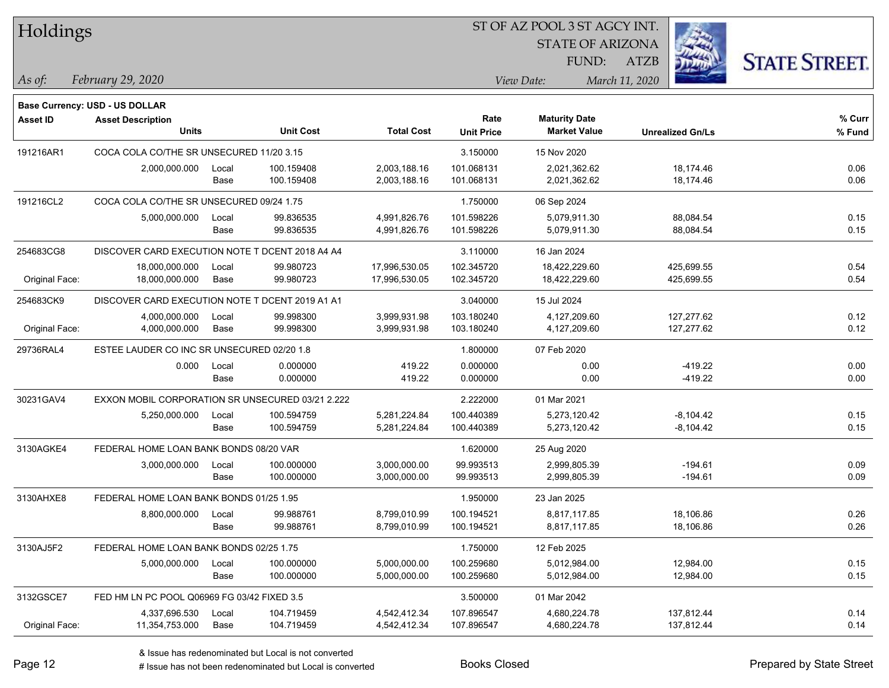# Holdings

ST OF AZ POOL 3 ST AGCY INT.
STATE OF ARIZONA
FUND: ATZB

*As of:* *February 29, 2020*
*View Date:* *March 11, 2020*

**Base Currency: USD - US DOLLAR**

| Asset ID | Asset Description / Units | | Unit Cost | Total Cost | Rate / Unit Price | Maturity Date / Market Value | Unrealized Gn/Ls | % Curr / % Fund |
|---|---|---|---|---|---|---|---|---|
| 191216AR1 | COCA COLA CO/THE SR UNSECURED 11/20 3.15 | | | | 3.150000 | 15 Nov 2020 | | |
| | 2,000,000.000 | Local | 100.159408 | 2,003,188.16 | 101.068131 | 2,021,362.62 | 18,174.46 | 0.06 |
| | | Base | 100.159408 | 2,003,188.16 | 101.068131 | 2,021,362.62 | 18,174.46 | 0.06 |
| 191216CL2 | COCA COLA CO/THE SR UNSECURED 09/24 1.75 | | | | 1.750000 | 06 Sep 2024 | | |
| | 5,000,000.000 | Local | 99.836535 | 4,991,826.76 | 101.598226 | 5,079,911.30 | 88,084.54 | 0.15 |
| | | Base | 99.836535 | 4,991,826.76 | 101.598226 | 5,079,911.30 | 88,084.54 | 0.15 |
| 254683CG8 | DISCOVER CARD EXECUTION NOTE T DCENT 2018 A4 A4 | | | | 3.110000 | 16 Jan 2024 | | |
| | 18,000,000.000 | Local | 99.980723 | 17,996,530.05 | 102.345720 | 18,422,229.60 | 425,699.55 | 0.54 |
| Original Face: | 18,000,000.000 | Base | 99.980723 | 17,996,530.05 | 102.345720 | 18,422,229.60 | 425,699.55 | 0.54 |
| 254683CK9 | DISCOVER CARD EXECUTION NOTE T DCENT 2019 A1 A1 | | | | 3.040000 | 15 Jul 2024 | | |
| | 4,000,000.000 | Local | 99.998300 | 3,999,931.98 | 103.180240 | 4,127,209.60 | 127,277.62 | 0.12 |
| Original Face: | 4,000,000.000 | Base | 99.998300 | 3,999,931.98 | 103.180240 | 4,127,209.60 | 127,277.62 | 0.12 |
| 29736RAL4 | ESTEE LAUDER CO INC SR UNSECURED 02/20 1.8 | | | | 1.800000 | 07 Feb 2020 | | |
| | 0.000 | Local | 0.000000 | 419.22 | 0.000000 | 0.00 | -419.22 | 0.00 |
| | | Base | 0.000000 | 419.22 | 0.000000 | 0.00 | -419.22 | 0.00 |
| 30231GAV4 | EXXON MOBIL CORPORATION SR UNSECURED 03/21 2.222 | | | | 2.222000 | 01 Mar 2021 | | |
| | 5,250,000.000 | Local | 100.594759 | 5,281,224.84 | 100.440389 | 5,273,120.42 | -8,104.42 | 0.15 |
| | | Base | 100.594759 | 5,281,224.84 | 100.440389 | 5,273,120.42 | -8,104.42 | 0.15 |
| 3130AGKE4 | FEDERAL HOME LOAN BANK BONDS 08/20 VAR | | | | 1.620000 | 25 Aug 2020 | | |
| | 3,000,000.000 | Local | 100.000000 | 3,000,000.00 | 99.993513 | 2,999,805.39 | -194.61 | 0.09 |
| | | Base | 100.000000 | 3,000,000.00 | 99.993513 | 2,999,805.39 | -194.61 | 0.09 |
| 3130AHXE8 | FEDERAL HOME LOAN BANK BONDS 01/25 1.95 | | | | 1.950000 | 23 Jan 2025 | | |
| | 8,800,000.000 | Local | 99.988761 | 8,799,010.99 | 100.194521 | 8,817,117.85 | 18,106.86 | 0.26 |
| | | Base | 99.988761 | 8,799,010.99 | 100.194521 | 8,817,117.85 | 18,106.86 | 0.26 |
| 3130AJ5F2 | FEDERAL HOME LOAN BANK BONDS 02/25 1.75 | | | | 1.750000 | 12 Feb 2025 | | |
| | 5,000,000.000 | Local | 100.000000 | 5,000,000.00 | 100.259680 | 5,012,984.00 | 12,984.00 | 0.15 |
| | | Base | 100.000000 | 5,000,000.00 | 100.259680 | 5,012,984.00 | 12,984.00 | 0.15 |
| 3132GSCE7 | FED HM LN PC POOL Q06969 FG 03/42 FIXED 3.5 | | | | 3.500000 | 01 Mar 2042 | | |
| | 4,337,696.530 | Local | 104.719459 | 4,542,412.34 | 107.896547 | 4,680,224.78 | 137,812.44 | 0.14 |
| Original Face: | 11,354,753.000 | Base | 104.719459 | 4,542,412.34 | 107.896547 | 4,680,224.78 | 137,812.44 | 0.14 |

& Issue has redenominated but Local is not converted
# Issue has not been redenominated but Local is converted

Books Closed

Prepared by State Street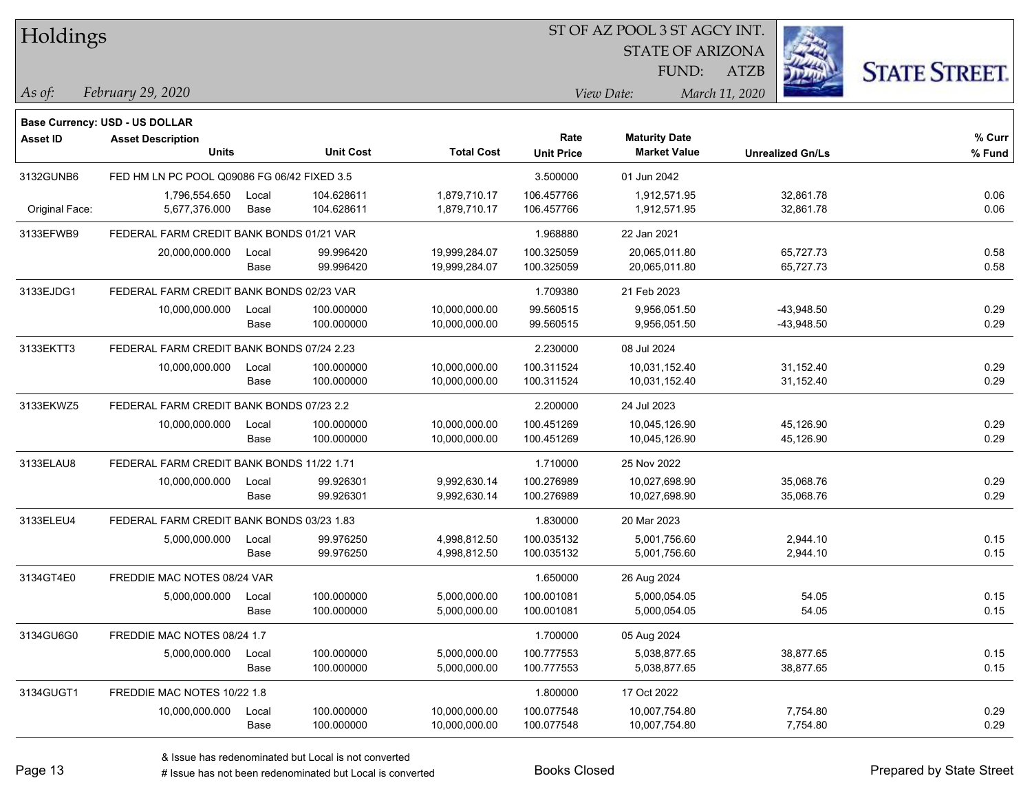# Holdings

ST OF AZ POOL 3 ST AGCY INT.
STATE OF ARIZONA
FUND: ATZB

*As of:* *February 29, 2020*

*View Date:* *March 11, 2020*

**Base Currency: USD - US DOLLAR**

| Asset ID | Asset Description / Units | | Unit Cost | Total Cost | Rate / Unit Price | Maturity Date / Market Value | Unrealized Gn/Ls | % Curr / % Fund |
|---|---|---|---|---|---|---|---|---|
| 3132GUNB6 | FED HM LN PC POOL Q09086 FG 06/42 FIXED 3.5 | | | | 3.500000 | 01 Jun 2042 | | |
| | 1,796,554.650 | Local | 104.628611 | 1,879,710.17 | 106.457766 | 1,912,571.95 | 32,861.78 | 0.06 |
| Original Face: | 5,677,376.000 | Base | 104.628611 | 1,879,710.17 | 106.457766 | 1,912,571.95 | 32,861.78 | 0.06 |
| 3133EFWB9 | FEDERAL FARM CREDIT BANK BONDS 01/21 VAR | | | | 1.968880 | 22 Jan 2021 | | |
| | 20,000,000.000 | Local | 99.996420 | 19,999,284.07 | 100.325059 | 20,065,011.80 | 65,727.73 | 0.58 |
| | | Base | 99.996420 | 19,999,284.07 | 100.325059 | 20,065,011.80 | 65,727.73 | 0.58 |
| 3133EJDG1 | FEDERAL FARM CREDIT BANK BONDS 02/23 VAR | | | | 1.709380 | 21 Feb 2023 | | |
| | 10,000,000.000 | Local | 100.000000 | 10,000,000.00 | 99.560515 | 9,956,051.50 | -43,948.50 | 0.29 |
| | | Base | 100.000000 | 10,000,000.00 | 99.560515 | 9,956,051.50 | -43,948.50 | 0.29 |
| 3133EKTT3 | FEDERAL FARM CREDIT BANK BONDS 07/24 2.23 | | | | 2.230000 | 08 Jul 2024 | | |
| | 10,000,000.000 | Local | 100.000000 | 10,000,000.00 | 100.311524 | 10,031,152.40 | 31,152.40 | 0.29 |
| | | Base | 100.000000 | 10,000,000.00 | 100.311524 | 10,031,152.40 | 31,152.40 | 0.29 |
| 3133EKWZ5 | FEDERAL FARM CREDIT BANK BONDS 07/23 2.2 | | | | 2.200000 | 24 Jul 2023 | | |
| | 10,000,000.000 | Local | 100.000000 | 10,000,000.00 | 100.451269 | 10,045,126.90 | 45,126.90 | 0.29 |
| | | Base | 100.000000 | 10,000,000.00 | 100.451269 | 10,045,126.90 | 45,126.90 | 0.29 |
| 3133ELAU8 | FEDERAL FARM CREDIT BANK BONDS 11/22 1.71 | | | | 1.710000 | 25 Nov 2022 | | |
| | 10,000,000.000 | Local | 99.926301 | 9,992,630.14 | 100.276989 | 10,027,698.90 | 35,068.76 | 0.29 |
| | | Base | 99.926301 | 9,992,630.14 | 100.276989 | 10,027,698.90 | 35,068.76 | 0.29 |
| 3133ELEU4 | FEDERAL FARM CREDIT BANK BONDS 03/23 1.83 | | | | 1.830000 | 20 Mar 2023 | | |
| | 5,000,000.000 | Local | 99.976250 | 4,998,812.50 | 100.035132 | 5,001,756.60 | 2,944.10 | 0.15 |
| | | Base | 99.976250 | 4,998,812.50 | 100.035132 | 5,001,756.60 | 2,944.10 | 0.15 |
| 3134GT4E0 | FREDDIE MAC NOTES 08/24 VAR | | | | 1.650000 | 26 Aug 2024 | | |
| | 5,000,000.000 | Local | 100.000000 | 5,000,000.00 | 100.001081 | 5,000,054.05 | 54.05 | 0.15 |
| | | Base | 100.000000 | 5,000,000.00 | 100.001081 | 5,000,054.05 | 54.05 | 0.15 |
| 3134GU6G0 | FREDDIE MAC NOTES 08/24 1.7 | | | | 1.700000 | 05 Aug 2024 | | |
| | 5,000,000.000 | Local | 100.000000 | 5,000,000.00 | 100.777553 | 5,038,877.65 | 38,877.65 | 0.15 |
| | | Base | 100.000000 | 5,000,000.00 | 100.777553 | 5,038,877.65 | 38,877.65 | 0.15 |
| 3134GUGT1 | FREDDIE MAC NOTES 10/22 1.8 | | | | 1.800000 | 17 Oct 2022 | | |
| | 10,000,000.000 | Local | 100.000000 | 10,000,000.00 | 100.077548 | 10,007,754.80 | 7,754.80 | 0.29 |
| | | Base | 100.000000 | 10,000,000.00 | 100.077548 | 10,007,754.80 | 7,754.80 | 0.29 |

& Issue has redenominated but Local is not converted
# Issue has not been redenominated but Local is converted

Books Closed

Prepared by State Street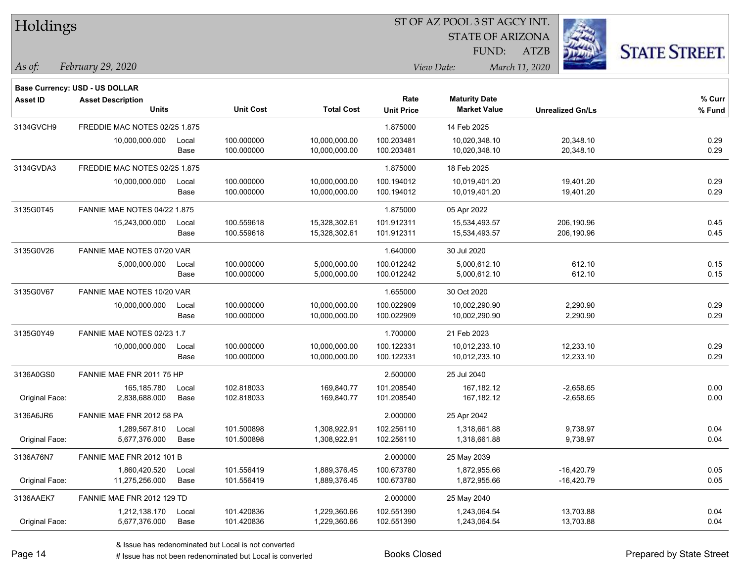# Holdings

ST OF AZ POOL 3 ST AGCY INT.
STATE OF ARIZONA
FUND: ATZB

*As of: February 29, 2020*

*View Date: March 11, 2020*

**Base Currency: USD - US DOLLAR**

| Asset ID | Asset Description / Units | | Unit Cost | Total Cost | Rate / Unit Price | Maturity Date / Market Value | Unrealized Gn/Ls | % Curr / % Fund |
|---|---|---|---|---|---|---|---|---|
| 3134GVCH9 | FREDDIE MAC NOTES 02/25 1.875 | | | | 1.875000 | 14 Feb 2025 | | |
| | 10,000,000.000 | Local | 100.000000 | 10,000,000.00 | 100.203481 | 10,020,348.10 | 20,348.10 | 0.29 |
| | | Base | 100.000000 | 10,000,000.00 | 100.203481 | 10,020,348.10 | 20,348.10 | 0.29 |
| 3134GVDA3 | FREDDIE MAC NOTES 02/25 1.875 | | | | 1.875000 | 18 Feb 2025 | | |
| | 10,000,000.000 | Local | 100.000000 | 10,000,000.00 | 100.194012 | 10,019,401.20 | 19,401.20 | 0.29 |
| | | Base | 100.000000 | 10,000,000.00 | 100.194012 | 10,019,401.20 | 19,401.20 | 0.29 |
| 3135G0T45 | FANNIE MAE NOTES 04/22 1.875 | | | | 1.875000 | 05 Apr 2022 | | |
| | 15,243,000.000 | Local | 100.559618 | 15,328,302.61 | 101.912311 | 15,534,493.57 | 206,190.96 | 0.45 |
| | | Base | 100.559618 | 15,328,302.61 | 101.912311 | 15,534,493.57 | 206,190.96 | 0.45 |
| 3135G0V26 | FANNIE MAE NOTES 07/20 VAR | | | | 1.640000 | 30 Jul 2020 | | |
| | 5,000,000.000 | Local | 100.000000 | 5,000,000.00 | 100.012242 | 5,000,612.10 | 612.10 | 0.15 |
| | | Base | 100.000000 | 5,000,000.00 | 100.012242 | 5,000,612.10 | 612.10 | 0.15 |
| 3135G0V67 | FANNIE MAE NOTES 10/20 VAR | | | | 1.655000 | 30 Oct 2020 | | |
| | 10,000,000.000 | Local | 100.000000 | 10,000,000.00 | 100.022909 | 10,002,290.90 | 2,290.90 | 0.29 |
| | | Base | 100.000000 | 10,000,000.00 | 100.022909 | 10,002,290.90 | 2,290.90 | 0.29 |
| 3135G0Y49 | FANNIE MAE NOTES 02/23 1.7 | | | | 1.700000 | 21 Feb 2023 | | |
| | 10,000,000.000 | Local | 100.000000 | 10,000,000.00 | 100.122331 | 10,012,233.10 | 12,233.10 | 0.29 |
| | | Base | 100.000000 | 10,000,000.00 | 100.122331 | 10,012,233.10 | 12,233.10 | 0.29 |
| 3136A0GS0 | FANNIE MAE FNR 2011 75 HP | | | | 2.500000 | 25 Jul 2040 | | |
| | 165,185.780 | Local | 102.818033 | 169,840.77 | 101.208540 | 167,182.12 | -2,658.65 | 0.00 |
| Original Face: | 2,838,688.000 | Base | 102.818033 | 169,840.77 | 101.208540 | 167,182.12 | -2,658.65 | 0.00 |
| 3136A6JR6 | FANNIE MAE FNR 2012 58 PA | | | | 2.000000 | 25 Apr 2042 | | |
| | 1,289,567.810 | Local | 101.500898 | 1,308,922.91 | 102.256110 | 1,318,661.88 | 9,738.97 | 0.04 |
| Original Face: | 5,677,376.000 | Base | 101.500898 | 1,308,922.91 | 102.256110 | 1,318,661.88 | 9,738.97 | 0.04 |
| 3136A76N7 | FANNIE MAE FNR 2012 101 B | | | | 2.000000 | 25 May 2039 | | |
| | 1,860,420.520 | Local | 101.556419 | 1,889,376.45 | 100.673780 | 1,872,955.66 | -16,420.79 | 0.05 |
| Original Face: | 11,275,256.000 | Base | 101.556419 | 1,889,376.45 | 100.673780 | 1,872,955.66 | -16,420.79 | 0.05 |
| 3136AAEK7 | FANNIE MAE FNR 2012 129 TD | | | | 2.000000 | 25 May 2040 | | |
| | 1,212,138.170 | Local | 101.420836 | 1,229,360.66 | 102.551390 | 1,243,064.54 | 13,703.88 | 0.04 |
| Original Face: | 5,677,376.000 | Base | 101.420836 | 1,229,360.66 | 102.551390 | 1,243,064.54 | 13,703.88 | 0.04 |

& Issue has redenominated but Local is not converted
# Issue has not been redenominated but Local is converted

Books Closed

Prepared by State Street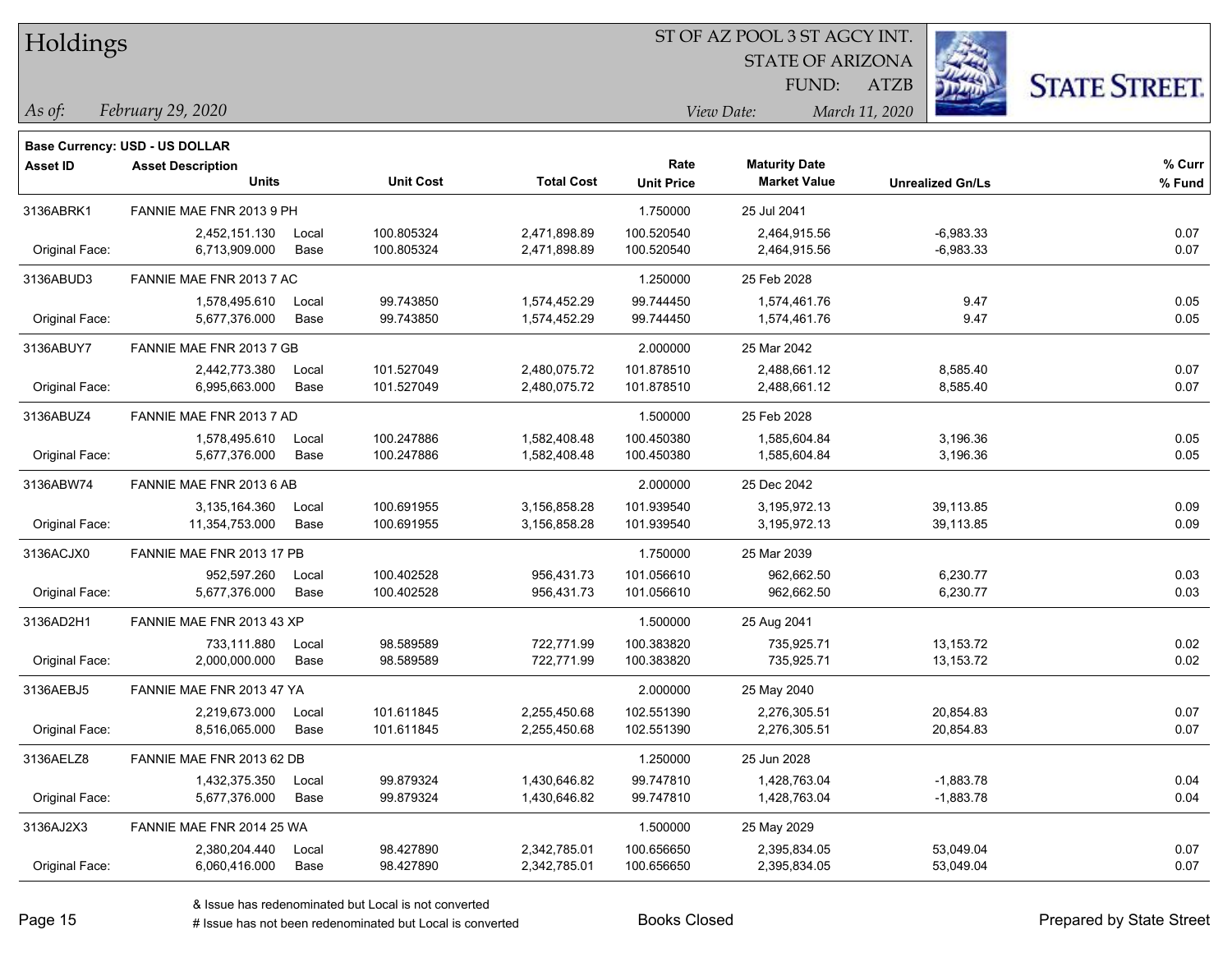**Base Currency: USD - US DOLLAR**

| Asset ID | Asset Description / Units | | Unit Cost | Total Cost | Rate / Unit Price | Maturity Date / Market Value | Unrealized Gn/Ls | % Curr / % Fund |
|---|---|---|---|---|---|---|---|---|
| 3136ABRK1 | FANNIE MAE FNR 2013 9 PH | | | | 1.750000 | 25 Jul 2041 | | |
| | 2,452,151.130 | Local | 100.805324 | 2,471,898.89 | 100.520540 | 2,464,915.56 | -6,983.33 | 0.07 |
| Original Face: | 6,713,909.000 | Base | 100.805324 | 2,471,898.89 | 100.520540 | 2,464,915.56 | -6,983.33 | 0.07 |
| 3136ABUD3 | FANNIE MAE FNR 2013 7 AC | | | | 1.250000 | 25 Feb 2028 | | |
| | 1,578,495.610 | Local | 99.743850 | 1,574,452.29 | 99.744450 | 1,574,461.76 | 9.47 | 0.05 |
| Original Face: | 5,677,376.000 | Base | 99.743850 | 1,574,452.29 | 99.744450 | 1,574,461.76 | 9.47 | 0.05 |
| 3136ABUY7 | FANNIE MAE FNR 2013 7 GB | | | | 2.000000 | 25 Mar 2042 | | |
| | 2,442,773.380 | Local | 101.527049 | 2,480,075.72 | 101.878510 | 2,488,661.12 | 8,585.40 | 0.07 |
| Original Face: | 6,995,663.000 | Base | 101.527049 | 2,480,075.72 | 101.878510 | 2,488,661.12 | 8,585.40 | 0.07 |
| 3136ABUZ4 | FANNIE MAE FNR 2013 7 AD | | | | 1.500000 | 25 Feb 2028 | | |
| | 1,578,495.610 | Local | 100.247886 | 1,582,408.48 | 100.450380 | 1,585,604.84 | 3,196.36 | 0.05 |
| Original Face: | 5,677,376.000 | Base | 100.247886 | 1,582,408.48 | 100.450380 | 1,585,604.84 | 3,196.36 | 0.05 |
| 3136ABW74 | FANNIE MAE FNR 2013 6 AB | | | | 2.000000 | 25 Dec 2042 | | |
| | 3,135,164.360 | Local | 100.691955 | 3,156,858.28 | 101.939540 | 3,195,972.13 | 39,113.85 | 0.09 |
| Original Face: | 11,354,753.000 | Base | 100.691955 | 3,156,858.28 | 101.939540 | 3,195,972.13 | 39,113.85 | 0.09 |
| 3136ACJX0 | FANNIE MAE FNR 2013 17 PB | | | | 1.750000 | 25 Mar 2039 | | |
| | 952,597.260 | Local | 100.402528 | 956,431.73 | 101.056610 | 962,662.50 | 6,230.77 | 0.03 |
| Original Face: | 5,677,376.000 | Base | 100.402528 | 956,431.73 | 101.056610 | 962,662.50 | 6,230.77 | 0.03 |
| 3136AD2H1 | FANNIE MAE FNR 2013 43 XP | | | | 1.500000 | 25 Aug 2041 | | |
| | 733,111.880 | Local | 98.589589 | 722,771.99 | 100.383820 | 735,925.71 | 13,153.72 | 0.02 |
| Original Face: | 2,000,000.000 | Base | 98.589589 | 722,771.99 | 100.383820 | 735,925.71 | 13,153.72 | 0.02 |
| 3136AEBJ5 | FANNIE MAE FNR 2013 47 YA | | | | 2.000000 | 25 May 2040 | | |
| | 2,219,673.000 | Local | 101.611845 | 2,255,450.68 | 102.551390 | 2,276,305.51 | 20,854.83 | 0.07 |
| Original Face: | 8,516,065.000 | Base | 101.611845 | 2,255,450.68 | 102.551390 | 2,276,305.51 | 20,854.83 | 0.07 |
| 3136AELZ8 | FANNIE MAE FNR 2013 62 DB | | | | 1.250000 | 25 Jun 2028 | | |
| | 1,432,375.350 | Local | 99.879324 | 1,430,646.82 | 99.747810 | 1,428,763.04 | -1,883.78 | 0.04 |
| Original Face: | 5,677,376.000 | Base | 99.879324 | 1,430,646.82 | 99.747810 | 1,428,763.04 | -1,883.78 | 0.04 |
| 3136AJ2X3 | FANNIE MAE FNR 2014 25 WA | | | | 1.500000 | 25 May 2029 | | |
| | 2,380,204.440 | Local | 98.427890 | 2,342,785.01 | 100.656650 | 2,395,834.05 | 53,049.04 | 0.07 |
| Original Face: | 6,060,416.000 | Base | 98.427890 | 2,342,785.01 | 100.656650 | 2,395,834.05 | 53,049.04 | 0.07 |

& Issue has redenominated but Local is not converted

# Issue has not been redenominated but Local is converted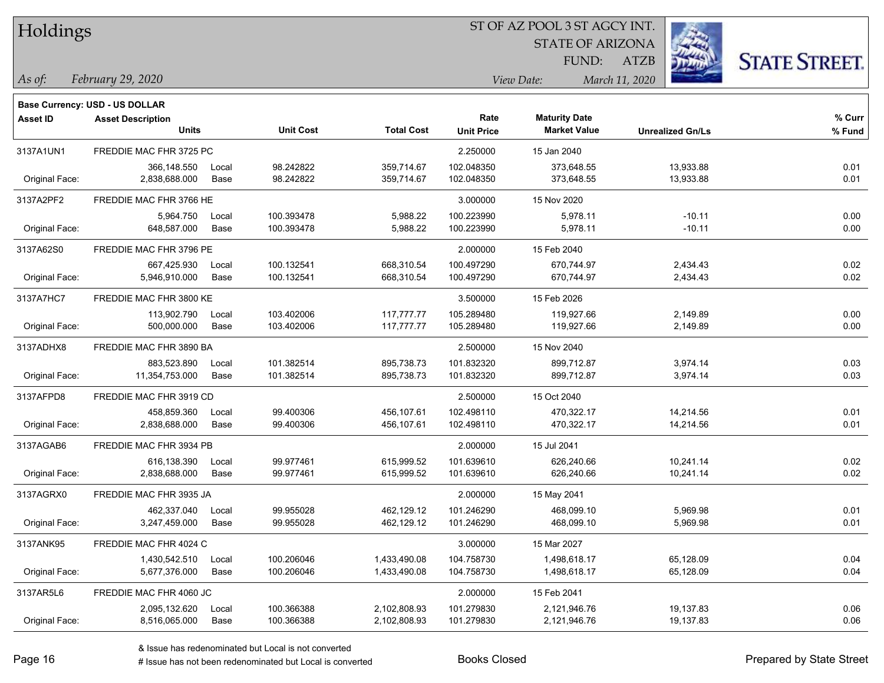# Holdings

ST OF AZ POOL 3 ST AGCY INT.
STATE OF ARIZONA
FUND: ATZB

*As of: February 29, 2020*
*View Date: March 11, 2020*

**Base Currency: USD - US DOLLAR**

| Asset ID | Asset Description / Units | | Unit Cost | Total Cost | Rate / Unit Price | Maturity Date / Market Value | Unrealized Gn/Ls | % Curr / % Fund |
|---|---|---|---|---|---|---|---|---|
| 3137A1UN1 | FREDDIE MAC FHR 3725 PC | | | | 2.250000 | 15 Jan 2040 | | |
| | 366,148.550 | Local | 98.242822 | 359,714.67 | 102.048350 | 373,648.55 | 13,933.88 | 0.01 |
| Original Face: | 2,838,688.000 | Base | 98.242822 | 359,714.67 | 102.048350 | 373,648.55 | 13,933.88 | 0.01 |
| 3137A2PF2 | FREDDIE MAC FHR 3766 HE | | | | 3.000000 | 15 Nov 2020 | | |
| | 5,964.750 | Local | 100.393478 | 5,988.22 | 100.223990 | 5,978.11 | -10.11 | 0.00 |
| Original Face: | 648,587.000 | Base | 100.393478 | 5,988.22 | 100.223990 | 5,978.11 | -10.11 | 0.00 |
| 3137A62S0 | FREDDIE MAC FHR 3796 PE | | | | 2.000000 | 15 Feb 2040 | | |
| | 667,425.930 | Local | 100.132541 | 668,310.54 | 100.497290 | 670,744.97 | 2,434.43 | 0.02 |
| Original Face: | 5,946,910.000 | Base | 100.132541 | 668,310.54 | 100.497290 | 670,744.97 | 2,434.43 | 0.02 |
| 3137A7HC7 | FREDDIE MAC FHR 3800 KE | | | | 3.500000 | 15 Feb 2026 | | |
| | 113,902.790 | Local | 103.402006 | 117,777.77 | 105.289480 | 119,927.66 | 2,149.89 | 0.00 |
| Original Face: | 500,000.000 | Base | 103.402006 | 117,777.77 | 105.289480 | 119,927.66 | 2,149.89 | 0.00 |
| 3137ADHX8 | FREDDIE MAC FHR 3890 BA | | | | 2.500000 | 15 Nov 2040 | | |
| | 883,523.890 | Local | 101.382514 | 895,738.73 | 101.832320 | 899,712.87 | 3,974.14 | 0.03 |
| Original Face: | 11,354,753.000 | Base | 101.382514 | 895,738.73 | 101.832320 | 899,712.87 | 3,974.14 | 0.03 |
| 3137AFPD8 | FREDDIE MAC FHR 3919 CD | | | | 2.500000 | 15 Oct 2040 | | |
| | 458,859.360 | Local | 99.400306 | 456,107.61 | 102.498110 | 470,322.17 | 14,214.56 | 0.01 |
| Original Face: | 2,838,688.000 | Base | 99.400306 | 456,107.61 | 102.498110 | 470,322.17 | 14,214.56 | 0.01 |
| 3137AGAB6 | FREDDIE MAC FHR 3934 PB | | | | 2.000000 | 15 Jul 2041 | | |
| | 616,138.390 | Local | 99.977461 | 615,999.52 | 101.639610 | 626,240.66 | 10,241.14 | 0.02 |
| Original Face: | 2,838,688.000 | Base | 99.977461 | 615,999.52 | 101.639610 | 626,240.66 | 10,241.14 | 0.02 |
| 3137AGRX0 | FREDDIE MAC FHR 3935 JA | | | | 2.000000 | 15 May 2041 | | |
| | 462,337.040 | Local | 99.955028 | 462,129.12 | 101.246290 | 468,099.10 | 5,969.98 | 0.01 |
| Original Face: | 3,247,459.000 | Base | 99.955028 | 462,129.12 | 101.246290 | 468,099.10 | 5,969.98 | 0.01 |
| 3137ANK95 | FREDDIE MAC FHR 4024 C | | | | 3.000000 | 15 Mar 2027 | | |
| | 1,430,542.510 | Local | 100.206046 | 1,433,490.08 | 104.758730 | 1,498,618.17 | 65,128.09 | 0.04 |
| Original Face: | 5,677,376.000 | Base | 100.206046 | 1,433,490.08 | 104.758730 | 1,498,618.17 | 65,128.09 | 0.04 |
| 3137AR5L6 | FREDDIE MAC FHR 4060 JC | | | | 2.000000 | 15 Feb 2041 | | |
| | 2,095,132.620 | Local | 100.366388 | 2,102,808.93 | 101.279830 | 2,121,946.76 | 19,137.83 | 0.06 |
| Original Face: | 8,516,065.000 | Base | 100.366388 | 2,102,808.93 | 101.279830 | 2,121,946.76 | 19,137.83 | 0.06 |

& Issue has redenominated but Local is not converted
# Issue has not been redenominated but Local is converted

Books Closed

Prepared by State Street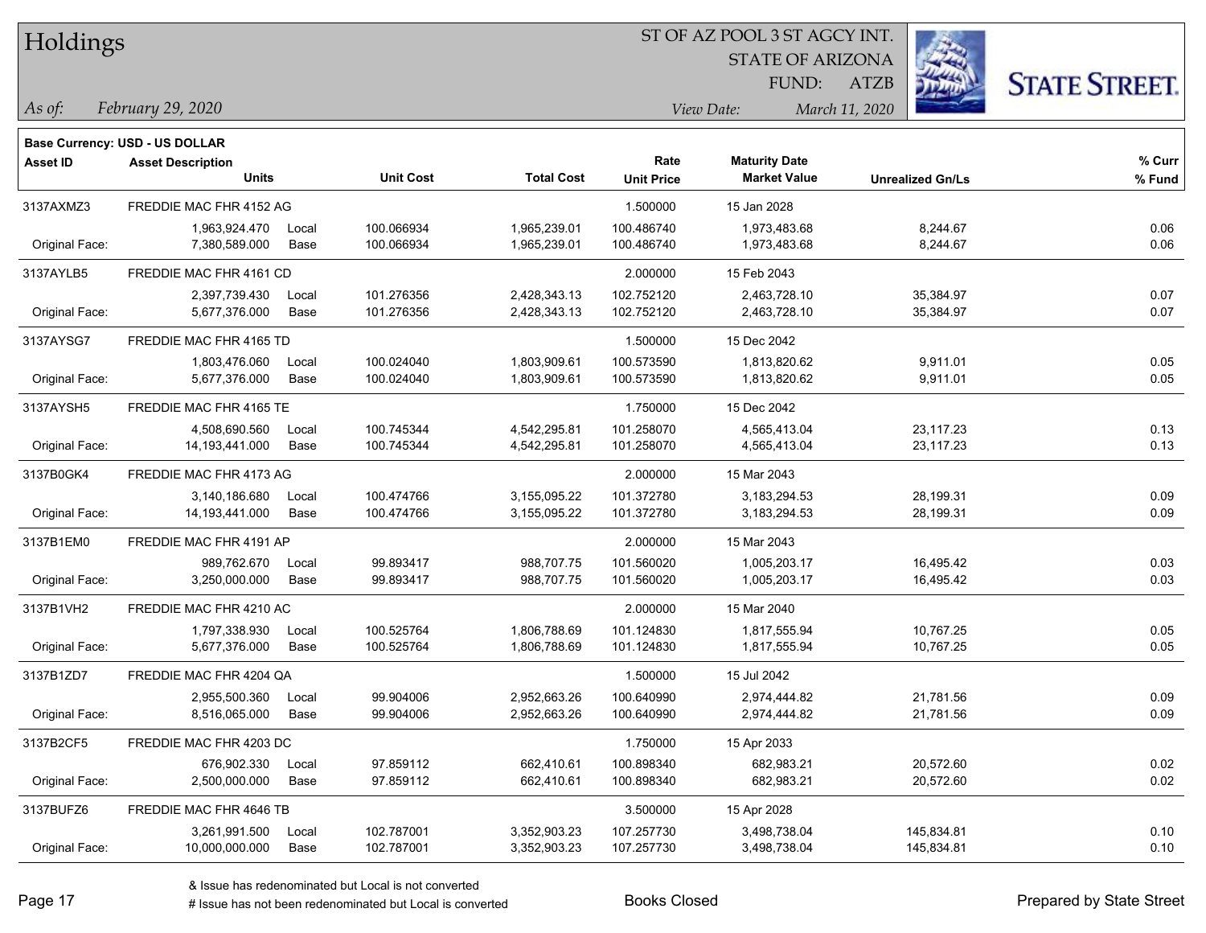**Base Currency: USD - US DOLLAR**

| Asset ID | Asset Description / Units | | Unit Cost | Total Cost | Rate / Unit Price | Maturity Date / Market Value | Unrealized Gn/Ls | % Curr / % Fund |
|---|---|---|---|---|---|---|---|---|
| 3137AXMZ3 | FREDDIE MAC FHR 4152 AG | | | | 1.500000 | 15 Jan 2028 | | |
| | 1,963,924.470 | Local | 100.066934 | 1,965,239.01 | 100.486740 | 1,973,483.68 | 8,244.67 | 0.06 |
| Original Face: | 7,380,589.000 | Base | 100.066934 | 1,965,239.01 | 100.486740 | 1,973,483.68 | 8,244.67 | 0.06 |
| 3137AYLB5 | FREDDIE MAC FHR 4161 CD | | | | 2.000000 | 15 Feb 2043 | | |
| | 2,397,739.430 | Local | 101.276356 | 2,428,343.13 | 102.752120 | 2,463,728.10 | 35,384.97 | 0.07 |
| Original Face: | 5,677,376.000 | Base | 101.276356 | 2,428,343.13 | 102.752120 | 2,463,728.10 | 35,384.97 | 0.07 |
| 3137AYSG7 | FREDDIE MAC FHR 4165 TD | | | | 1.500000 | 15 Dec 2042 | | |
| | 1,803,476.060 | Local | 100.024040 | 1,803,909.61 | 100.573590 | 1,813,820.62 | 9,911.01 | 0.05 |
| Original Face: | 5,677,376.000 | Base | 100.024040 | 1,803,909.61 | 100.573590 | 1,813,820.62 | 9,911.01 | 0.05 |
| 3137AYSH5 | FREDDIE MAC FHR 4165 TE | | | | 1.750000 | 15 Dec 2042 | | |
| | 4,508,690.560 | Local | 100.745344 | 4,542,295.81 | 101.258070 | 4,565,413.04 | 23,117.23 | 0.13 |
| Original Face: | 14,193,441.000 | Base | 100.745344 | 4,542,295.81 | 101.258070 | 4,565,413.04 | 23,117.23 | 0.13 |
| 3137B0GK4 | FREDDIE MAC FHR 4173 AG | | | | 2.000000 | 15 Mar 2043 | | |
| | 3,140,186.680 | Local | 100.474766 | 3,155,095.22 | 101.372780 | 3,183,294.53 | 28,199.31 | 0.09 |
| Original Face: | 14,193,441.000 | Base | 100.474766 | 3,155,095.22 | 101.372780 | 3,183,294.53 | 28,199.31 | 0.09 |
| 3137B1EM0 | FREDDIE MAC FHR 4191 AP | | | | 2.000000 | 15 Mar 2043 | | |
| | 989,762.670 | Local | 99.893417 | 988,707.75 | 101.560020 | 1,005,203.17 | 16,495.42 | 0.03 |
| Original Face: | 3,250,000.000 | Base | 99.893417 | 988,707.75 | 101.560020 | 1,005,203.17 | 16,495.42 | 0.03 |
| 3137B1VH2 | FREDDIE MAC FHR 4210 AC | | | | 2.000000 | 15 Mar 2040 | | |
| | 1,797,338.930 | Local | 100.525764 | 1,806,788.69 | 101.124830 | 1,817,555.94 | 10,767.25 | 0.05 |
| Original Face: | 5,677,376.000 | Base | 100.525764 | 1,806,788.69 | 101.124830 | 1,817,555.94 | 10,767.25 | 0.05 |
| 3137B1ZD7 | FREDDIE MAC FHR 4204 QA | | | | 1.500000 | 15 Jul 2042 | | |
| | 2,955,500.360 | Local | 99.904006 | 2,952,663.26 | 100.640990 | 2,974,444.82 | 21,781.56 | 0.09 |
| Original Face: | 8,516,065.000 | Base | 99.904006 | 2,952,663.26 | 100.640990 | 2,974,444.82 | 21,781.56 | 0.09 |
| 3137B2CF5 | FREDDIE MAC FHR 4203 DC | | | | 1.750000 | 15 Apr 2033 | | |
| | 676,902.330 | Local | 97.859112 | 662,410.61 | 100.898340 | 682,983.21 | 20,572.60 | 0.02 |
| Original Face: | 2,500,000.000 | Base | 97.859112 | 662,410.61 | 100.898340 | 682,983.21 | 20,572.60 | 0.02 |
| 3137BUFZ6 | FREDDIE MAC FHR 4646 TB | | | | 3.500000 | 15 Apr 2028 | | |
| | 3,261,991.500 | Local | 102.787001 | 3,352,903.23 | 107.257730 | 3,498,738.04 | 145,834.81 | 0.10 |
| Original Face: | 10,000,000.000 | Base | 102.787001 | 3,352,903.23 | 107.257730 | 3,498,738.04 | 145,834.81 | 0.10 |

& Issue has redenominated but Local is not converted

# Issue has not been redenominated but Local is converted

Books Closed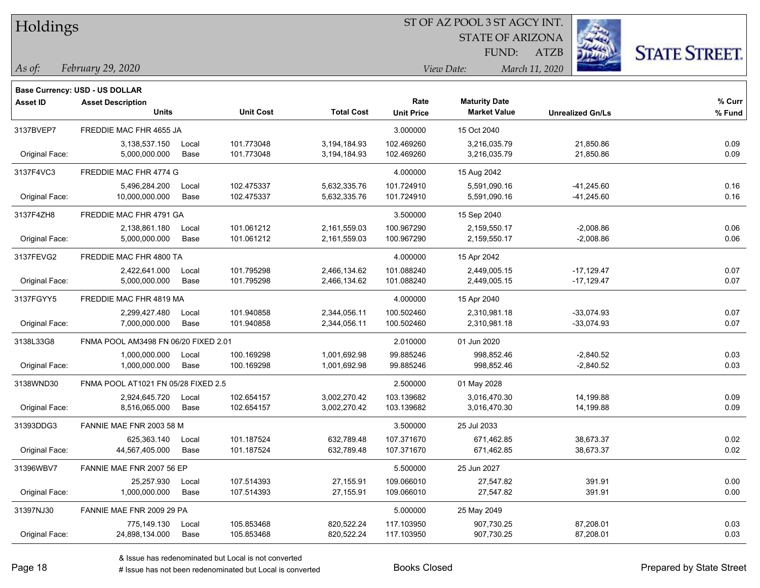# Holdings

ST OF AZ POOL 3 ST AGCY INT.
STATE OF ARIZONA
FUND: ATZB

*As of: February 29, 2020*
*View Date: March 11, 2020*

**Base Currency: USD - US DOLLAR**

| Asset ID | Asset Description / Units | | Unit Cost | Total Cost | Rate / Unit Price | Maturity Date / Market Value | Unrealized Gn/Ls | % Curr / % Fund |
|---|---|---|---|---|---|---|---|---|
| 3137BVEP7 | FREDDIE MAC FHR 4655 JA | | | | 3.000000 | 15 Oct 2040 | | |
| | 3,138,537.150 | Local | 101.773048 | 3,194,184.93 | 102.469260 | 3,216,035.79 | 21,850.86 | 0.09 |
| Original Face: | 5,000,000.000 | Base | 101.773048 | 3,194,184.93 | 102.469260 | 3,216,035.79 | 21,850.86 | 0.09 |
| 3137F4VC3 | FREDDIE MAC FHR 4774 G | | | | 4.000000 | 15 Aug 2042 | | |
| | 5,496,284.200 | Local | 102.475337 | 5,632,335.76 | 101.724910 | 5,591,090.16 | -41,245.60 | 0.16 |
| Original Face: | 10,000,000.000 | Base | 102.475337 | 5,632,335.76 | 101.724910 | 5,591,090.16 | -41,245.60 | 0.16 |
| 3137F4ZH8 | FREDDIE MAC FHR 4791 GA | | | | 3.500000 | 15 Sep 2040 | | |
| | 2,138,861.180 | Local | 101.061212 | 2,161,559.03 | 100.967290 | 2,159,550.17 | -2,008.86 | 0.06 |
| Original Face: | 5,000,000.000 | Base | 101.061212 | 2,161,559.03 | 100.967290 | 2,159,550.17 | -2,008.86 | 0.06 |
| 3137FEVG2 | FREDDIE MAC FHR 4800 TA | | | | 4.000000 | 15 Apr 2042 | | |
| | 2,422,641.000 | Local | 101.795298 | 2,466,134.62 | 101.088240 | 2,449,005.15 | -17,129.47 | 0.07 |
| Original Face: | 5,000,000.000 | Base | 101.795298 | 2,466,134.62 | 101.088240 | 2,449,005.15 | -17,129.47 | 0.07 |
| 3137FGYY5 | FREDDIE MAC FHR 4819 MA | | | | 4.000000 | 15 Apr 2040 | | |
| | 2,299,427.480 | Local | 101.940858 | 2,344,056.11 | 100.502460 | 2,310,981.18 | -33,074.93 | 0.07 |
| Original Face: | 7,000,000.000 | Base | 101.940858 | 2,344,056.11 | 100.502460 | 2,310,981.18 | -33,074.93 | 0.07 |
| 3138L33G8 | FNMA POOL AM3498 FN 06/20 FIXED 2.01 | | | | 2.010000 | 01 Jun 2020 | | |
| | 1,000,000.000 | Local | 100.169298 | 1,001,692.98 | 99.885246 | 998,852.46 | -2,840.52 | 0.03 |
| Original Face: | 1,000,000.000 | Base | 100.169298 | 1,001,692.98 | 99.885246 | 998,852.46 | -2,840.52 | 0.03 |
| 3138WND30 | FNMA POOL AT1021 FN 05/28 FIXED 2.5 | | | | 2.500000 | 01 May 2028 | | |
| | 2,924,645.720 | Local | 102.654157 | 3,002,270.42 | 103.139682 | 3,016,470.30 | 14,199.88 | 0.09 |
| Original Face: | 8,516,065.000 | Base | 102.654157 | 3,002,270.42 | 103.139682 | 3,016,470.30 | 14,199.88 | 0.09 |
| 31393DDG3 | FANNIE MAE FNR 2003 58 M | | | | 3.500000 | 25 Jul 2033 | | |
| | 625,363.140 | Local | 101.187524 | 632,789.48 | 107.371670 | 671,462.85 | 38,673.37 | 0.02 |
| Original Face: | 44,567,405.000 | Base | 101.187524 | 632,789.48 | 107.371670 | 671,462.85 | 38,673.37 | 0.02 |
| 31396WBV7 | FANNIE MAE FNR 2007 56 EP | | | | 5.500000 | 25 Jun 2027 | | |
| | 25,257.930 | Local | 107.514393 | 27,155.91 | 109.066010 | 27,547.82 | 391.91 | 0.00 |
| Original Face: | 1,000,000.000 | Base | 107.514393 | 27,155.91 | 109.066010 | 27,547.82 | 391.91 | 0.00 |
| 31397NJ30 | FANNIE MAE FNR 2009 29 PA | | | | 5.000000 | 25 May 2049 | | |
| | 775,149.130 | Local | 105.853468 | 820,522.24 | 117.103950 | 907,730.25 | 87,208.01 | 0.03 |
| Original Face: | 24,898,134.000 | Base | 105.853468 | 820,522.24 | 117.103950 | 907,730.25 | 87,208.01 | 0.03 |

& Issue has redenominated but Local is not converted
# Issue has not been redenominated but Local is converted

Books Closed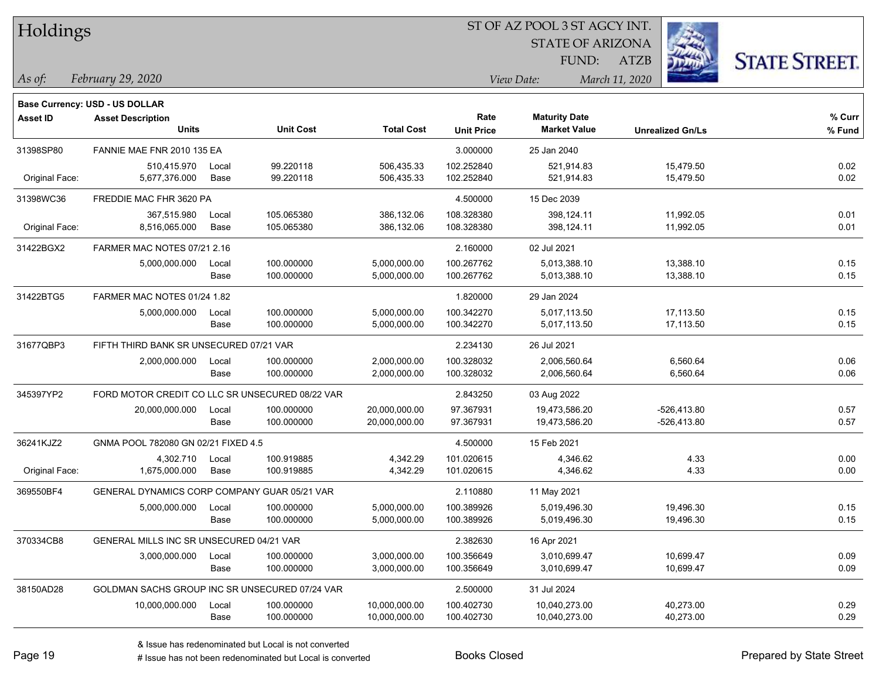# Holdings

ST OF AZ POOL 3 ST AGCY INT.
STATE OF ARIZONA
FUND: ATZB

*As of:* *February 29, 2020*
*View Date:* *March 11, 2020*

**Base Currency: USD - US DOLLAR**

| Asset ID | Asset Description / Units | | Unit Cost | Total Cost | Rate / Unit Price | Maturity Date / Market Value | Unrealized Gn/Ls | % Curr / % Fund |
|---|---|---|---|---|---|---|---|---|
| 31398SP80 | FANNIE MAE FNR 2010 135 EA | | | | 3.000000 | 25 Jan 2040 | | |
| | 510,415.970 | Local | 99.220118 | 506,435.33 | 102.252840 | 521,914.83 | 15,479.50 | 0.02 |
| Original Face: | 5,677,376.000 | Base | 99.220118 | 506,435.33 | 102.252840 | 521,914.83 | 15,479.50 | 0.02 |
| 31398WC36 | FREDDIE MAC FHR 3620 PA | | | | 4.500000 | 15 Dec 2039 | | |
| | 367,515.980 | Local | 105.065380 | 386,132.06 | 108.328380 | 398,124.11 | 11,992.05 | 0.01 |
| Original Face: | 8,516,065.000 | Base | 105.065380 | 386,132.06 | 108.328380 | 398,124.11 | 11,992.05 | 0.01 |
| 31422BGX2 | FARMER MAC NOTES 07/21 2.16 | | | | 2.160000 | 02 Jul 2021 | | |
| | 5,000,000.000 | Local | 100.000000 | 5,000,000.00 | 100.267762 | 5,013,388.10 | 13,388.10 | 0.15 |
| | | Base | 100.000000 | 5,000,000.00 | 100.267762 | 5,013,388.10 | 13,388.10 | 0.15 |
| 31422BTG5 | FARMER MAC NOTES 01/24 1.82 | | | | 1.820000 | 29 Jan 2024 | | |
| | 5,000,000.000 | Local | 100.000000 | 5,000,000.00 | 100.342270 | 5,017,113.50 | 17,113.50 | 0.15 |
| | | Base | 100.000000 | 5,000,000.00 | 100.342270 | 5,017,113.50 | 17,113.50 | 0.15 |
| 31677QBP3 | FIFTH THIRD BANK SR UNSECURED 07/21 VAR | | | | 2.234130 | 26 Jul 2021 | | |
| | 2,000,000.000 | Local | 100.000000 | 2,000,000.00 | 100.328032 | 2,006,560.64 | 6,560.64 | 0.06 |
| | | Base | 100.000000 | 2,000,000.00 | 100.328032 | 2,006,560.64 | 6,560.64 | 0.06 |
| 345397YP2 | FORD MOTOR CREDIT CO LLC SR UNSECURED 08/22 VAR | | | | 2.843250 | 03 Aug 2022 | | |
| | 20,000,000.000 | Local | 100.000000 | 20,000,000.00 | 97.367931 | 19,473,586.20 | -526,413.80 | 0.57 |
| | | Base | 100.000000 | 20,000,000.00 | 97.367931 | 19,473,586.20 | -526,413.80 | 0.57 |
| 36241KJZ2 | GNMA POOL 782080 GN 02/21 FIXED 4.5 | | | | 4.500000 | 15 Feb 2021 | | |
| | 4,302.710 | Local | 100.919885 | 4,342.29 | 101.020615 | 4,346.62 | 4.33 | 0.00 |
| Original Face: | 1,675,000.000 | Base | 100.919885 | 4,342.29 | 101.020615 | 4,346.62 | 4.33 | 0.00 |
| 369550BF4 | GENERAL DYNAMICS CORP COMPANY GUAR 05/21 VAR | | | | 2.110880 | 11 May 2021 | | |
| | 5,000,000.000 | Local | 100.000000 | 5,000,000.00 | 100.389926 | 5,019,496.30 | 19,496.30 | 0.15 |
| | | Base | 100.000000 | 5,000,000.00 | 100.389926 | 5,019,496.30 | 19,496.30 | 0.15 |
| 370334CB8 | GENERAL MILLS INC SR UNSECURED 04/21 VAR | | | | 2.382630 | 16 Apr 2021 | | |
| | 3,000,000.000 | Local | 100.000000 | 3,000,000.00 | 100.356649 | 3,010,699.47 | 10,699.47 | 0.09 |
| | | Base | 100.000000 | 3,000,000.00 | 100.356649 | 3,010,699.47 | 10,699.47 | 0.09 |
| 38150AD28 | GOLDMAN SACHS GROUP INC SR UNSECURED 07/24 VAR | | | | 2.500000 | 31 Jul 2024 | | |
| | 10,000,000.000 | Local | 100.000000 | 10,000,000.00 | 100.402730 | 10,040,273.00 | 40,273.00 | 0.29 |
| | | Base | 100.000000 | 10,000,000.00 | 100.402730 | 10,040,273.00 | 40,273.00 | 0.29 |

& Issue has redenominated but Local is not converted
# Issue has not been redenominated but Local is converted

Books Closed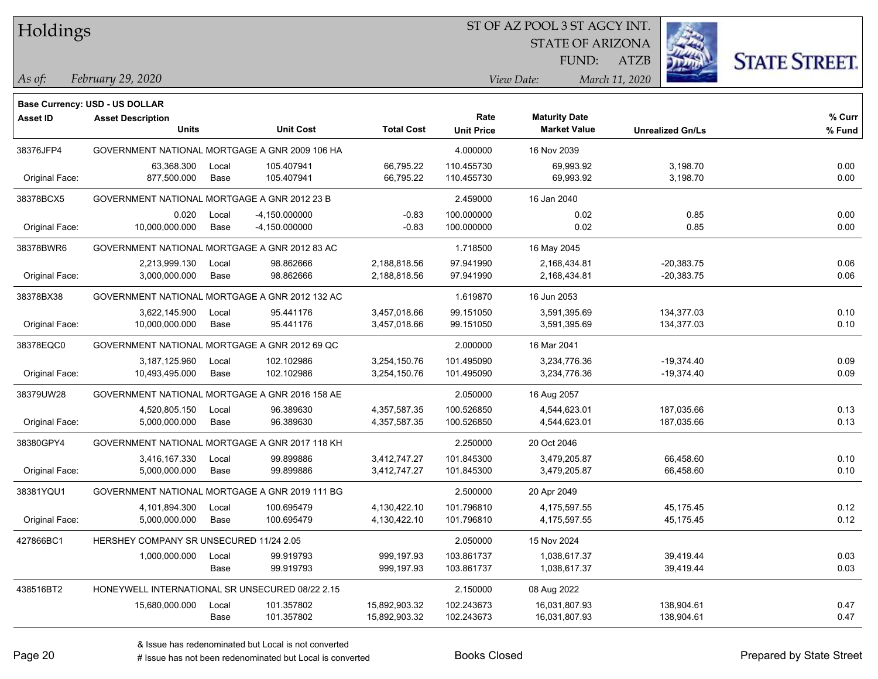# Holdings

ST OF AZ POOL 3 ST AGCY INT.
STATE OF ARIZONA
FUND: ATZB

*As of:* *February 29, 2020*
*View Date:* *March 11, 2020*

**Base Currency: USD - US DOLLAR**

| Asset ID | Asset Description / Units | | Unit Cost | Total Cost | Rate / Unit Price | Maturity Date / Market Value | Unrealized Gn/Ls | % Curr / % Fund |
|---|---|---|---|---|---|---|---|---|
| 38376JFP4 | GOVERNMENT NATIONAL MORTGAGE A GNR 2009 106 HA | | | | 4.000000 | 16 Nov 2039 | | |
| | 63,368.300 | Local | 105.407941 | 66,795.22 | 110.455730 | 69,993.92 | 3,198.70 | 0.00 |
| Original Face: | 877,500.000 | Base | 105.407941 | 66,795.22 | 110.455730 | 69,993.92 | 3,198.70 | 0.00 |
| 38378BCX5 | GOVERNMENT NATIONAL MORTGAGE A GNR 2012 23 B | | | | 2.459000 | 16 Jan 2040 | | |
| | 0.020 | Local | -4,150.000000 | -0.83 | 100.000000 | 0.02 | 0.85 | 0.00 |
| Original Face: | 10,000,000.000 | Base | -4,150.000000 | -0.83 | 100.000000 | 0.02 | 0.85 | 0.00 |
| 38378BWR6 | GOVERNMENT NATIONAL MORTGAGE A GNR 2012 83 AC | | | | 1.718500 | 16 May 2045 | | |
| | 2,213,999.130 | Local | 98.862666 | 2,188,818.56 | 97.941990 | 2,168,434.81 | -20,383.75 | 0.06 |
| Original Face: | 3,000,000.000 | Base | 98.862666 | 2,188,818.56 | 97.941990 | 2,168,434.81 | -20,383.75 | 0.06 |
| 38378BX38 | GOVERNMENT NATIONAL MORTGAGE A GNR 2012 132 AC | | | | 1.619870 | 16 Jun 2053 | | |
| | 3,622,145.900 | Local | 95.441176 | 3,457,018.66 | 99.151050 | 3,591,395.69 | 134,377.03 | 0.10 |
| Original Face: | 10,000,000.000 | Base | 95.441176 | 3,457,018.66 | 99.151050 | 3,591,395.69 | 134,377.03 | 0.10 |
| 38378EQC0 | GOVERNMENT NATIONAL MORTGAGE A GNR 2012 69 QC | | | | 2.000000 | 16 Mar 2041 | | |
| | 3,187,125.960 | Local | 102.102986 | 3,254,150.76 | 101.495090 | 3,234,776.36 | -19,374.40 | 0.09 |
| Original Face: | 10,493,495.000 | Base | 102.102986 | 3,254,150.76 | 101.495090 | 3,234,776.36 | -19,374.40 | 0.09 |
| 38379UW28 | GOVERNMENT NATIONAL MORTGAGE A GNR 2016 158 AE | | | | 2.050000 | 16 Aug 2057 | | |
| | 4,520,805.150 | Local | 96.389630 | 4,357,587.35 | 100.526850 | 4,544,623.01 | 187,035.66 | 0.13 |
| Original Face: | 5,000,000.000 | Base | 96.389630 | 4,357,587.35 | 100.526850 | 4,544,623.01 | 187,035.66 | 0.13 |
| 38380GPY4 | GOVERNMENT NATIONAL MORTGAGE A GNR 2017 118 KH | | | | 2.250000 | 20 Oct 2046 | | |
| | 3,416,167.330 | Local | 99.899886 | 3,412,747.27 | 101.845300 | 3,479,205.87 | 66,458.60 | 0.10 |
| Original Face: | 5,000,000.000 | Base | 99.899886 | 3,412,747.27 | 101.845300 | 3,479,205.87 | 66,458.60 | 0.10 |
| 38381YQU1 | GOVERNMENT NATIONAL MORTGAGE A GNR 2019 111 BG | | | | 2.500000 | 20 Apr 2049 | | |
| | 4,101,894.300 | Local | 100.695479 | 4,130,422.10 | 101.796810 | 4,175,597.55 | 45,175.45 | 0.12 |
| Original Face: | 5,000,000.000 | Base | 100.695479 | 4,130,422.10 | 101.796810 | 4,175,597.55 | 45,175.45 | 0.12 |
| 427866BC1 | HERSHEY COMPANY SR UNSECURED 11/24 2.05 | | | | 2.050000 | 15 Nov 2024 | | |
| | 1,000,000.000 | Local | 99.919793 | 999,197.93 | 103.861737 | 1,038,617.37 | 39,419.44 | 0.03 |
| | | Base | 99.919793 | 999,197.93 | 103.861737 | 1,038,617.37 | 39,419.44 | 0.03 |
| 438516BT2 | HONEYWELL INTERNATIONAL SR UNSECURED 08/22 2.15 | | | | 2.150000 | 08 Aug 2022 | | |
| | 15,680,000.000 | Local | 101.357802 | 15,892,903.32 | 102.243673 | 16,031,807.93 | 138,904.61 | 0.47 |
| | | Base | 101.357802 | 15,892,903.32 | 102.243673 | 16,031,807.93 | 138,904.61 | 0.47 |

& Issue has redenominated but Local is not converted
# Issue has not been redenominated but Local is converted

Books Closed

Prepared by State Street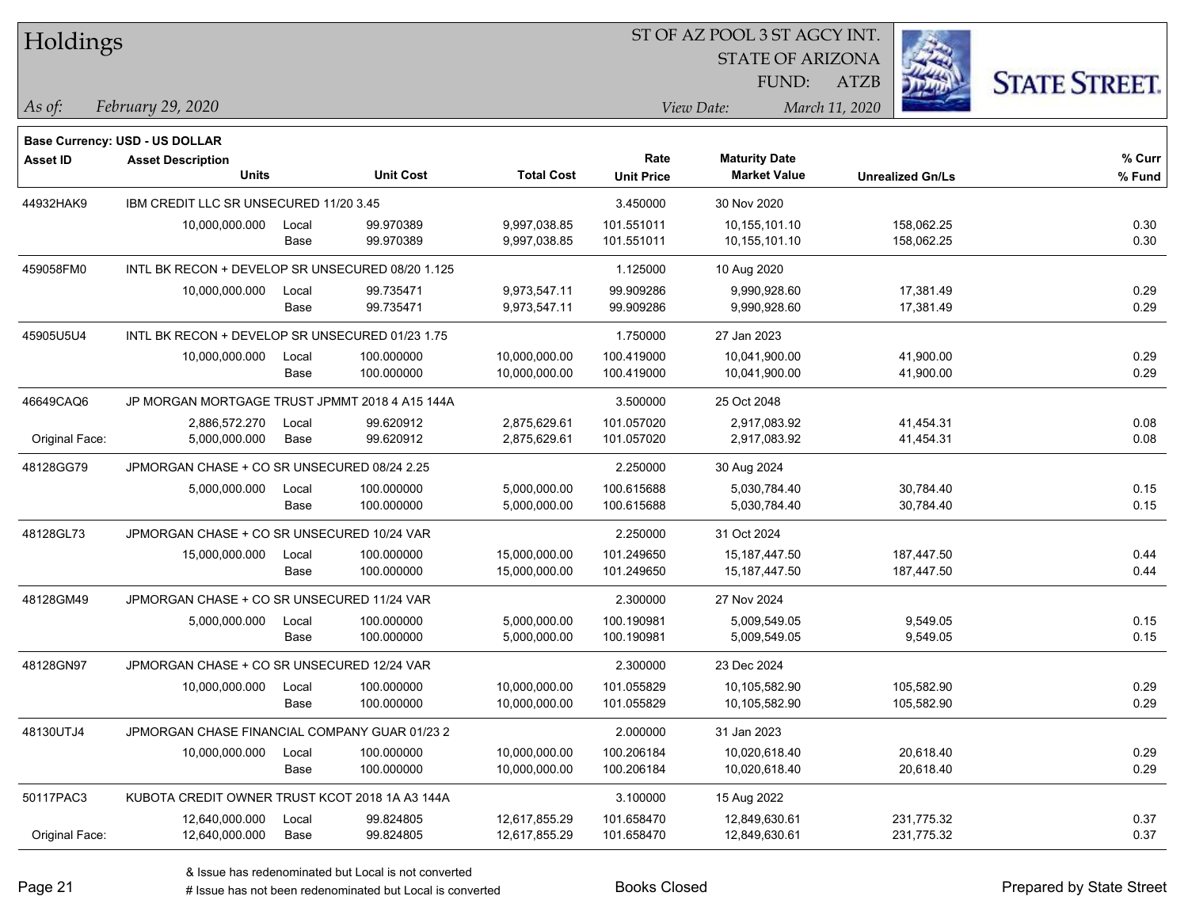# Holdings

ST OF AZ POOL 3 ST AGCY INT.
STATE OF ARIZONA
FUND: ATZB

*As of:* *February 29, 2020*

*View Date:* *March 11, 2020*

**Base Currency: USD - US DOLLAR**

| Asset ID | Asset Description / Units | | Unit Cost | Total Cost | Rate / Unit Price | Maturity Date / Market Value | Unrealized Gn/Ls | % Curr / % Fund |
|---|---|---|---|---|---|---|---|---|
| 44932HAK9 | IBM CREDIT LLC SR UNSECURED 11/20 3.45 | | | | 3.450000 | 30 Nov 2020 | | |
| | 10,000,000.000 | Local | 99.970389 | 9,997,038.85 | 101.551011 | 10,155,101.10 | 158,062.25 | 0.30 |
| | | Base | 99.970389 | 9,997,038.85 | 101.551011 | 10,155,101.10 | 158,062.25 | 0.30 |
| 459058FM0 | INTL BK RECON + DEVELOP SR UNSECURED 08/20 1.125 | | | | 1.125000 | 10 Aug 2020 | | |
| | 10,000,000.000 | Local | 99.735471 | 9,973,547.11 | 99.909286 | 9,990,928.60 | 17,381.49 | 0.29 |
| | | Base | 99.735471 | 9,973,547.11 | 99.909286 | 9,990,928.60 | 17,381.49 | 0.29 |
| 45905U5U4 | INTL BK RECON + DEVELOP SR UNSECURED 01/23 1.75 | | | | 1.750000 | 27 Jan 2023 | | |
| | 10,000,000.000 | Local | 100.000000 | 10,000,000.00 | 100.419000 | 10,041,900.00 | 41,900.00 | 0.29 |
| | | Base | 100.000000 | 10,000,000.00 | 100.419000 | 10,041,900.00 | 41,900.00 | 0.29 |
| 46649CAQ6 | JP MORGAN MORTGAGE TRUST JPMMT 2018 4 A15 144A | | | | 3.500000 | 25 Oct 2048 | | |
| | 2,886,572.270 | Local | 99.620912 | 2,875,629.61 | 101.057020 | 2,917,083.92 | 41,454.31 | 0.08 |
| Original Face: | 5,000,000.000 | Base | 99.620912 | 2,875,629.61 | 101.057020 | 2,917,083.92 | 41,454.31 | 0.08 |
| 48128GG79 | JPMORGAN CHASE + CO SR UNSECURED 08/24 2.25 | | | | 2.250000 | 30 Aug 2024 | | |
| | 5,000,000.000 | Local | 100.000000 | 5,000,000.00 | 100.615688 | 5,030,784.40 | 30,784.40 | 0.15 |
| | | Base | 100.000000 | 5,000,000.00 | 100.615688 | 5,030,784.40 | 30,784.40 | 0.15 |
| 48128GL73 | JPMORGAN CHASE + CO SR UNSECURED 10/24 VAR | | | | 2.250000 | 31 Oct 2024 | | |
| | 15,000,000.000 | Local | 100.000000 | 15,000,000.00 | 101.249650 | 15,187,447.50 | 187,447.50 | 0.44 |
| | | Base | 100.000000 | 15,000,000.00 | 101.249650 | 15,187,447.50 | 187,447.50 | 0.44 |
| 48128GM49 | JPMORGAN CHASE + CO SR UNSECURED 11/24 VAR | | | | 2.300000 | 27 Nov 2024 | | |
| | 5,000,000.000 | Local | 100.000000 | 5,000,000.00 | 100.190981 | 5,009,549.05 | 9,549.05 | 0.15 |
| | | Base | 100.000000 | 5,000,000.00 | 100.190981 | 5,009,549.05 | 9,549.05 | 0.15 |
| 48128GN97 | JPMORGAN CHASE + CO SR UNSECURED 12/24 VAR | | | | 2.300000 | 23 Dec 2024 | | |
| | 10,000,000.000 | Local | 100.000000 | 10,000,000.00 | 101.055829 | 10,105,582.90 | 105,582.90 | 0.29 |
| | | Base | 100.000000 | 10,000,000.00 | 101.055829 | 10,105,582.90 | 105,582.90 | 0.29 |
| 48130UTJ4 | JPMORGAN CHASE FINANCIAL COMPANY GUAR 01/23 2 | | | | 2.000000 | 31 Jan 2023 | | |
| | 10,000,000.000 | Local | 100.000000 | 10,000,000.00 | 100.206184 | 10,020,618.40 | 20,618.40 | 0.29 |
| | | Base | 100.000000 | 10,000,000.00 | 100.206184 | 10,020,618.40 | 20,618.40 | 0.29 |
| 50117PAC3 | KUBOTA CREDIT OWNER TRUST KCOT 2018 1A A3 144A | | | | 3.100000 | 15 Aug 2022 | | |
| | 12,640,000.000 | Local | 99.824805 | 12,617,855.29 | 101.658470 | 12,849,630.61 | 231,775.32 | 0.37 |
| Original Face: | 12,640,000.000 | Base | 99.824805 | 12,617,855.29 | 101.658470 | 12,849,630.61 | 231,775.32 | 0.37 |

& Issue has redenominated but Local is not converted
# Issue has not been redenominated but Local is converted

Books Closed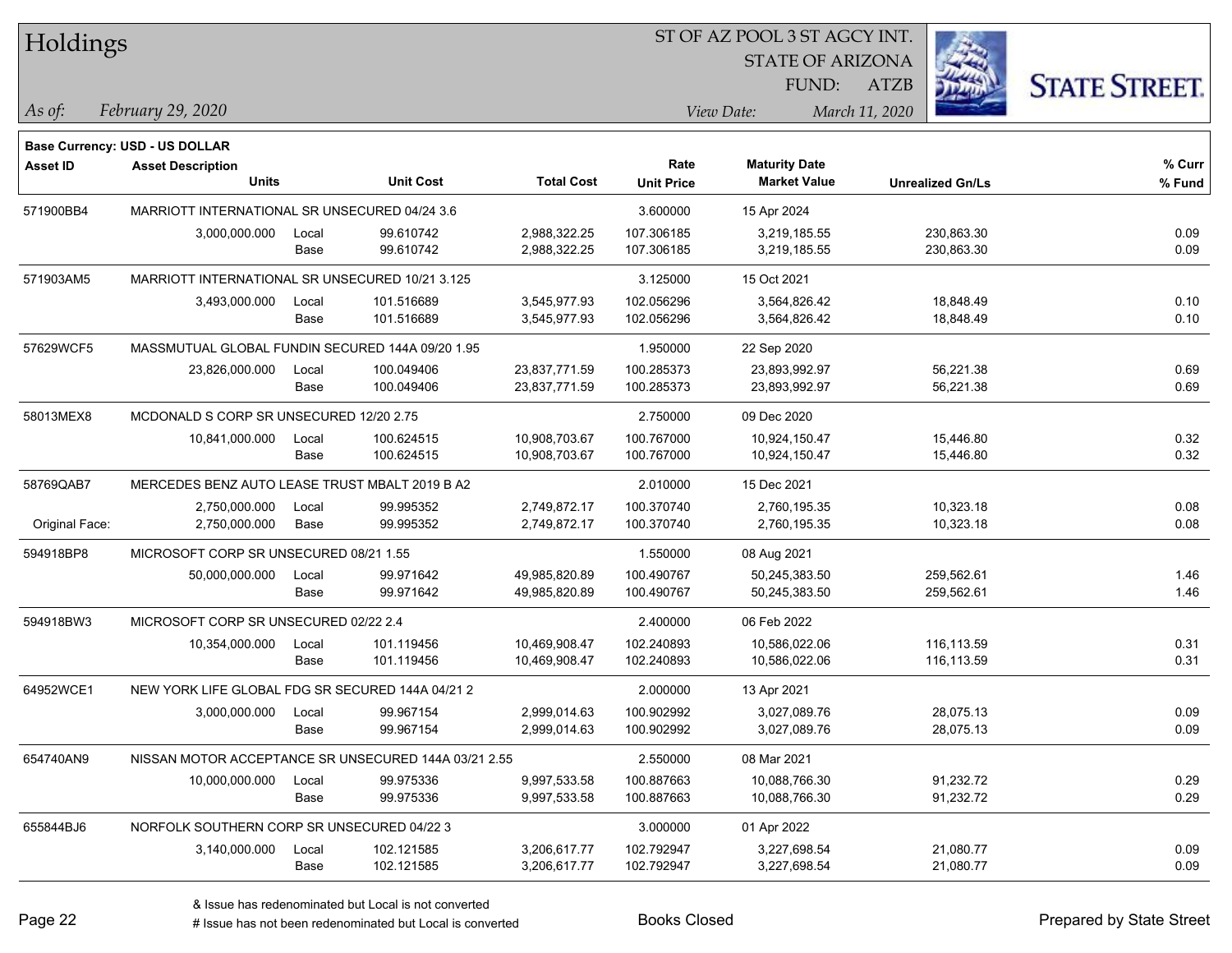# Holdings

ST OF AZ POOL 3 ST AGCY INT.
STATE OF ARIZONA
FUND: ATZB

*As of:* *February 29, 2020*
*View Date:* *March 11, 2020*

**Base Currency: USD - US DOLLAR**

| Asset ID | Asset Description / Units | | Unit Cost | Total Cost | Rate / Unit Price | Maturity Date / Market Value | Unrealized Gn/Ls | % Curr / % Fund |
|---|---|---|---|---|---|---|---|---|
| 571900BB4 | MARRIOTT INTERNATIONAL SR UNSECURED 04/24 3.6 | | | | 3.600000 | 15 Apr 2024 | | |
| | 3,000,000.000 | Local | 99.610742 | 2,988,322.25 | 107.306185 | 3,219,185.55 | 230,863.30 | 0.09 |
| | | Base | 99.610742 | 2,988,322.25 | 107.306185 | 3,219,185.55 | 230,863.30 | 0.09 |
| 571903AM5 | MARRIOTT INTERNATIONAL SR UNSECURED 10/21 3.125 | | | | 3.125000 | 15 Oct 2021 | | |
| | 3,493,000.000 | Local | 101.516689 | 3,545,977.93 | 102.056296 | 3,564,826.42 | 18,848.49 | 0.10 |
| | | Base | 101.516689 | 3,545,977.93 | 102.056296 | 3,564,826.42 | 18,848.49 | 0.10 |
| 57629WCF5 | MASSMUTUAL GLOBAL FUNDIN SECURED 144A 09/20 1.95 | | | | 1.950000 | 22 Sep 2020 | | |
| | 23,826,000.000 | Local | 100.049406 | 23,837,771.59 | 100.285373 | 23,893,992.97 | 56,221.38 | 0.69 |
| | | Base | 100.049406 | 23,837,771.59 | 100.285373 | 23,893,992.97 | 56,221.38 | 0.69 |
| 58013MEX8 | MCDONALD S CORP SR UNSECURED 12/20 2.75 | | | | 2.750000 | 09 Dec 2020 | | |
| | 10,841,000.000 | Local | 100.624515 | 10,908,703.67 | 100.767000 | 10,924,150.47 | 15,446.80 | 0.32 |
| | | Base | 100.624515 | 10,908,703.67 | 100.767000 | 10,924,150.47 | 15,446.80 | 0.32 |
| 58769QAB7 | MERCEDES BENZ AUTO LEASE TRUST MBALT 2019 B A2 | | | | 2.010000 | 15 Dec 2021 | | |
| | 2,750,000.000 | Local | 99.995352 | 2,749,872.17 | 100.370740 | 2,760,195.35 | 10,323.18 | 0.08 |
| Original Face: | 2,750,000.000 | Base | 99.995352 | 2,749,872.17 | 100.370740 | 2,760,195.35 | 10,323.18 | 0.08 |
| 594918BP8 | MICROSOFT CORP SR UNSECURED 08/21 1.55 | | | | 1.550000 | 08 Aug 2021 | | |
| | 50,000,000.000 | Local | 99.971642 | 49,985,820.89 | 100.490767 | 50,245,383.50 | 259,562.61 | 1.46 |
| | | Base | 99.971642 | 49,985,820.89 | 100.490767 | 50,245,383.50 | 259,562.61 | 1.46 |
| 594918BW3 | MICROSOFT CORP SR UNSECURED 02/22 2.4 | | | | 2.400000 | 06 Feb 2022 | | |
| | 10,354,000.000 | Local | 101.119456 | 10,469,908.47 | 102.240893 | 10,586,022.06 | 116,113.59 | 0.31 |
| | | Base | 101.119456 | 10,469,908.47 | 102.240893 | 10,586,022.06 | 116,113.59 | 0.31 |
| 64952WCE1 | NEW YORK LIFE GLOBAL FDG SR SECURED 144A 04/21 2 | | | | 2.000000 | 13 Apr 2021 | | |
| | 3,000,000.000 | Local | 99.967154 | 2,999,014.63 | 100.902992 | 3,027,089.76 | 28,075.13 | 0.09 |
| | | Base | 99.967154 | 2,999,014.63 | 100.902992 | 3,027,089.76 | 28,075.13 | 0.09 |
| 654740AN9 | NISSAN MOTOR ACCEPTANCE SR UNSECURED 144A 03/21 2.55 | | | | 2.550000 | 08 Mar 2021 | | |
| | 10,000,000.000 | Local | 99.975336 | 9,997,533.58 | 100.887663 | 10,088,766.30 | 91,232.72 | 0.29 |
| | | Base | 99.975336 | 9,997,533.58 | 100.887663 | 10,088,766.30 | 91,232.72 | 0.29 |
| 655844BJ6 | NORFOLK SOUTHERN CORP SR UNSECURED 04/22 3 | | | | 3.000000 | 01 Apr 2022 | | |
| | 3,140,000.000 | Local | 102.121585 | 3,206,617.77 | 102.792947 | 3,227,698.54 | 21,080.77 | 0.09 |
| | | Base | 102.121585 | 3,206,617.77 | 102.792947 | 3,227,698.54 | 21,080.77 | 0.09 |

& Issue has redenominated but Local is not converted
# Issue has not been redenominated but Local is converted

Books Closed

Prepared by State Street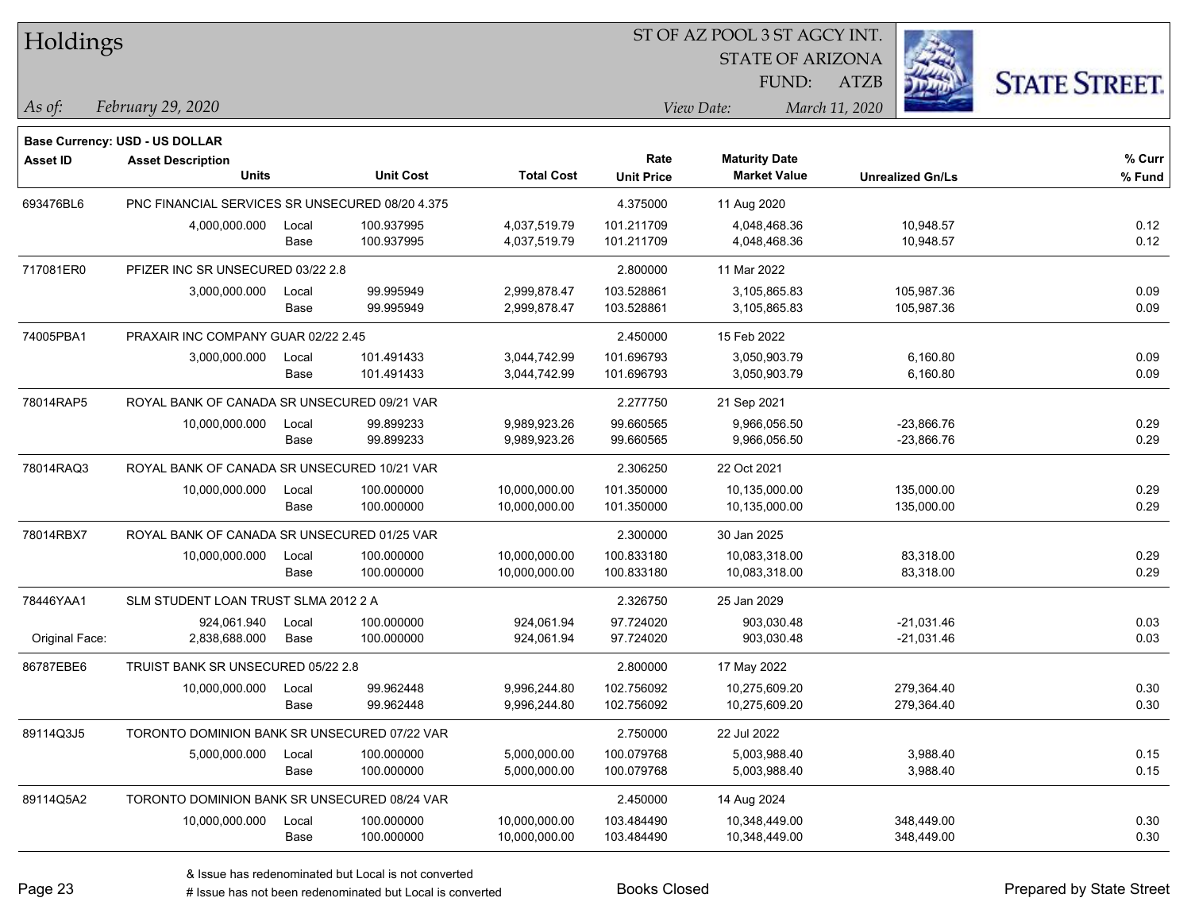Holdings

ST OF AZ POOL 3 ST AGCY INT.
STATE OF ARIZONA
FUND: ATZB

*As of: February 29, 2020*

*View Date: March 11, 2020*

**Base Currency: USD - US DOLLAR**

| Asset ID | Asset Description / Units | | Unit Cost | Total Cost | Rate / Unit Price | Maturity Date / Market Value | Unrealized Gn/Ls | % Curr / % Fund |
|---|---|---|---|---|---|---|---|---|
| 693476BL6 | PNC FINANCIAL SERVICES SR UNSECURED 08/20 4.375 | | | | 4.375000 | 11 Aug 2020 | | |
| | 4,000,000.000 | Local | 100.937995 | 4,037,519.79 | 101.211709 | 4,048,468.36 | 10,948.57 | 0.12 |
| | | Base | 100.937995 | 4,037,519.79 | 101.211709 | 4,048,468.36 | 10,948.57 | 0.12 |
| 717081ER0 | PFIZER INC SR UNSECURED 03/22 2.8 | | | | 2.800000 | 11 Mar 2022 | | |
| | 3,000,000.000 | Local | 99.995949 | 2,999,878.47 | 103.528861 | 3,105,865.83 | 105,987.36 | 0.09 |
| | | Base | 99.995949 | 2,999,878.47 | 103.528861 | 3,105,865.83 | 105,987.36 | 0.09 |
| 74005PBA1 | PRAXAIR INC COMPANY GUAR 02/22 2.45 | | | | 2.450000 | 15 Feb 2022 | | |
| | 3,000,000.000 | Local | 101.491433 | 3,044,742.99 | 101.696793 | 3,050,903.79 | 6,160.80 | 0.09 |
| | | Base | 101.491433 | 3,044,742.99 | 101.696793 | 3,050,903.79 | 6,160.80 | 0.09 |
| 78014RAP5 | ROYAL BANK OF CANADA SR UNSECURED 09/21 VAR | | | | 2.277750 | 21 Sep 2021 | | |
| | 10,000,000.000 | Local | 99.899233 | 9,989,923.26 | 99.660565 | 9,966,056.50 | -23,866.76 | 0.29 |
| | | Base | 99.899233 | 9,989,923.26 | 99.660565 | 9,966,056.50 | -23,866.76 | 0.29 |
| 78014RAQ3 | ROYAL BANK OF CANADA SR UNSECURED 10/21 VAR | | | | 2.306250 | 22 Oct 2021 | | |
| | 10,000,000.000 | Local | 100.000000 | 10,000,000.00 | 101.350000 | 10,135,000.00 | 135,000.00 | 0.29 |
| | | Base | 100.000000 | 10,000,000.00 | 101.350000 | 10,135,000.00 | 135,000.00 | 0.29 |
| 78014RBX7 | ROYAL BANK OF CANADA SR UNSECURED 01/25 VAR | | | | 2.300000 | 30 Jan 2025 | | |
| | 10,000,000.000 | Local | 100.000000 | 10,000,000.00 | 100.833180 | 10,083,318.00 | 83,318.00 | 0.29 |
| | | Base | 100.000000 | 10,000,000.00 | 100.833180 | 10,083,318.00 | 83,318.00 | 0.29 |
| 78446YAA1 | SLM STUDENT LOAN TRUST SLMA 2012 2 A | | | | 2.326750 | 25 Jan 2029 | | |
| | 924,061.940 | Local | 100.000000 | 924,061.94 | 97.724020 | 903,030.48 | -21,031.46 | 0.03 |
| Original Face: | 2,838,688.000 | Base | 100.000000 | 924,061.94 | 97.724020 | 903,030.48 | -21,031.46 | 0.03 |
| 86787EBE6 | TRUIST BANK SR UNSECURED 05/22 2.8 | | | | 2.800000 | 17 May 2022 | | |
| | 10,000,000.000 | Local | 99.962448 | 9,996,244.80 | 102.756092 | 10,275,609.20 | 279,364.40 | 0.30 |
| | | Base | 99.962448 | 9,996,244.80 | 102.756092 | 10,275,609.20 | 279,364.40 | 0.30 |
| 89114Q3J5 | TORONTO DOMINION BANK SR UNSECURED 07/22 VAR | | | | 2.750000 | 22 Jul 2022 | | |
| | 5,000,000.000 | Local | 100.000000 | 5,000,000.00 | 100.079768 | 5,003,988.40 | 3,988.40 | 0.15 |
| | | Base | 100.000000 | 5,000,000.00 | 100.079768 | 5,003,988.40 | 3,988.40 | 0.15 |
| 89114Q5A2 | TORONTO DOMINION BANK SR UNSECURED 08/24 VAR | | | | 2.450000 | 14 Aug 2024 | | |
| | 10,000,000.000 | Local | 100.000000 | 10,000,000.00 | 103.484490 | 10,348,449.00 | 348,449.00 | 0.30 |
| | | Base | 100.000000 | 10,000,000.00 | 103.484490 | 10,348,449.00 | 348,449.00 | 0.30 |

& Issue has redenominated but Local is not converted
# Issue has not been redenominated but Local is converted

Books Closed

Prepared by State Street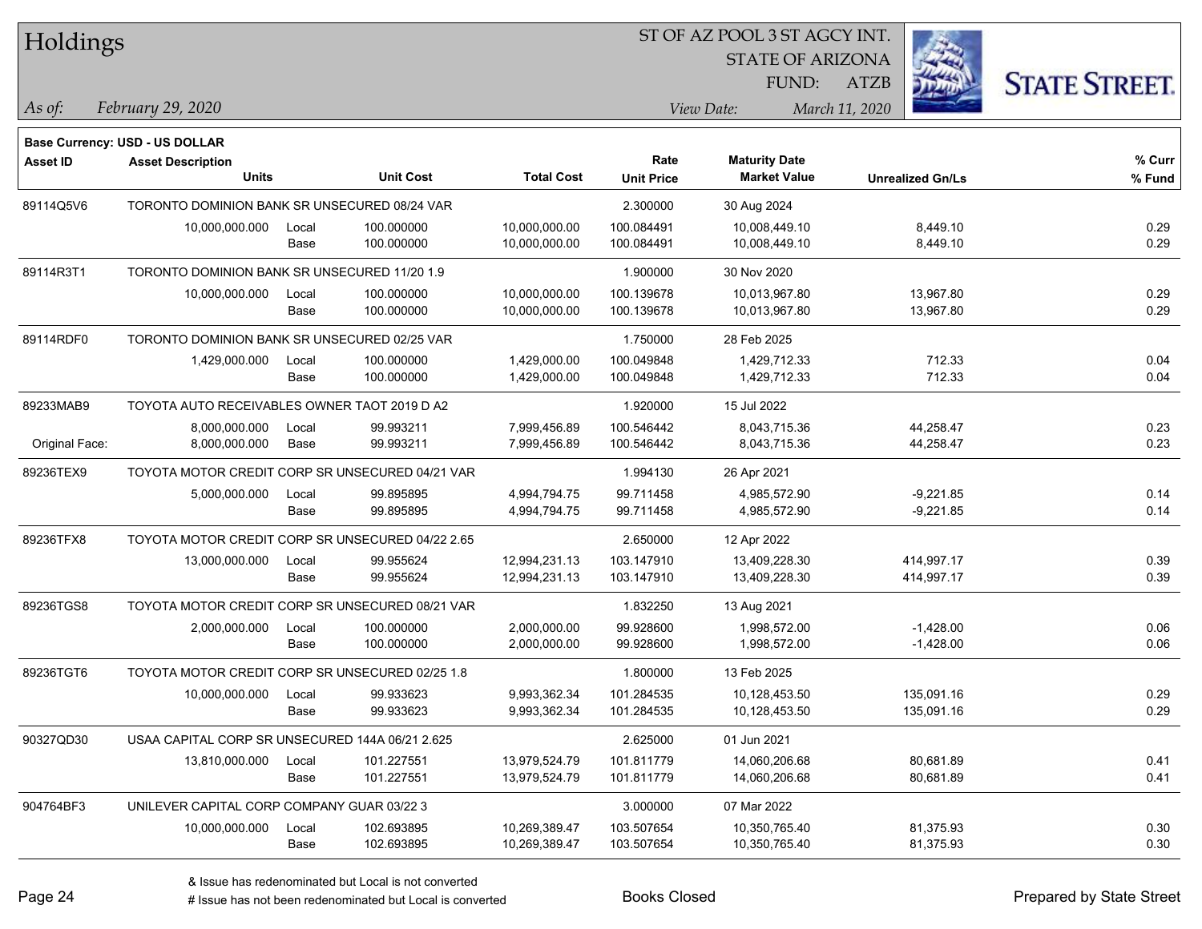**Base Currency: USD - US DOLLAR**

| Asset ID | Asset Description / Units | | Unit Cost | Total Cost | Rate / Unit Price | Maturity Date / Market Value | Unrealized Gn/Ls | % Curr / % Fund |
|---|---|---|---|---|---|---|---|---|
| 89114Q5V6 | TORONTO DOMINION BANK SR UNSECURED 08/24 VAR | | | | 2.300000 | 30 Aug 2024 | | |
| | 10,000,000.000 | Local | 100.000000 | 10,000,000.00 | 100.084491 | 10,008,449.10 | 8,449.10 | 0.29 |
| | | Base | 100.000000 | 10,000,000.00 | 100.084491 | 10,008,449.10 | 8,449.10 | 0.29 |
| 89114R3T1 | TORONTO DOMINION BANK SR UNSECURED 11/20 1.9 | | | | 1.900000 | 30 Nov 2020 | | |
| | 10,000,000.000 | Local | 100.000000 | 10,000,000.00 | 100.139678 | 10,013,967.80 | 13,967.80 | 0.29 |
| | | Base | 100.000000 | 10,000,000.00 | 100.139678 | 10,013,967.80 | 13,967.80 | 0.29 |
| 89114RDF0 | TORONTO DOMINION BANK SR UNSECURED 02/25 VAR | | | | 1.750000 | 28 Feb 2025 | | |
| | 1,429,000.000 | Local | 100.000000 | 1,429,000.00 | 100.049848 | 1,429,712.33 | 712.33 | 0.04 |
| | | Base | 100.000000 | 1,429,000.00 | 100.049848 | 1,429,712.33 | 712.33 | 0.04 |
| 89233MAB9 | TOYOTA AUTO RECEIVABLES OWNER TAOT 2019 D A2 | | | | 1.920000 | 15 Jul 2022 | | |
| | 8,000,000.000 | Local | 99.993211 | 7,999,456.89 | 100.546442 | 8,043,715.36 | 44,258.47 | 0.23 |
| Original Face: | 8,000,000.000 | Base | 99.993211 | 7,999,456.89 | 100.546442 | 8,043,715.36 | 44,258.47 | 0.23 |
| 89236TEX9 | TOYOTA MOTOR CREDIT CORP SR UNSECURED 04/21 VAR | | | | 1.994130 | 26 Apr 2021 | | |
| | 5,000,000.000 | Local | 99.895895 | 4,994,794.75 | 99.711458 | 4,985,572.90 | -9,221.85 | 0.14 |
| | | Base | 99.895895 | 4,994,794.75 | 99.711458 | 4,985,572.90 | -9,221.85 | 0.14 |
| 89236TFX8 | TOYOTA MOTOR CREDIT CORP SR UNSECURED 04/22 2.65 | | | | 2.650000 | 12 Apr 2022 | | |
| | 13,000,000.000 | Local | 99.955624 | 12,994,231.13 | 103.147910 | 13,409,228.30 | 414,997.17 | 0.39 |
| | | Base | 99.955624 | 12,994,231.13 | 103.147910 | 13,409,228.30 | 414,997.17 | 0.39 |
| 89236TGS8 | TOYOTA MOTOR CREDIT CORP SR UNSECURED 08/21 VAR | | | | 1.832250 | 13 Aug 2021 | | |
| | 2,000,000.000 | Local | 100.000000 | 2,000,000.00 | 99.928600 | 1,998,572.00 | -1,428.00 | 0.06 |
| | | Base | 100.000000 | 2,000,000.00 | 99.928600 | 1,998,572.00 | -1,428.00 | 0.06 |
| 89236TGT6 | TOYOTA MOTOR CREDIT CORP SR UNSECURED 02/25 1.8 | | | | 1.800000 | 13 Feb 2025 | | |
| | 10,000,000.000 | Local | 99.933623 | 9,993,362.34 | 101.284535 | 10,128,453.50 | 135,091.16 | 0.29 |
| | | Base | 99.933623 | 9,993,362.34 | 101.284535 | 10,128,453.50 | 135,091.16 | 0.29 |
| 90327QD30 | USAA CAPITAL CORP SR UNSECURED 144A 06/21 2.625 | | | | 2.625000 | 01 Jun 2021 | | |
| | 13,810,000.000 | Local | 101.227551 | 13,979,524.79 | 101.811779 | 14,060,206.68 | 80,681.89 | 0.41 |
| | | Base | 101.227551 | 13,979,524.79 | 101.811779 | 14,060,206.68 | 80,681.89 | 0.41 |
| 904764BF3 | UNILEVER CAPITAL CORP COMPANY GUAR 03/22 3 | | | | 3.000000 | 07 Mar 2022 | | |
| | 10,000,000.000 | Local | 102.693895 | 10,269,389.47 | 103.507654 | 10,350,765.40 | 81,375.93 | 0.30 |
| | | Base | 102.693895 | 10,269,389.47 | 103.507654 | 10,350,765.40 | 81,375.93 | 0.30 |

& Issue has redenominated but Local is not converted
# Issue has not been redenominated but Local is converted

Books Closed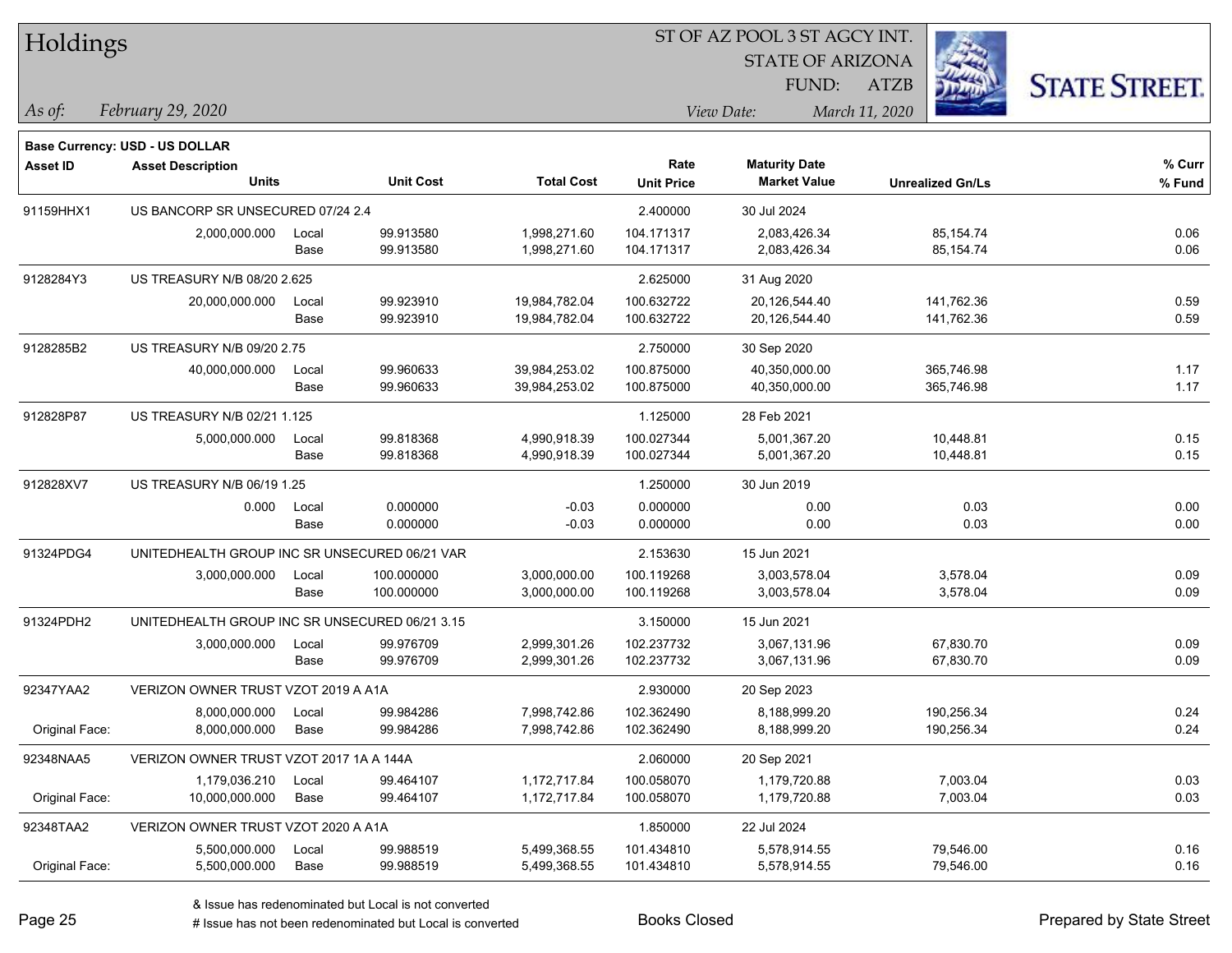# Holdings

**ST OF AZ POOL 3 ST AGCY INT.**
**STATE OF ARIZONA**
**FUND: ATZB**

*As of:* February 29, 2020 *View Date:* March 11, 2020

**Base Currency: USD - US DOLLAR**

| Asset ID | Asset Description / Units | | Unit Cost | Total Cost | Rate / Unit Price | Maturity Date / Market Value | Unrealized Gn/Ls | % Curr / % Fund |
|---|---|---|---|---|---|---|---|---|
| 91159HHX1 | US BANCORP SR UNSECURED 07/24 2.4 | | | | 2.400000 | 30 Jul 2024 | | |
| | 2,000,000.000 | Local | 99.913580 | 1,998,271.60 | 104.171317 | 2,083,426.34 | 85,154.74 | 0.06 |
| | | Base | 99.913580 | 1,998,271.60 | 104.171317 | 2,083,426.34 | 85,154.74 | 0.06 |
| 9128284Y3 | US TREASURY N/B 08/20 2.625 | | | | 2.625000 | 31 Aug 2020 | | |
| | 20,000,000.000 | Local | 99.923910 | 19,984,782.04 | 100.632722 | 20,126,544.40 | 141,762.36 | 0.59 |
| | | Base | 99.923910 | 19,984,782.04 | 100.632722 | 20,126,544.40 | 141,762.36 | 0.59 |
| 9128285B2 | US TREASURY N/B 09/20 2.75 | | | | 2.750000 | 30 Sep 2020 | | |
| | 40,000,000.000 | Local | 99.960633 | 39,984,253.02 | 100.875000 | 40,350,000.00 | 365,746.98 | 1.17 |
| | | Base | 99.960633 | 39,984,253.02 | 100.875000 | 40,350,000.00 | 365,746.98 | 1.17 |
| 912828P87 | US TREASURY N/B 02/21 1.125 | | | | 1.125000 | 28 Feb 2021 | | |
| | 5,000,000.000 | Local | 99.818368 | 4,990,918.39 | 100.027344 | 5,001,367.20 | 10,448.81 | 0.15 |
| | | Base | 99.818368 | 4,990,918.39 | 100.027344 | 5,001,367.20 | 10,448.81 | 0.15 |
| 912828XV7 | US TREASURY N/B 06/19 1.25 | | | | 1.250000 | 30 Jun 2019 | | |
| | 0.000 | Local | 0.000000 | -0.03 | 0.000000 | 0.00 | 0.03 | 0.00 |
| | | Base | 0.000000 | -0.03 | 0.000000 | 0.00 | 0.03 | 0.00 |
| 91324PDG4 | UNITEDHEALTH GROUP INC SR UNSECURED 06/21 VAR | | | | 2.153630 | 15 Jun 2021 | | |
| | 3,000,000.000 | Local | 100.000000 | 3,000,000.00 | 100.119268 | 3,003,578.04 | 3,578.04 | 0.09 |
| | | Base | 100.000000 | 3,000,000.00 | 100.119268 | 3,003,578.04 | 3,578.04 | 0.09 |
| 91324PDH2 | UNITEDHEALTH GROUP INC SR UNSECURED 06/21 3.15 | | | | 3.150000 | 15 Jun 2021 | | |
| | 3,000,000.000 | Local | 99.976709 | 2,999,301.26 | 102.237732 | 3,067,131.96 | 67,830.70 | 0.09 |
| | | Base | 99.976709 | 2,999,301.26 | 102.237732 | 3,067,131.96 | 67,830.70 | 0.09 |
| 92347YAA2 | VERIZON OWNER TRUST VZOT 2019 A A1A | | | | 2.930000 | 20 Sep 2023 | | |
| | 8,000,000.000 | Local | 99.984286 | 7,998,742.86 | 102.362490 | 8,188,999.20 | 190,256.34 | 0.24 |
| Original Face: | 8,000,000.000 | Base | 99.984286 | 7,998,742.86 | 102.362490 | 8,188,999.20 | 190,256.34 | 0.24 |
| 92348NAA5 | VERIZON OWNER TRUST VZOT 2017 1A A 144A | | | | 2.060000 | 20 Sep 2021 | | |
| | 1,179,036.210 | Local | 99.464107 | 1,172,717.84 | 100.058070 | 1,179,720.88 | 7,003.04 | 0.03 |
| Original Face: | 10,000,000.000 | Base | 99.464107 | 1,172,717.84 | 100.058070 | 1,179,720.88 | 7,003.04 | 0.03 |
| 92348TAA2 | VERIZON OWNER TRUST VZOT 2020 A A1A | | | | 1.850000 | 22 Jul 2024 | | |
| | 5,500,000.000 | Local | 99.988519 | 5,499,368.55 | 101.434810 | 5,578,914.55 | 79,546.00 | 0.16 |
| Original Face: | 5,500,000.000 | Base | 99.988519 | 5,499,368.55 | 101.434810 | 5,578,914.55 | 79,546.00 | 0.16 |

& Issue has redenominated but Local is not converted
# Issue has not been redenominated but Local is converted

Books Closed

Prepared by State Street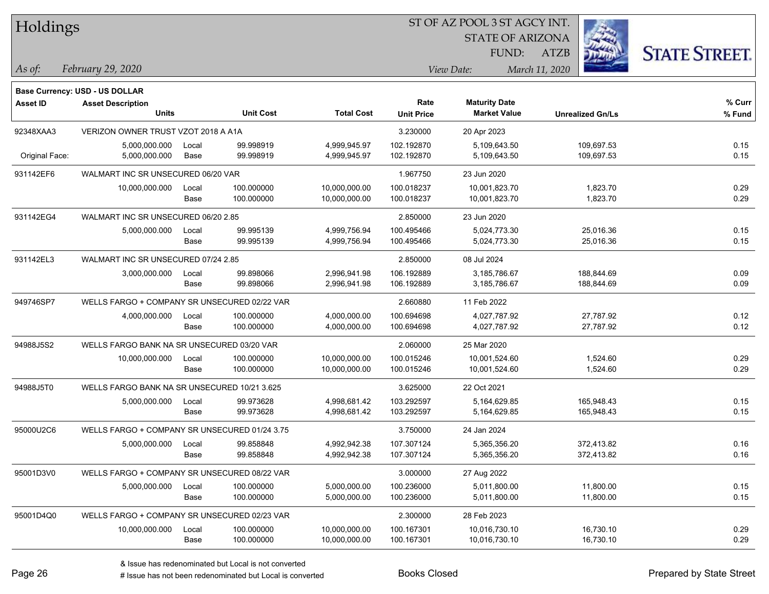# Holdings

ST OF AZ POOL 3 ST AGCY INT.
STATE OF ARIZONA
FUND: ATZB

*As of: February 29, 2020*
*View Date: March 11, 2020*

**Base Currency: USD - US DOLLAR**

| Asset ID | Asset Description / Units | | Unit Cost | Total Cost | Rate / Unit Price | Maturity Date / Market Value | Unrealized Gn/Ls | % Curr / % Fund |
|---|---|---|---|---|---|---|---|---|
| 92348XAA3 | VERIZON OWNER TRUST VZOT 2018 A A1A | | | | 3.230000 | 20 Apr 2023 | | |
| | 5,000,000.000 | Local | 99.998919 | 4,999,945.97 | 102.192870 | 5,109,643.50 | 109,697.53 | 0.15 |
| Original Face: | 5,000,000.000 | Base | 99.998919 | 4,999,945.97 | 102.192870 | 5,109,643.50 | 109,697.53 | 0.15 |
| 931142EF6 | WALMART INC SR UNSECURED 06/20 VAR | | | | 1.967750 | 23 Jun 2020 | | |
| | 10,000,000.000 | Local | 100.000000 | 10,000,000.00 | 100.018237 | 10,001,823.70 | 1,823.70 | 0.29 |
| | | Base | 100.000000 | 10,000,000.00 | 100.018237 | 10,001,823.70 | 1,823.70 | 0.29 |
| 931142EG4 | WALMART INC SR UNSECURED 06/20 2.85 | | | | 2.850000 | 23 Jun 2020 | | |
| | 5,000,000.000 | Local | 99.995139 | 4,999,756.94 | 100.495466 | 5,024,773.30 | 25,016.36 | 0.15 |
| | | Base | 99.995139 | 4,999,756.94 | 100.495466 | 5,024,773.30 | 25,016.36 | 0.15 |
| 931142EL3 | WALMART INC SR UNSECURED 07/24 2.85 | | | | 2.850000 | 08 Jul 2024 | | |
| | 3,000,000.000 | Local | 99.898066 | 2,996,941.98 | 106.192889 | 3,185,786.67 | 188,844.69 | 0.09 |
| | | Base | 99.898066 | 2,996,941.98 | 106.192889 | 3,185,786.67 | 188,844.69 | 0.09 |
| 949746SP7 | WELLS FARGO + COMPANY SR UNSECURED 02/22 VAR | | | | 2.660880 | 11 Feb 2022 | | |
| | 4,000,000.000 | Local | 100.000000 | 4,000,000.00 | 100.694698 | 4,027,787.92 | 27,787.92 | 0.12 |
| | | Base | 100.000000 | 4,000,000.00 | 100.694698 | 4,027,787.92 | 27,787.92 | 0.12 |
| 94988J5S2 | WELLS FARGO BANK NA SR UNSECURED 03/20 VAR | | | | 2.060000 | 25 Mar 2020 | | |
| | 10,000,000.000 | Local | 100.000000 | 10,000,000.00 | 100.015246 | 10,001,524.60 | 1,524.60 | 0.29 |
| | | Base | 100.000000 | 10,000,000.00 | 100.015246 | 10,001,524.60 | 1,524.60 | 0.29 |
| 94988J5T0 | WELLS FARGO BANK NA SR UNSECURED 10/21 3.625 | | | | 3.625000 | 22 Oct 2021 | | |
| | 5,000,000.000 | Local | 99.973628 | 4,998,681.42 | 103.292597 | 5,164,629.85 | 165,948.43 | 0.15 |
| | | Base | 99.973628 | 4,998,681.42 | 103.292597 | 5,164,629.85 | 165,948.43 | 0.15 |
| 95000U2C6 | WELLS FARGO + COMPANY SR UNSECURED 01/24 3.75 | | | | 3.750000 | 24 Jan 2024 | | |
| | 5,000,000.000 | Local | 99.858848 | 4,992,942.38 | 107.307124 | 5,365,356.20 | 372,413.82 | 0.16 |
| | | Base | 99.858848 | 4,992,942.38 | 107.307124 | 5,365,356.20 | 372,413.82 | 0.16 |
| 95001D3V0 | WELLS FARGO + COMPANY SR UNSECURED 08/22 VAR | | | | 3.000000 | 27 Aug 2022 | | |
| | 5,000,000.000 | Local | 100.000000 | 5,000,000.00 | 100.236000 | 5,011,800.00 | 11,800.00 | 0.15 |
| | | Base | 100.000000 | 5,000,000.00 | 100.236000 | 5,011,800.00 | 11,800.00 | 0.15 |
| 95001D4Q0 | WELLS FARGO + COMPANY SR UNSECURED 02/23 VAR | | | | 2.300000 | 28 Feb 2023 | | |
| | 10,000,000.000 | Local | 100.000000 | 10,000,000.00 | 100.167301 | 10,016,730.10 | 16,730.10 | 0.29 |
| | | Base | 100.000000 | 10,000,000.00 | 100.167301 | 10,016,730.10 | 16,730.10 | 0.29 |

& Issue has redenominated but Local is not converted
# Issue has not been redenominated but Local is converted

Books Closed

Prepared by State Street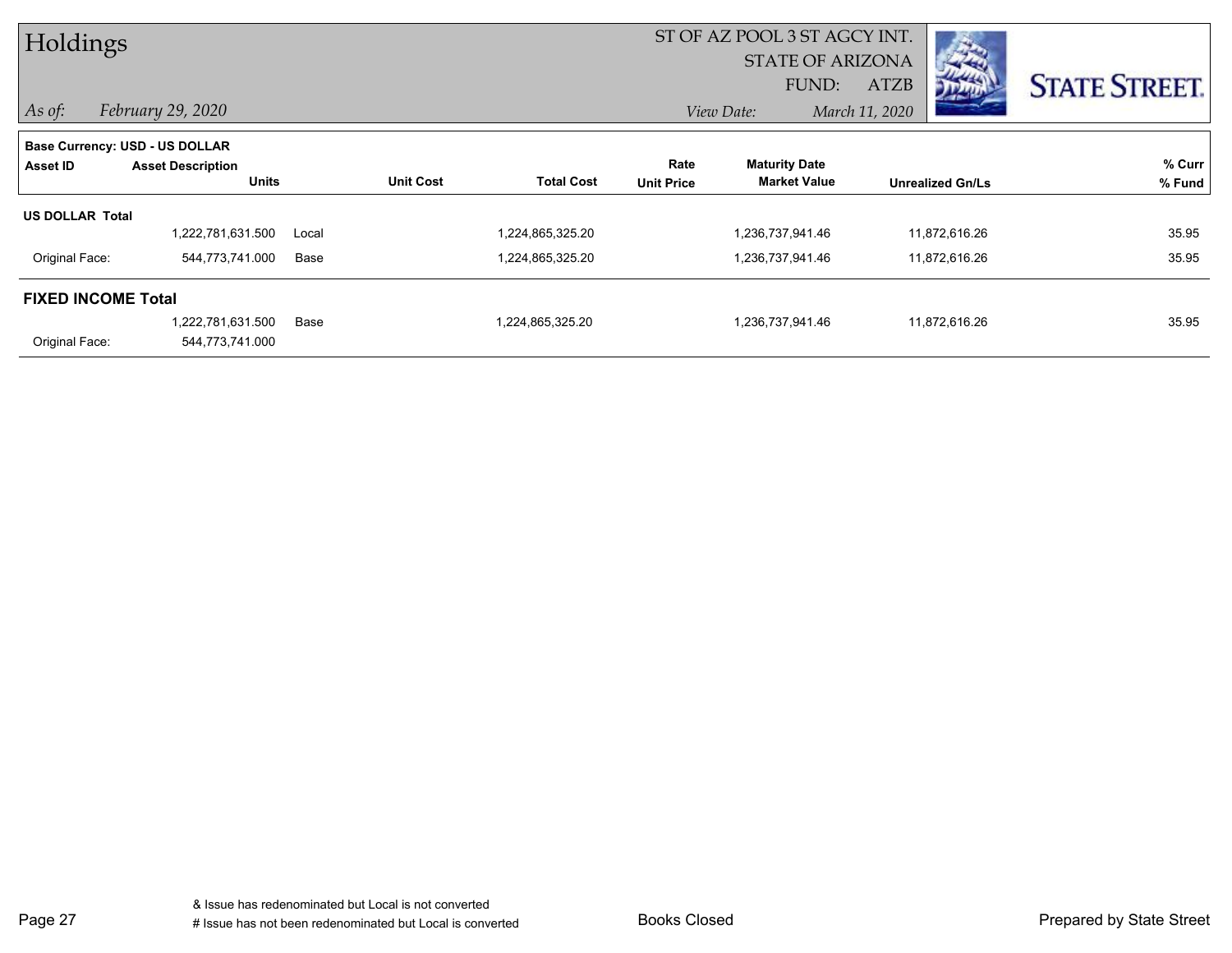# Holdings

ST OF AZ POOL 3 ST AGCY INT.
STATE OF ARIZONA
FUND: ATZB

*As of: February 29, 2020*

*View Date: March 11, 2020*

**Base Currency: USD - US DOLLAR**

| Asset ID | Asset Description / Units | | Unit Cost | Total Cost | Rate / Unit Price | Maturity Date / Market Value | Unrealized Gn/Ls | % Curr / % Fund |
|---|---|---|---|---|---|---|---|---|
| **US DOLLAR Total** | | | | | | | | |
| | 1,222,781,631.500 | Local | | 1,224,865,325.20 | | 1,236,737,941.46 | 11,872,616.26 | 35.95 |
| Original Face: | 544,773,741.000 | Base | | 1,224,865,325.20 | | 1,236,737,941.46 | 11,872,616.26 | 35.95 |
| **FIXED INCOME Total** | | | | | | | | |
| | 1,222,781,631.500 | Base | | 1,224,865,325.20 | | 1,236,737,941.46 | 11,872,616.26 | 35.95 |
| Original Face: | 544,773,741.000 | | | | | | | |

& Issue has redenominated but Local is not converted
# Issue has not been redenominated but Local is converted

Books Closed

Prepared by State Street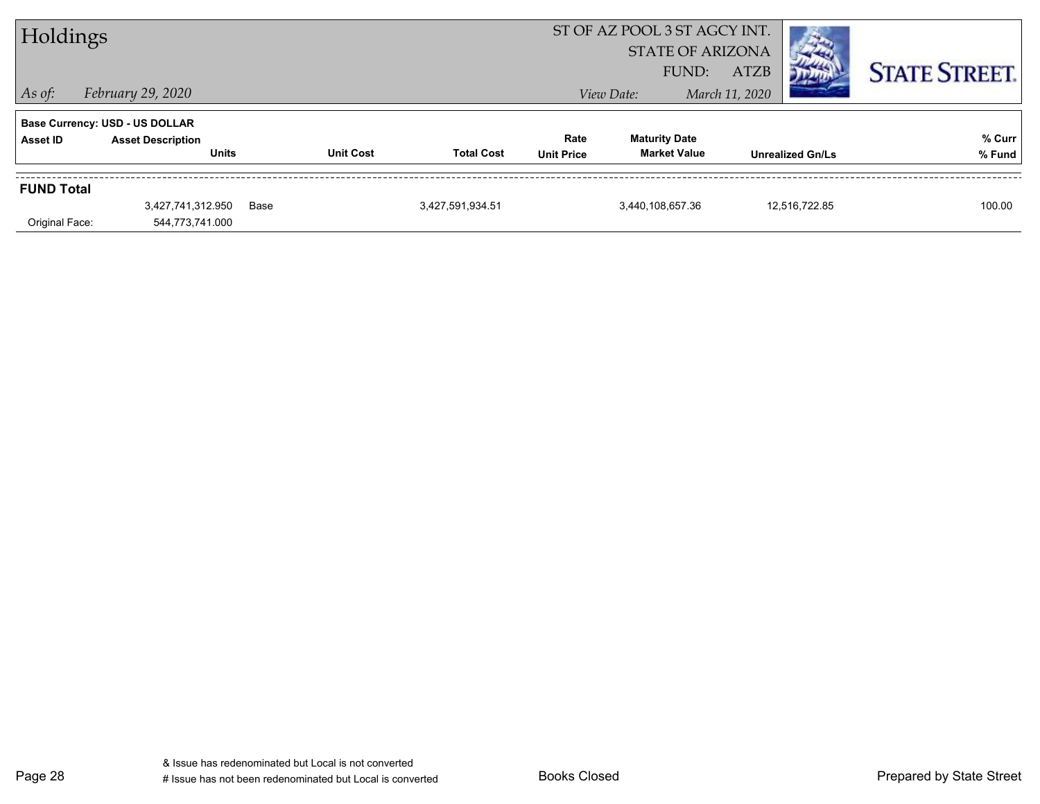# Holdings

ST OF AZ POOL 3 ST AGCY INT.
STATE OF ARIZONA
FUND: ATZB

*As of:* *February 29, 2020*
*View Date:* *March 11, 2020*

**Base Currency: USD - US DOLLAR**

| Asset ID | Asset Description / Units | | Unit Cost | Total Cost | Rate / Unit Price | Maturity Date / Market Value | Unrealized Gn/Ls | % Curr / % Fund |
|---|---|---|---|---|---|---|---|---|
| **FUND Total** | | | | | | | | |
| | 3,427,741,312.950 | Base | | 3,427,591,934.51 | | 3,440,108,657.36 | 12,516,722.85 | 100.00 |
| Original Face: | 544,773,741.000 | | | | | | | |

& Issue has redenominated but Local is not converted
# Issue has not been redenominated but Local is converted

Books Closed

Prepared by State Street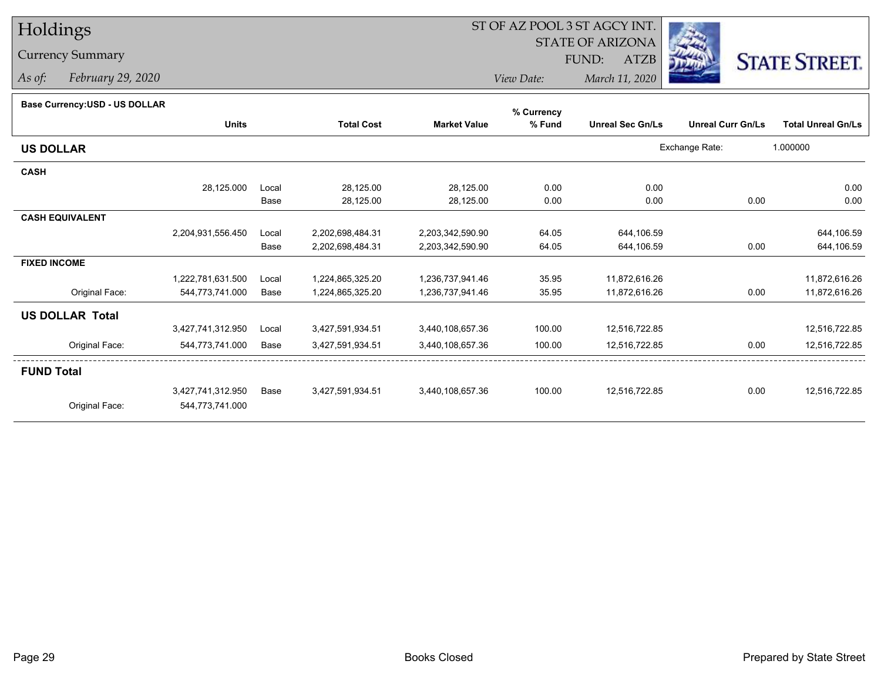# Holdings

## Currency Summary

*As of:* *February 29, 2020*

ST OF AZ POOL 3 ST AGCY INT.
STATE OF ARIZONA
FUND: ATZB
*View Date:* *March 11, 2020*

STATE STREET.

**Base Currency:USD - US DOLLAR**

| | Units | | Total Cost | Market Value | % Currency % Fund | Unreal Sec Gn/Ls | Unreal Curr Gn/Ls | Total Unreal Gn/Ls |
|---|---|---|---|---|---|---|---|---|
| **US DOLLAR** | | | | | | | Exchange Rate: | 1.000000 |
| **CASH** | | | | | | | | |
| | 28,125.000 | Local | 28,125.00 | 28,125.00 | 0.00 | 0.00 | | 0.00 |
| | | Base | 28,125.00 | 28,125.00 | 0.00 | 0.00 | 0.00 | 0.00 |
| **CASH EQUIVALENT** | | | | | | | | |
| | 2,204,931,556.450 | Local | 2,202,698,484.31 | 2,203,342,590.90 | 64.05 | 644,106.59 | | 644,106.59 |
| | | Base | 2,202,698,484.31 | 2,203,342,590.90 | 64.05 | 644,106.59 | 0.00 | 644,106.59 |
| **FIXED INCOME** | | | | | | | | |
| | 1,222,781,631.500 | Local | 1,224,865,325.20 | 1,236,737,941.46 | 35.95 | 11,872,616.26 | | 11,872,616.26 |
| Original Face: | 544,773,741.000 | Base | 1,224,865,325.20 | 1,236,737,941.46 | 35.95 | 11,872,616.26 | 0.00 | 11,872,616.26 |
| **US DOLLAR Total** | | | | | | | | |
| | 3,427,741,312.950 | Local | 3,427,591,934.51 | 3,440,108,657.36 | 100.00 | 12,516,722.85 | | 12,516,722.85 |
| Original Face: | 544,773,741.000 | Base | 3,427,591,934.51 | 3,440,108,657.36 | 100.00 | 12,516,722.85 | 0.00 | 12,516,722.85 |
| **FUND Total** | | | | | | | | |
| | 3,427,741,312.950 | Base | 3,427,591,934.51 | 3,440,108,657.36 | 100.00 | 12,516,722.85 | 0.00 | 12,516,722.85 |
| Original Face: | 544,773,741.000 | | | | | | | |

Books Closed

Prepared by State Street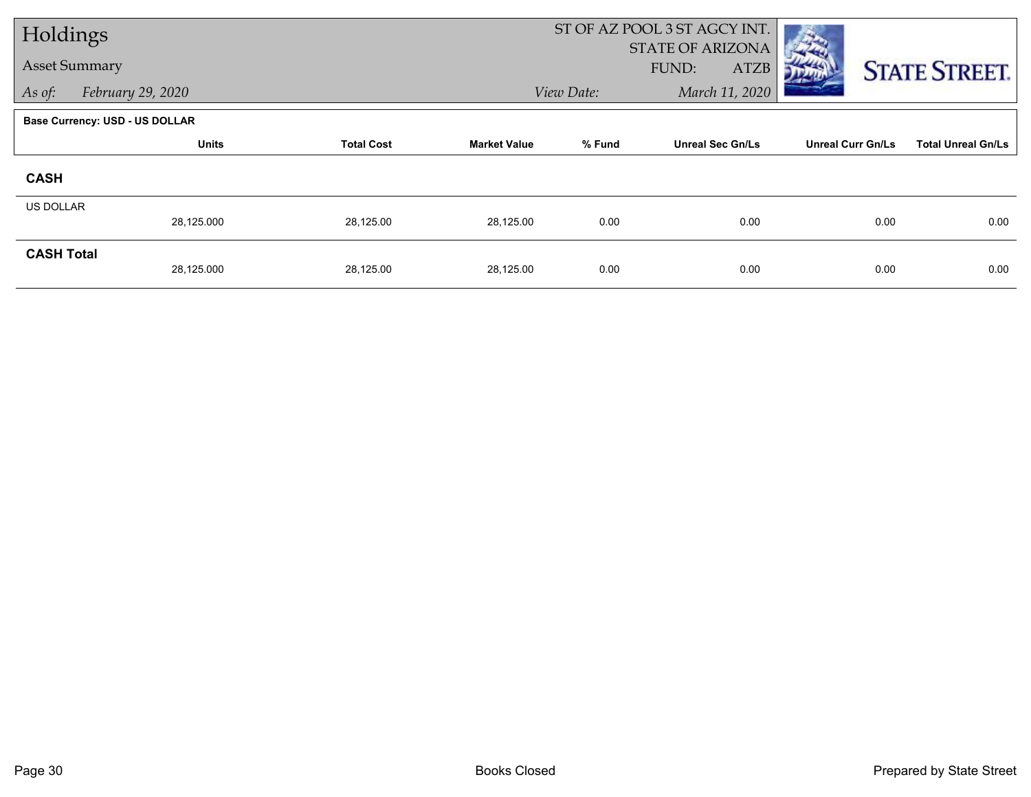# Holdings

## Asset Summary

*As of:* *February 29, 2020*

ST OF AZ POOL 3 ST AGCY INT.
STATE OF ARIZONA
FUND: ATZB
*View Date:* *March 11, 2020*

**Base Currency: USD - US DOLLAR**

| | Units | Total Cost | Market Value | % Fund | Unreal Sec Gn/Ls | Unreal Curr Gn/Ls | Total Unreal Gn/Ls |
|---|---|---|---|---|---|---|---|
| **CASH** | | | | | | | |
| US DOLLAR | 28,125.000 | 28,125.00 | 28,125.00 | 0.00 | 0.00 | 0.00 | 0.00 |
| **CASH Total** | 28,125.000 | 28,125.00 | 28,125.00 | 0.00 | 0.00 | 0.00 | 0.00 |

Books Closed

Prepared by State Street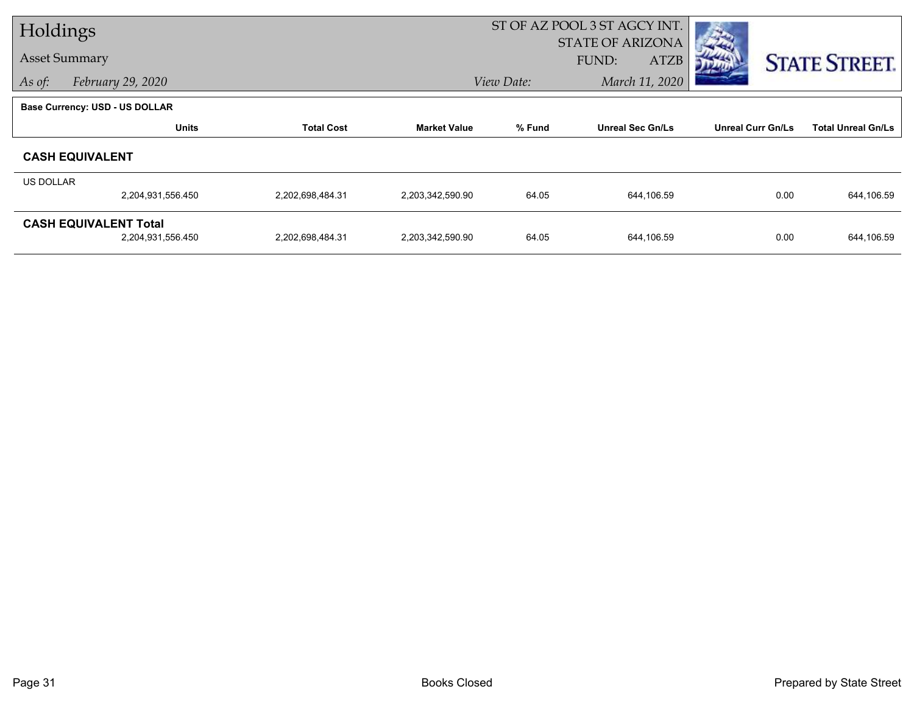# Holdings

## Asset Summary

*As of:* February 29, 2020

ST OF AZ POOL 3 ST AGCY INT.
STATE OF ARIZONA
FUND: ATZB

*View Date:* March 11, 2020

**Base Currency: USD - US DOLLAR**

| | Units | Total Cost | Market Value | % Fund | Unreal Sec Gn/Ls | Unreal Curr Gn/Ls | Total Unreal Gn/Ls |
|---|---|---|---|---|---|---|---|
| **CASH EQUIVALENT** | | | | | | | |
| US DOLLAR | 2,204,931,556.450 | 2,202,698,484.31 | 2,203,342,590.90 | 64.05 | 644,106.59 | 0.00 | 644,106.59 |
| **CASH EQUIVALENT Total** | 2,204,931,556.450 | 2,202,698,484.31 | 2,203,342,590.90 | 64.05 | 644,106.59 | 0.00 | 644,106.59 |

Books Closed

Prepared by State Street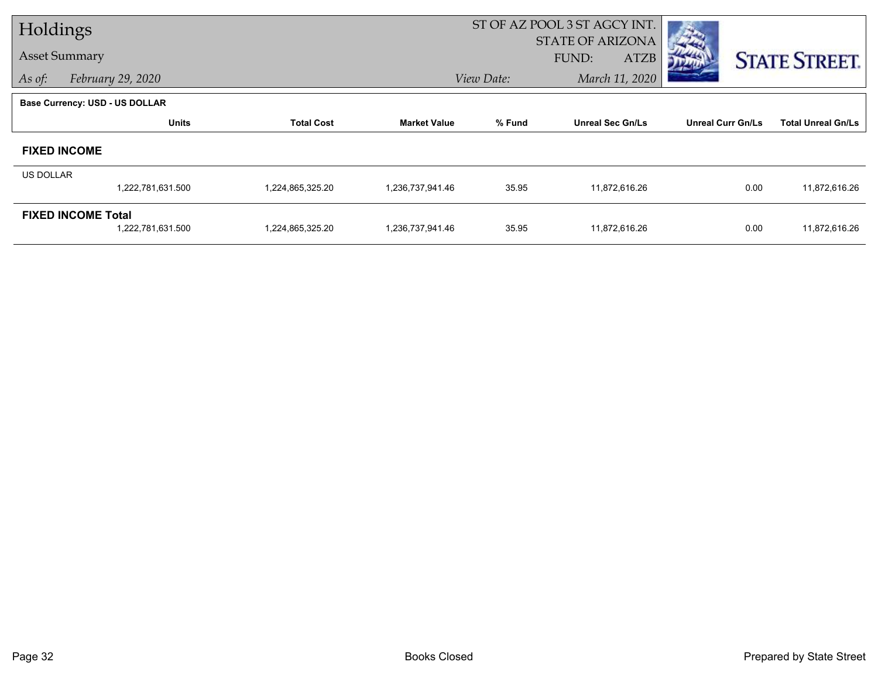# Holdings

## Asset Summary

*As of:* *February 29, 2020*

ST OF AZ POOL 3 ST AGCY INT.
STATE OF ARIZONA
FUND: ATZB

*View Date:* *March 11, 2020*

STATE STREET.

**Base Currency: USD - US DOLLAR**

| | Units | Total Cost | Market Value | % Fund | Unreal Sec Gn/Ls | Unreal Curr Gn/Ls | Total Unreal Gn/Ls |
|---|---|---|---|---|---|---|---|
| **FIXED INCOME** | | | | | | | |
| US DOLLAR | 1,222,781,631.500 | 1,224,865,325.20 | 1,236,737,941.46 | 35.95 | 11,872,616.26 | 0.00 | 11,872,616.26 |
| **FIXED INCOME Total** | 1,222,781,631.500 | 1,224,865,325.20 | 1,236,737,941.46 | 35.95 | 11,872,616.26 | 0.00 | 11,872,616.26 |

Books Closed

Prepared by State Street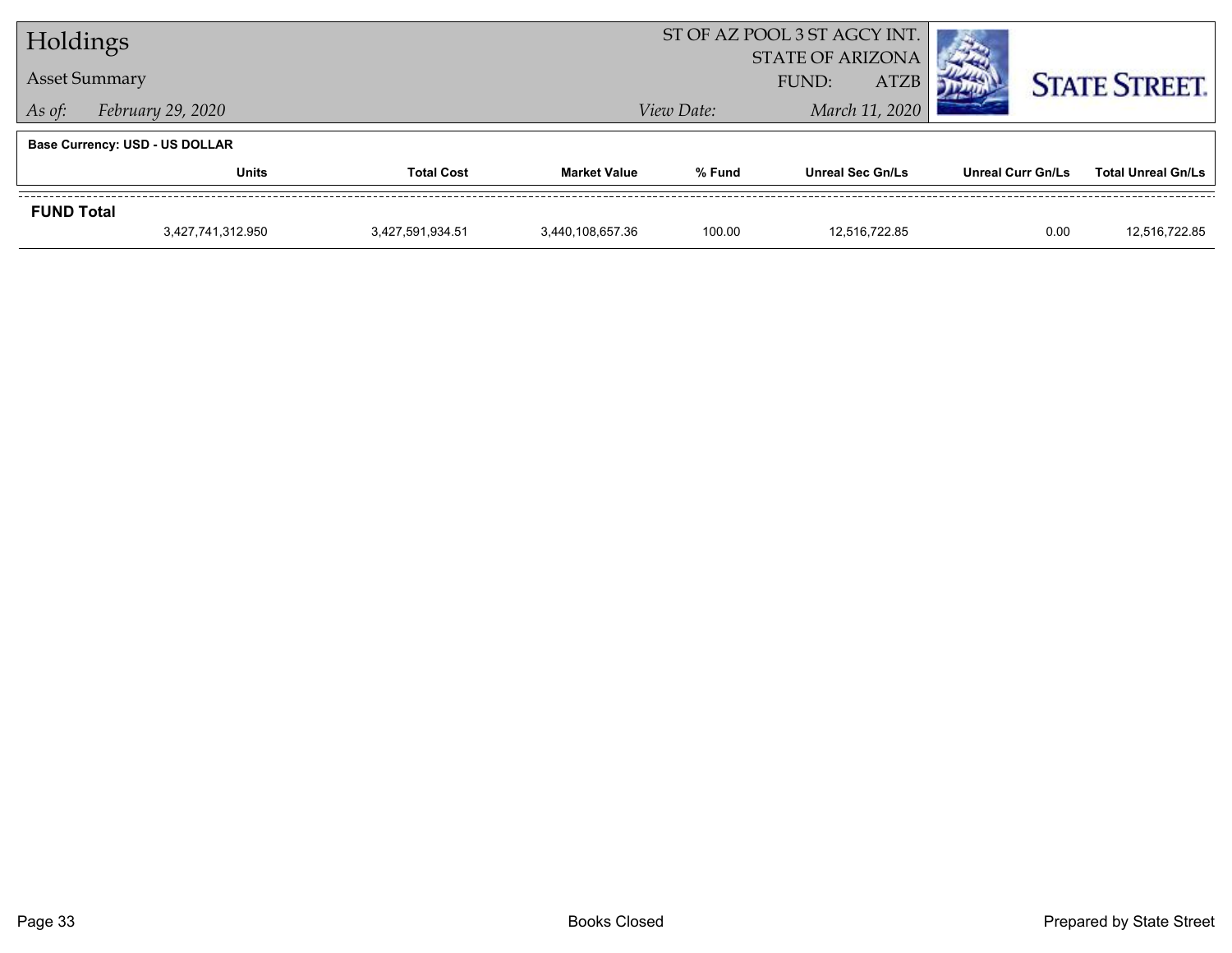# Holdings

## Asset Summary

*As of:* *February 29, 2020*

ST OF AZ POOL 3 ST AGCY INT.
STATE OF ARIZONA
FUND: ATZB

*View Date:* *March 11, 2020*

STATE STREET.

**Base Currency: USD - US DOLLAR**

| | Units | Total Cost | Market Value | % Fund | Unreal Sec Gn/Ls | Unreal Curr Gn/Ls | Total Unreal Gn/Ls |
|---|---|---|---|---|---|---|---|
| **FUND Total** | | | | | | | |
| | 3,427,741,312.950 | 3,427,591,934.51 | 3,440,108,657.36 | 100.00 | 12,516,722.85 | 0.00 | 12,516,722.85 |

Books Closed

Prepared by State Street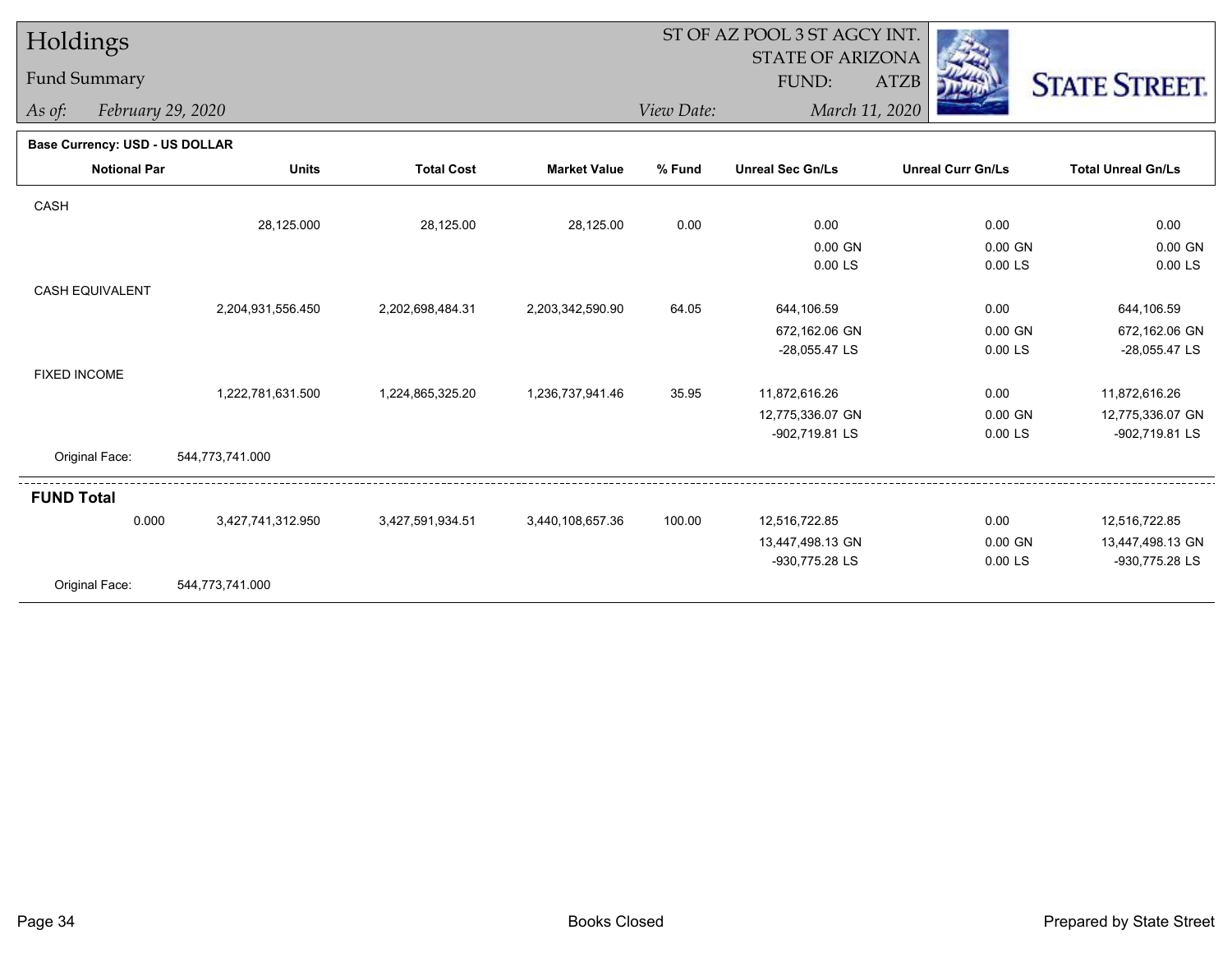# Holdings

Fund Summary

*As of:* February 29, 2020

ST OF AZ POOL 3 ST AGCY INT.
STATE OF ARIZONA
FUND: ATZB

*View Date:* March 11, 2020

STATE STREET.

**Base Currency: USD - US DOLLAR**

| Notional Par | Units | Total Cost | Market Value | % Fund | Unreal Sec Gn/Ls | Unreal Curr Gn/Ls | Total Unreal Gn/Ls |
|---|---|---|---|---|---|---|---|
| CASH | | | | | | | |
| | 28,125.000 | 28,125.00 | 28,125.00 | 0.00 | 0.00 | 0.00 | 0.00 |
| | | | | | 0.00 GN | 0.00 GN | 0.00 GN |
| | | | | | 0.00 LS | 0.00 LS | 0.00 LS |
| CASH EQUIVALENT | | | | | | | |
| | 2,204,931,556.450 | 2,202,698,484.31 | 2,203,342,590.90 | 64.05 | 644,106.59 | 0.00 | 644,106.59 |
| | | | | | 672,162.06 GN | 0.00 GN | 672,162.06 GN |
| | | | | | -28,055.47 LS | 0.00 LS | -28,055.47 LS |
| FIXED INCOME | | | | | | | |
| | 1,222,781,631.500 | 1,224,865,325.20 | 1,236,737,941.46 | 35.95 | 11,872,616.26 | 0.00 | 11,872,616.26 |
| | | | | | 12,775,336.07 GN | 0.00 GN | 12,775,336.07 GN |
| | | | | | -902,719.81 LS | 0.00 LS | -902,719.81 LS |
| Original Face: 544,773,741.000 | | | | | | | |
| **FUND Total** | | | | | | | |
| 0.000 | 3,427,741,312.950 | 3,427,591,934.51 | 3,440,108,657.36 | 100.00 | 12,516,722.85 | 0.00 | 12,516,722.85 |
| | | | | | 13,447,498.13 GN | 0.00 GN | 13,447,498.13 GN |
| | | | | | -930,775.28 LS | 0.00 LS | -930,775.28 LS |
| Original Face: 544,773,741.000 | | | | | | | |

Books Closed

Prepared by State Street